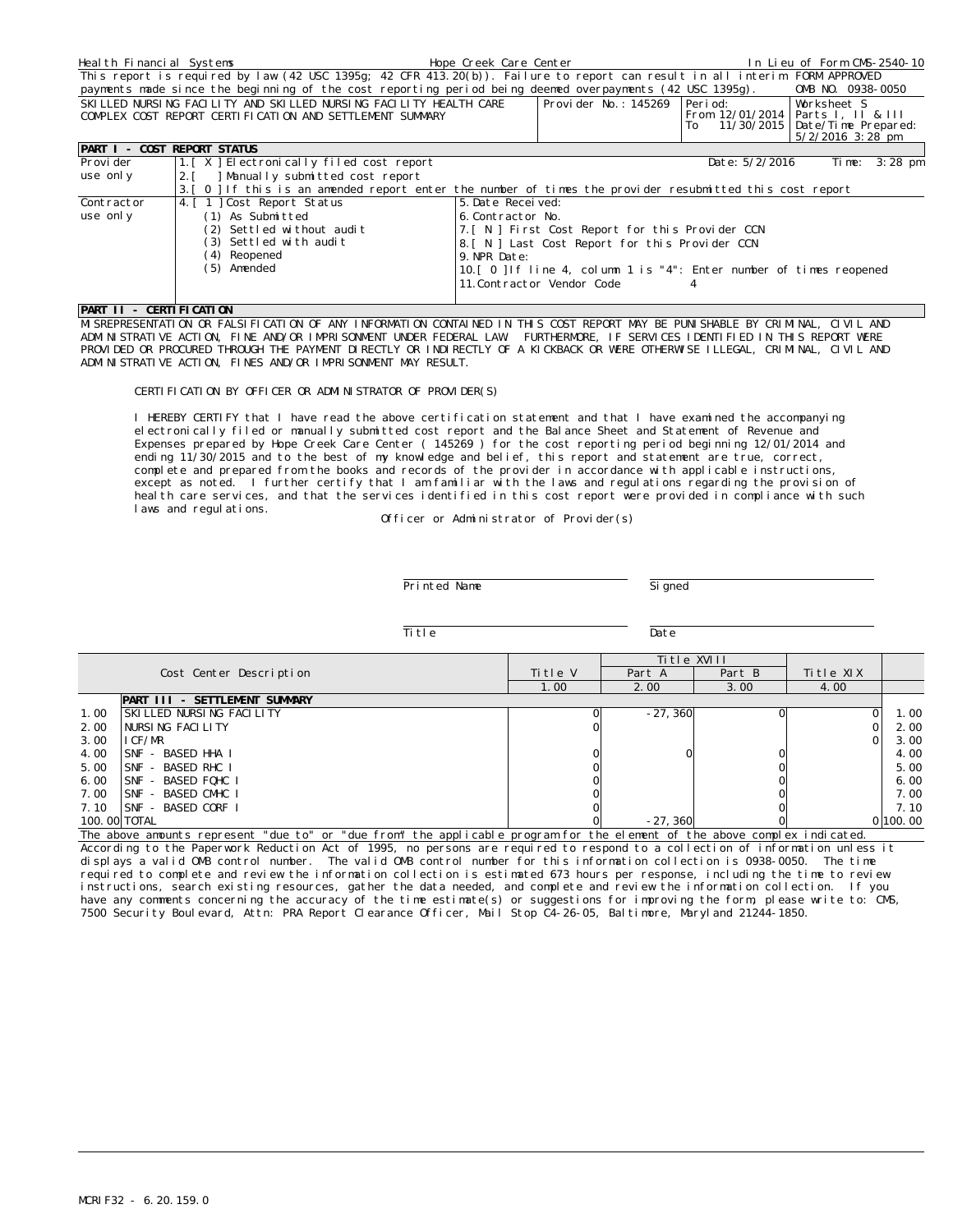Health Financial Systems | Hope Creek Care Center | In Lieu of Form CMS-2540-10

This report is required by law (42 USC 1395g; 42 CFR 413.20(b)). Failure to report can result in all interim payments made since the beginning of the cost reporting period being deemed overpayments (42 USC 1395g).

FORM APPROVED
OMB NO. 0938-0050

| SKILLED NURSING FACILITY AND SKILLED NURSING FACILITY HEALTH CARE COMPLEX COST REPORT CERTIFICATION AND SETTLEMENT SUMMARY | Provider No.: 145269 | Period: From 12/01/2014 To 11/30/2015 | Worksheet S Parts I, II & III Date/Time Prepared: 5/2/2016 3:28 pm |
|---|---|---|---|

## PART I - COST REPORT STATUS

| | | |
|---|---|---|
| Provider use only | 1.[ X ] Electronically filed cost report | Date: 5/2/2016 Time: 3:28 pm |
| | 2.[ ] Manually submitted cost report | |
| | 3.[ 0 ] If this is an amended report enter the number of times the provider resubmitted this cost report | |
| Contractor use only | 4.[ 1 ] Cost Report Status | 5. Date Received: |
| | (1) As Submitted | 6. Contractor No. |
| | (2) Settled without audit | 7.[ N ] First Cost Report for this Provider CCN |
| | (3) Settled with audit | 8.[ N ] Last Cost Report for this Provider CCN |
| | (4) Reopened | 9. NPR Date: |
| | (5) Amended | 10.[ 0 ] If line 4, column 1 is "4": Enter number of times reopened |
| | | 11. Contractor Vendor Code 4 |

## PART II - CERTIFICATION

MISREPRESENTATION OR FALSIFICATION OF ANY INFORMATION CONTAINED IN THIS COST REPORT MAY BE PUNISHABLE BY CRIMINAL, CIVIL AND ADMINISTRATIVE ACTION, FINE AND/OR IMPRISONMENT UNDER FEDERAL LAW. FURTHERMORE, IF SERVICES IDENTIFIED IN THIS REPORT WERE PROVIDED OR PROCURED THROUGH THE PAYMENT DIRECTLY OR INDIRECTLY OF A KICKBACK OR WERE OTHERWISE ILLEGAL, CRIMINAL, CIVIL AND ADMINISTRATIVE ACTION, FINES AND/OR IMPRISONMENT MAY RESULT.

CERTIFICATION BY OFFICER OR ADMINISTRATOR OF PROVIDER(S)

I HEREBY CERTIFY that I have read the above certification statement and that I have examined the accompanying electronically filed or manually submitted cost report and the Balance Sheet and Statement of Revenue and Expenses prepared by Hope Creek Care Center ( 145269 ) for the cost reporting period beginning 12/01/2014 and ending 11/30/2015 and to the best of my knowledge and belief, this report and statement are true, correct, complete and prepared from the books and records of the provider in accordance with applicable instructions, except as noted. I further certify that I am familiar with the laws and regulations regarding the provision of health care services, and that the services identified in this cost report were provided in compliance with such laws and regulations.

Officer or Administrator of Provider(s)

Printed Name ____________________ Signed ____________________

Title ____________________ Date ____________________

| | Cost Center Description | Title V | Title XVIII Part A | Title XVIII Part B | Title XIX | |
|---|---|---|---|---|---|---|
| | | 1.00 | 2.00 | 3.00 | 4.00 | |
| | **PART III - SETTLEMENT SUMMARY** | | | | | |
| 1.00 | SKILLED NURSING FACILITY | 0 | -27,360 | 0 | 0 | 1.00 |
| 2.00 | NURSING FACILITY | 0 | | | 0 | 2.00 |
| 3.00 | ICF/MR | | | | 0 | 3.00 |
| 4.00 | SNF - BASED HHA I | 0 | 0 | 0 | | 4.00 |
| 5.00 | SNF - BASED RHC I | 0 | | 0 | | 5.00 |
| 6.00 | SNF - BASED FQHC I | 0 | | 0 | | 6.00 |
| 7.00 | SNF - BASED CMHC I | 0 | | 0 | | 7.00 |
| 7.10 | SNF - BASED CORF I | 0 | | 0 | | 7.10 |
| 100.00 | TOTAL | 0 | -27,360 | 0 | 0 | 100.00 |

The above amounts represent "due to" or "due from" the applicable program for the element of the above complex indicated.

According to the Paperwork Reduction Act of 1995, no persons are required to respond to a collection of information unless it displays a valid OMB control number. The valid OMB control number for this information collection is 0938-0050. The time required to complete and review the information collection is estimated 673 hours per response, including the time to review instructions, search existing resources, gather the data needed, and complete and review the information collection. If you have any comments concerning the accuracy of the time estimate(s) or suggestions for improving the form, please write to: CMS, 7500 Security Boulevard, Attn: PRA Report Clearance Officer, Mail Stop C4-26-05, Baltimore, Maryland 21244-1850.

MCRIF32 - 6.20.159.0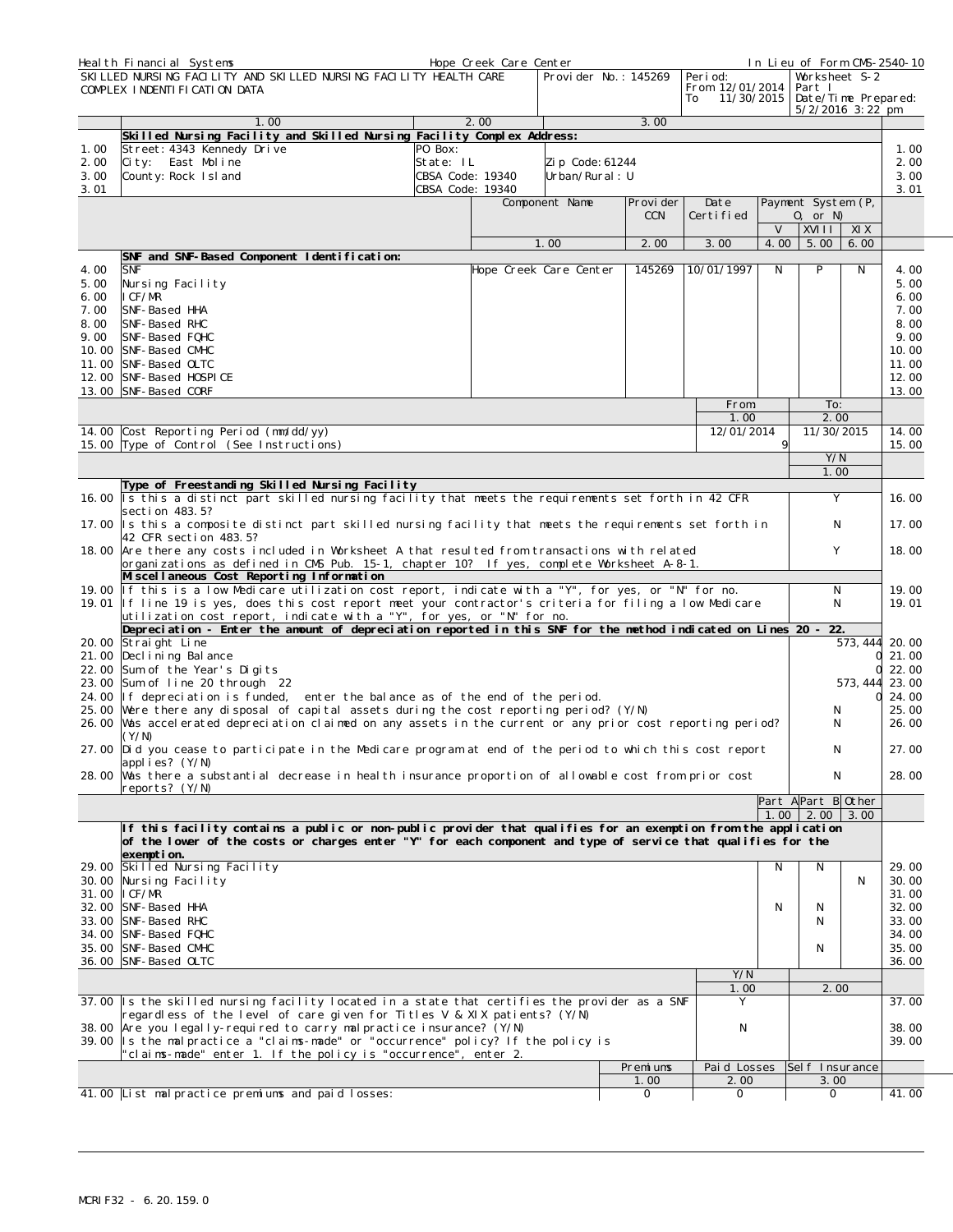Health Financial Systems | Hope Creek Care Center | In Lieu of Form CMS-2540-10

SKILLED NURSING FACILITY AND SKILLED NURSING FACILITY HEALTH CARE COMPLEX INDENTIFICATION DATA

Provider No.: 145269

Period: From 12/01/2014 To 11/30/2015

Worksheet S-2 Part I

Date/Time Prepared: 5/2/2016 3:22 pm

| | 1.00 | 2.00 | 3.00 | |
|---|---|---|---|---|
| | **Skilled Nursing Facility and Skilled Nursing Facility Complex Address:** | | | |
| 1.00 | Street: 4343 Kennedy Drive | PO Box: | | 1.00 |
| 2.00 | City: East Moline | State: IL | Zip Code: 61244 | 2.00 |
| 3.00 | County: Rock Island | CBSA Code: 19340 | Urban/Rural: U | 3.00 |
| 3.01 | | CBSA Code: 19340 | | 3.01 |

| | | Component Name | Provider CCN | Date Certified | Payment System (P, O, or N) V | XVIII | XIX | |
|---|---|---|---|---|---|---|---|---|
| | | 1.00 | 2.00 | 3.00 | 4.00 | 5.00 | 6.00 | |
| | **SNF and SNF-Based Component Identification:** | | | | | | | |
| 4.00 | SNF | Hope Creek Care Center | 145269 | 10/01/1997 | N | P | N | 4.00 |
| 5.00 | Nursing Facility | | | | | | | 5.00 |
| 6.00 | ICF/MR | | | | | | | 6.00 |
| 7.00 | SNF-Based HHA | | | | | | | 7.00 |
| 8.00 | SNF-Based RHC | | | | | | | 8.00 |
| 9.00 | SNF-Based FQHC | | | | | | | 9.00 |
| 10.00 | SNF-Based CMHC | | | | | | | 10.00 |
| 11.00 | SNF-Based OLTC | | | | | | | 11.00 |
| 12.00 | SNF-Based HOSPICE | | | | | | | 12.00 |
| 13.00 | SNF-Based CORF | | | | | | | 13.00 |

| | | From: 1.00 | To: 2.00 | |
|---|---|---|---|---|
| 14.00 | Cost Reporting Period (mm/dd/yy) | 12/01/2014 | 11/30/2015 | 14.00 |
| 15.00 | Type of Control (See Instructions) | 9 | | 15.00 |

| | | Y/N 1.00 | |
|---|---|---|---|
| | **Type of Freestanding Skilled Nursing Facility** | | |
| 16.00 | Is this a distinct part skilled nursing facility that meets the requirements set forth in 42 CFR section 483.5? | Y | 16.00 |
| 17.00 | Is this a composite distinct part skilled nursing facility that meets the requirements set forth in 42 CFR section 483.5? | N | 17.00 |
| 18.00 | Are there any costs included in Worksheet A that resulted from transactions with related organizations as defined in CMS Pub. 15-1, chapter 10? If yes, complete Worksheet A-8-1. | Y | 18.00 |
| | **Miscellaneous Cost Reporting Information** | | |
| 19.00 | If this is a low Medicare utilization cost report, indicate with a "Y", for yes, or "N" for no. | N | 19.00 |
| 19.01 | If line 19 is yes, does this cost report meet your contractor's criteria for filing a low Medicare utilization cost report, indicate with a "Y", for yes, or "N" for no. | N | 19.01 |
| | **Depreciation - Enter the amount of depreciation reported in this SNF for the method indicated on Lines 20 - 22.** | | |
| 20.00 | Straight Line | 573,444 | 20.00 |
| 21.00 | Declining Balance | 0 | 21.00 |
| 22.00 | Sum of the Year's Digits | 0 | 22.00 |
| 23.00 | Sum of line 20 through 22 | 573,444 | 23.00 |
| 24.00 | If depreciation is funded, enter the balance as of the end of the period. | 0 | 24.00 |
| 25.00 | Were there any disposal of capital assets during the cost reporting period? (Y/N) | N | 25.00 |
| 26.00 | Was accelerated depreciation claimed on any assets in the current or any prior cost reporting period? (Y/N) | N | 26.00 |
| 27.00 | Did you cease to participate in the Medicare program at end of the period to which this cost report applies? (Y/N) | N | 27.00 |
| 28.00 | Was there a substantial decrease in health insurance proportion of allowable cost from prior cost reports? (Y/N) | N | 28.00 |

| | | Part A 1.00 | Part B 2.00 | Other 3.00 | |
|---|---|---|---|---|---|
| | **If this facility contains a public or non-public provider that qualifies for an exemption from the application of the lower of the costs or charges enter "Y" for each component and type of service that qualifies for the exemption.** | | | | |
| 29.00 | Skilled Nursing Facility | N | N | | 29.00 |
| 30.00 | Nursing Facility | | | N | 30.00 |
| 31.00 | ICF/MR | | | | 31.00 |
| 32.00 | SNF-Based HHA | N | N | | 32.00 |
| 33.00 | SNF-Based RHC | | N | | 33.00 |
| 34.00 | SNF-Based FQHC | | | | 34.00 |
| 35.00 | SNF-Based CMHC | | N | | 35.00 |
| 36.00 | SNF-Based OLTC | | | | 36.00 |

| | | Y/N 1.00 | 2.00 | |
|---|---|---|---|---|
| 37.00 | Is the skilled nursing facility located in a state that certifies the provider as a SNF regardless of the level of care given for Titles V & XIX patients? (Y/N) | Y | | 37.00 |
| 38.00 | Are you legally-required to carry malpractice insurance? (Y/N) | N | | 38.00 |
| 39.00 | Is the malpractice a "claims-made" or "occurrence" policy? If the policy is "claims-made" enter 1. If the policy is "occurrence", enter 2. | | | 39.00 |

| | | Premiums 1.00 | Paid Losses 2.00 | Self Insurance 3.00 | |
|---|---|---|---|---|---|
| 41.00 | List malpractice premiums and paid losses: | 0 | 0 | 0 | 41.00 |

MCRIF32 - 6.20.159.0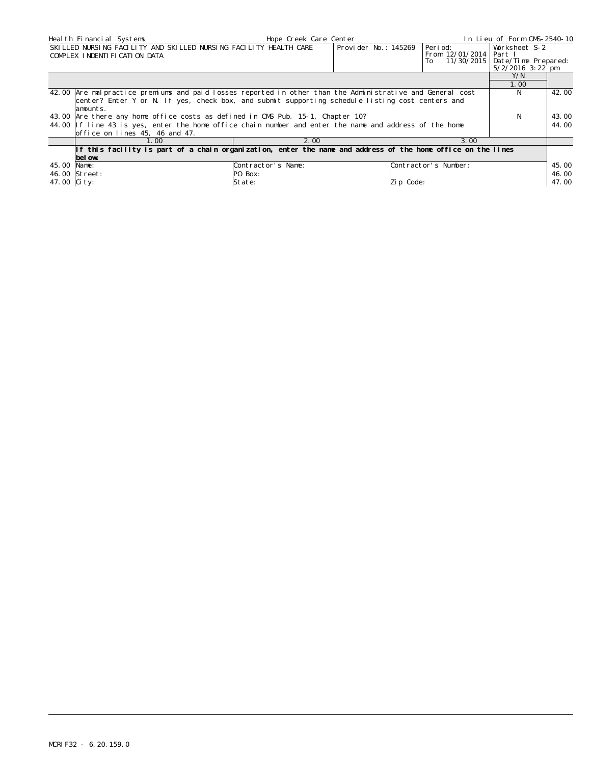| Health Financial Systems | Hope Creek Care Center | | In Lieu of Form CMS-2540-10 |
|---|---|---|---|
| SKILLED NURSING FACILITY AND SKILLED NURSING FACILITY HEALTH CARE COMPLEX INDENTIFICATION DATA | Provider No.: 145269 | Period: From 12/01/2014 To 11/30/2015 | Worksheet S-2 Part I Date/Time Prepared: 5/2/2016 3:22 pm |

| | | Y/N | |
|---|---|---|---|
| | | 1.00 | |
| 42.00 | Are malpractice premiums and paid losses reported in other than the Administrative and General cost center? Enter Y or N. If yes, check box, and submit supporting schedule listing cost centers and amounts. | N | 42.00 |
| 43.00 | Are there any home office costs as defined in CMS Pub. 15-1, Chapter 10? | N | 43.00 |
| 44.00 | If line 43 is yes, enter the home office chain number and enter the name and address of the home office on lines 45, 46 and 47. | | 44.00 |

| | 1.00 | 2.00 | 3.00 | |
|---|---|---|---|---|
| | **If this facility is part of a chain organization, enter the name and address of the home office on the lines below.** | | | |
| 45.00 | Name: | Contractor's Name: | Contractor's Number: | 45.00 |
| 46.00 | Street: | PO Box: | | 46.00 |
| 47.00 | City: | State: | Zip Code: | 47.00 |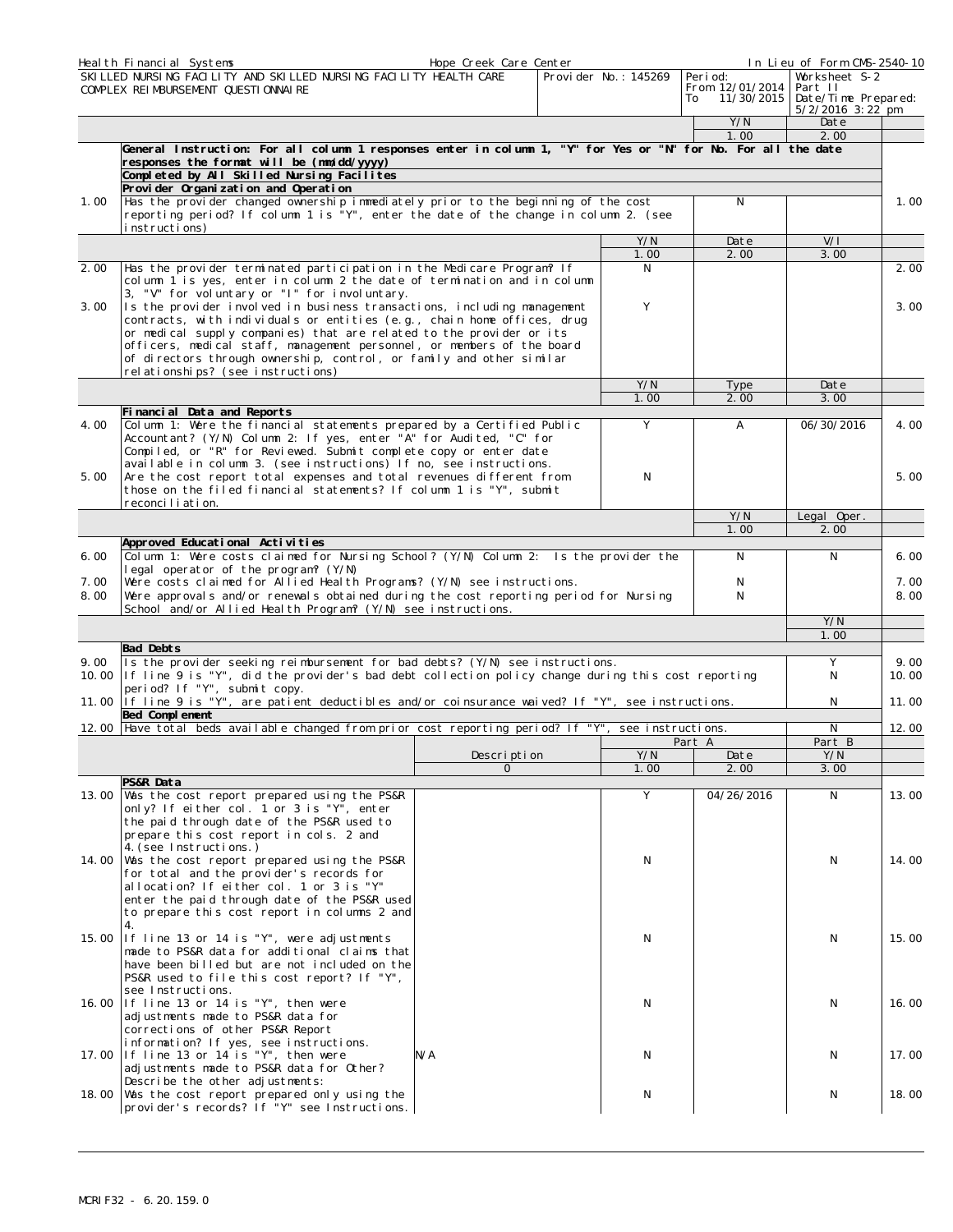| Health Financial Systems | Hope Creek Care Center | | In Lieu of Form CMS-2540-10 |
|---|---|---|---|
| SKILLED NURSING FACILITY AND SKILLED NURSING FACILITY HEALTH CARE COMPLEX REIMBURSEMENT QUESTIONNAIRE | Provider No.: 145269 | Period: From 12/01/2014 To 11/30/2015 | Worksheet S-2 Part II Date/Time Prepared: 5/2/2016 3:22 pm |

| | | Y/N | Date | |
|---|---|---|---|---|
| | | 1.00 | 2.00 | |
| | **General Instruction: For all column 1 responses enter in column 1, "Y" for Yes or "N" for No. For all the date responses the format will be (mm/dd/yyyy)** | | | |
| | **Completed by All Skilled Nursing Facilites** | | | |
| | **Provider Organization and Operation** | | | |
| 1.00 | Has the provider changed ownership immediately prior to the beginning of the cost reporting period? If column 1 is "Y", enter the date of the change in column 2. (see instructions) | N | | 1.00 |

| | | Y/N | Date | V/I | |
|---|---|---|---|---|---|
| | | 1.00 | 2.00 | 3.00 | |
| 2.00 | Has the provider terminated participation in the Medicare Program? If column 1 is yes, enter in column 2 the date of termination and in column 3, "V" for voluntary or "I" for involuntary. | N | | | 2.00 |
| 3.00 | Is the provider involved in business transactions, including management contracts, with individuals or entities (e.g., chain home offices, drug or medical supply companies) that are related to the provider or its officers, medical staff, management personnel, or members of the board of directors through ownership, control, or family and other similar relationships? (see instructions) | Y | | | 3.00 |

| | | Y/N | Type | Date | |
|---|---|---|---|---|---|
| | | 1.00 | 2.00 | 3.00 | |
| | **Financial Data and Reports** | | | | |
| 4.00 | Column 1: Were the financial statements prepared by a Certified Public Accountant? (Y/N) Column 2: If yes, enter "A" for Audited, "C" for Compiled, or "R" for Reviewed. Submit complete copy or enter date available in column 3. (see instructions) If no, see instructions. | Y | A | 06/30/2016 | 4.00 |
| 5.00 | Are the cost report total expenses and total revenues different from those on the filed financial statements? If column 1 is "Y", submit reconciliation. | N | | | 5.00 |

| | | Y/N | Legal Oper. | |
|---|---|---|---|---|
| | | 1.00 | 2.00 | |
| | **Approved Educational Activities** | | | |
| 6.00 | Column 1: Were costs claimed for Nursing School? (Y/N) Column 2: Is the provider the legal operator of the program? (Y/N) | N | N | 6.00 |
| 7.00 | Were costs claimed for Allied Health Programs? (Y/N) see instructions. | N | | 7.00 |
| 8.00 | Were approvals and/or renewals obtained during the cost reporting period for Nursing School and/or Allied Health Program? (Y/N) see instructions. | N | | 8.00 |

| | | Y/N | |
|---|---|---|---|
| | | 1.00 | |
| | **Bad Debts** | | |
| 9.00 | Is the provider seeking reimbursement for bad debts? (Y/N) see instructions. | Y | 9.00 |
| 10.00 | If line 9 is "Y", did the provider's bad debt collection policy change during this cost reporting period? If "Y", submit copy. | N | 10.00 |
| 11.00 | If line 9 is "Y", are patient deductibles and/or coinsurance waived? If "Y", see instructions. | N | 11.00 |
| | **Bed Complement** | | |
| 12.00 | Have total beds available changed from prior cost reporting period? If "Y", see instructions. | N | 12.00 |

| | | Description | Part A Y/N | Part A Date | Part B Y/N | |
|---|---|---|---|---|---|---|
| | | 0 | 1.00 | 2.00 | 3.00 | |
| | **PS&R Data** | | | | | |
| 13.00 | Was the cost report prepared using the PS&R only? If either col. 1 or 3 is "Y", enter the paid through date of the PS&R used to prepare this cost report in cols. 2 and 4.(see Instructions.) | | Y | 04/26/2016 | N | 13.00 |
| 14.00 | Was the cost report prepared using the PS&R for total and the provider's records for allocation? If either col. 1 or 3 is "Y" enter the paid through date of the PS&R used to prepare this cost report in columns 2 and 4. | | N | | N | 14.00 |
| 15.00 | If line 13 or 14 is "Y", were adjustments made to PS&R data for additional claims that have been billed but are not included on the PS&R used to file this cost report? If "Y", see Instructions. | | N | | N | 15.00 |
| 16.00 | If line 13 or 14 is "Y", then were adjustments made to PS&R data for corrections of other PS&R Report information? If yes, see instructions. | | N | | N | 16.00 |
| 17.00 | If line 13 or 14 is "Y", then were adjustments made to PS&R data for Other? Describe the other adjustments: | N/A | N | | N | 17.00 |
| 18.00 | Was the cost report prepared only using the provider's records? If "Y" see Instructions. | | N | | N | 18.00 |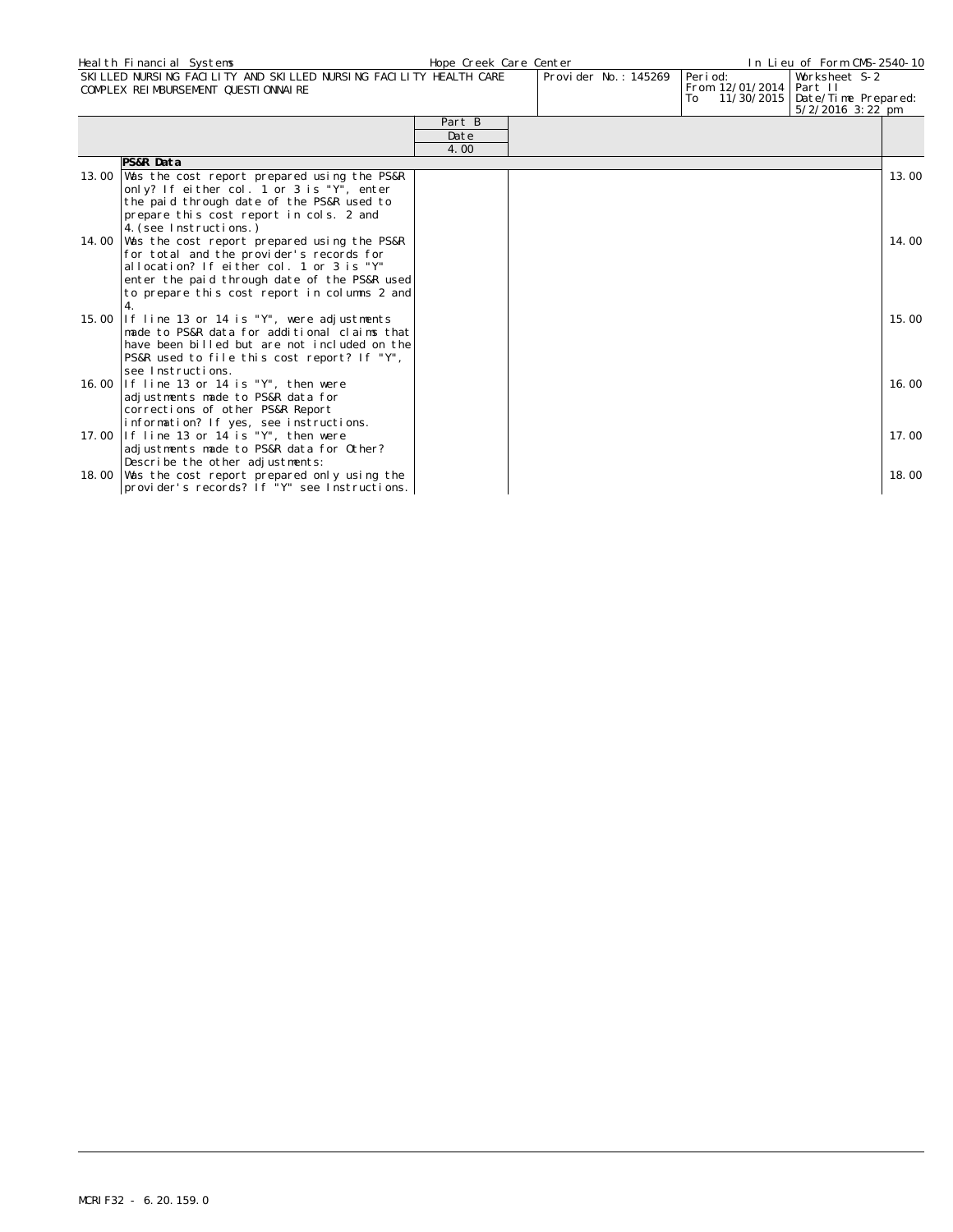Health Financial Systems | Hope Creek Care Center | In Lieu of Form CMS-2540-10

SKILLED NURSING FACILITY AND SKILLED NURSING FACILITY HEALTH CARE COMPLEX REIMBURSEMENT QUESTIONNAIRE

Provider No.: 145269 | Period: From 12/01/2014 To 11/30/2015 | Worksheet S-2 Part II | Date/Time Prepared: 5/2/2016 3:22 pm

| | | Part B | | |
|---|---|---|---|---|
| | | Date | | |
| | | 4.00 | | |
| | **PS&R Data** | | | |
| 13.00 | Was the cost report prepared using the PS&R only? If either col. 1 or 3 is "Y", enter the paid through date of the PS&R used to prepare this cost report in cols. 2 and 4.(see Instructions.) | | | 13.00 |
| 14.00 | Was the cost report prepared using the PS&R for total and the provider's records for allocation? If either col. 1 or 3 is "Y" enter the paid through date of the PS&R used to prepare this cost report in columns 2 and 4. | | | 14.00 |
| 15.00 | If line 13 or 14 is "Y", were adjustments made to PS&R data for additional claims that have been billed but are not included on the PS&R used to file this cost report? If "Y", see Instructions. | | | 15.00 |
| 16.00 | If line 13 or 14 is "Y", then were adjustments made to PS&R data for corrections of other PS&R Report information? If yes, see instructions. | | | 16.00 |
| 17.00 | If line 13 or 14 is "Y", then were adjustments made to PS&R data for Other? Describe the other adjustments: | | | 17.00 |
| 18.00 | Was the cost report prepared only using the provider's records? If "Y" see Instructions. | | | 18.00 |

MCRIF32 - 6.20.159.0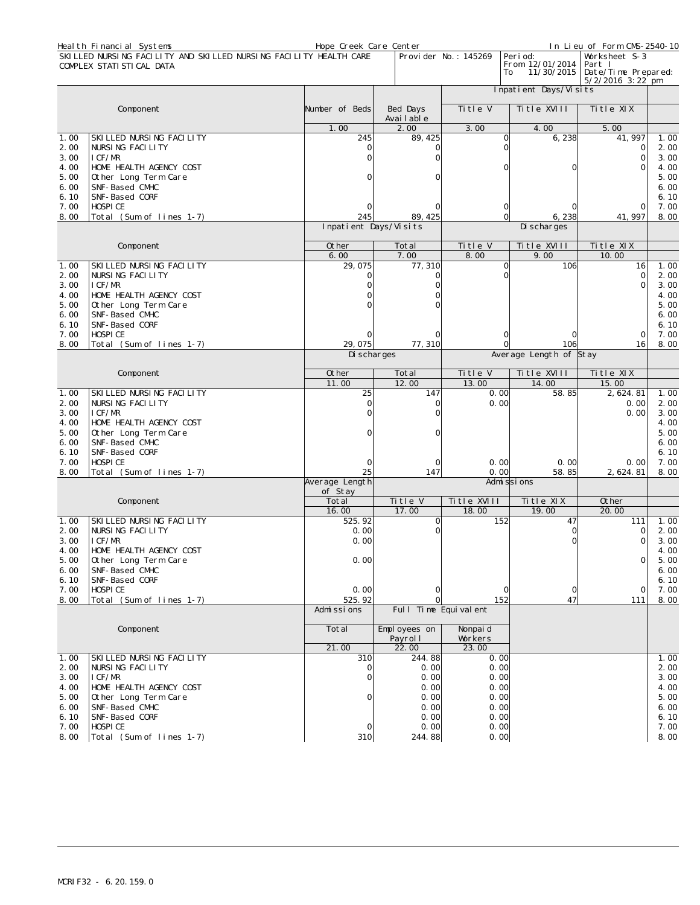Health Financial Systems | Hope Creek Care Center | In Lieu of Form CMS-2540-10

SKILLED NURSING FACILITY AND SKILLED NURSING FACILITY HEALTH CARE COMPLEX STATISTICAL DATA

Provider No.: 145269

Period: From 12/01/2014 To 11/30/2015

Worksheet S-3 Part I

Date/Time Prepared: 5/2/2016 3:22 pm

| | Component | Number of Beds | Bed Days Available | Inpatient Days/Visits Title V | Title XVIII | Title XIX | |
|---|---|---|---|---|---|---|---|
| | | 1.00 | 2.00 | 3.00 | 4.00 | 5.00 | |
| 1.00 | SKILLED NURSING FACILITY | 245 | 89,425 | 0 | 6,238 | 41,997 | 1.00 |
| 2.00 | NURSING FACILITY | 0 | 0 | 0 | | 0 | 2.00 |
| 3.00 | ICF/MR | 0 | 0 | | | 0 | 3.00 |
| 4.00 | HOME HEALTH AGENCY COST | | | 0 | 0 | 0 | 4.00 |
| 5.00 | Other Long Term Care | 0 | 0 | | | | 5.00 |
| 6.00 | SNF-Based CMHC | | | | | | 6.00 |
| 6.10 | SNF-Based CORF | | | | | | 6.10 |
| 7.00 | HOSPICE | 0 | 0 | 0 | 0 | 0 | 7.00 |
| 8.00 | Total (Sum of lines 1-7) | 245 | 89,425 | 0 | 6,238 | 41,997 | 8.00 |

| | Component | Inpatient Days/Visits Other | Total | Discharges Title V | Title XVIII | Title XIX | |
|---|---|---|---|---|---|---|---|
| | | 6.00 | 7.00 | 8.00 | 9.00 | 10.00 | |
| 1.00 | SKILLED NURSING FACILITY | 29,075 | 77,310 | 0 | 106 | 16 | 1.00 |
| 2.00 | NURSING FACILITY | 0 | 0 | 0 | | 0 | 2.00 |
| 3.00 | ICF/MR | 0 | 0 | | | 0 | 3.00 |
| 4.00 | HOME HEALTH AGENCY COST | 0 | 0 | | | | 4.00 |
| 5.00 | Other Long Term Care | 0 | 0 | | | | 5.00 |
| 6.00 | SNF-Based CMHC | | | | | | 6.00 |
| 6.10 | SNF-Based CORF | | | | | | 6.10 |
| 7.00 | HOSPICE | 0 | 0 | 0 | 0 | 0 | 7.00 |
| 8.00 | Total (Sum of lines 1-7) | 29,075 | 77,310 | 0 | 106 | 16 | 8.00 |

| | Component | Discharges Other | Total | Average Length of Stay Title V | Title XVIII | Title XIX | |
|---|---|---|---|---|---|---|---|
| | | 11.00 | 12.00 | 13.00 | 14.00 | 15.00 | |
| 1.00 | SKILLED NURSING FACILITY | 25 | 147 | 0.00 | 58.85 | 2,624.81 | 1.00 |
| 2.00 | NURSING FACILITY | 0 | 0 | 0.00 | | 0.00 | 2.00 |
| 3.00 | ICF/MR | 0 | 0 | | | 0.00 | 3.00 |
| 4.00 | HOME HEALTH AGENCY COST | | | | | | 4.00 |
| 5.00 | Other Long Term Care | 0 | 0 | | | | 5.00 |
| 6.00 | SNF-Based CMHC | | | | | | 6.00 |
| 6.10 | SNF-Based CORF | | | | | | 6.10 |
| 7.00 | HOSPICE | 0 | 0 | 0.00 | 0.00 | 0.00 | 7.00 |
| 8.00 | Total (Sum of lines 1-7) | 25 | 147 | 0.00 | 58.85 | 2,624.81 | 8.00 |

| | Component | Average Length of Stay Total | Admissions Title V | Title XVIII | Title XIX | Other | |
|---|---|---|---|---|---|---|---|
| | | 16.00 | 17.00 | 18.00 | 19.00 | 20.00 | |
| 1.00 | SKILLED NURSING FACILITY | 525.92 | 0 | 152 | 47 | 111 | 1.00 |
| 2.00 | NURSING FACILITY | 0.00 | 0 | | 0 | 0 | 2.00 |
| 3.00 | ICF/MR | 0.00 | | | 0 | 0 | 3.00 |
| 4.00 | HOME HEALTH AGENCY COST | | | | | | 4.00 |
| 5.00 | Other Long Term Care | 0.00 | | | | 0 | 5.00 |
| 6.00 | SNF-Based CMHC | | | | | | 6.00 |
| 6.10 | SNF-Based CORF | | | | | | 6.10 |
| 7.00 | HOSPICE | 0.00 | 0 | 0 | 0 | 0 | 7.00 |
| 8.00 | Total (Sum of lines 1-7) | 525.92 | 0 | 152 | 47 | 111 | 8.00 |

| | Component | Admissions Total | Full Time Equivalent Employees on Payroll | Nonpaid Workers | |
|---|---|---|---|---|---|
| | | 21.00 | 22.00 | 23.00 | |
| 1.00 | SKILLED NURSING FACILITY | 310 | 244.88 | 0.00 | 1.00 |
| 2.00 | NURSING FACILITY | 0 | 0.00 | 0.00 | 2.00 |
| 3.00 | ICF/MR | 0 | 0.00 | 0.00 | 3.00 |
| 4.00 | HOME HEALTH AGENCY COST | | 0.00 | 0.00 | 4.00 |
| 5.00 | Other Long Term Care | 0 | 0.00 | 0.00 | 5.00 |
| 6.00 | SNF-Based CMHC | | 0.00 | 0.00 | 6.00 |
| 6.10 | SNF-Based CORF | | 0.00 | 0.00 | 6.10 |
| 7.00 | HOSPICE | 0 | 0.00 | 0.00 | 7.00 |
| 8.00 | Total (Sum of lines 1-7) | 310 | 244.88 | 0.00 | 8.00 |

MCRIF32 - 6.20.159.0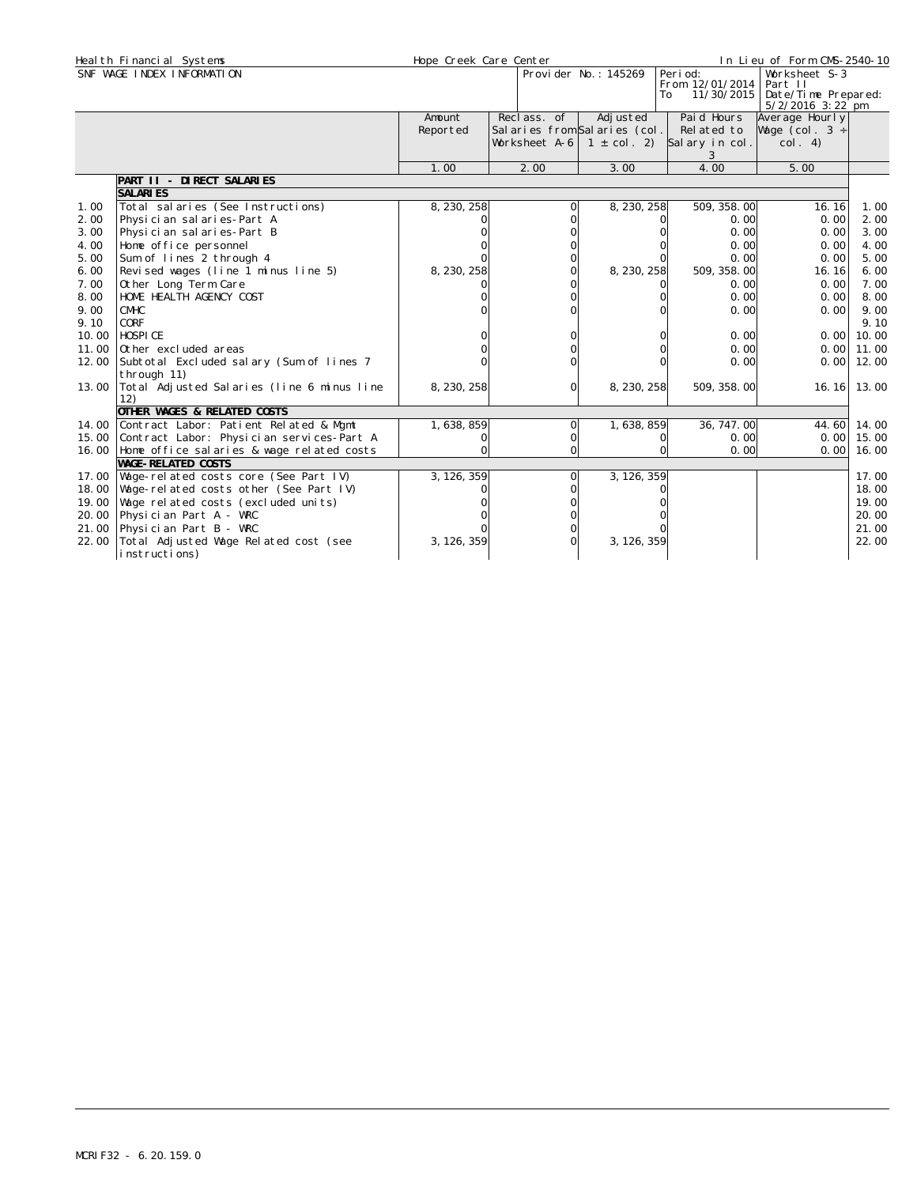| Health Financial Systems | Hope Creek Care Center | | In Lieu of Form CMS-2540-10 |
|---|---|---|---|
| SNF WAGE INDEX INFORMATION | Provider No.: 145269 | Period: From 12/01/2014 To 11/30/2015 | Worksheet S-3 Part II Date/Time Prepared: 5/2/2016 3:22 pm |

| | | Amount Reported | Reclass. of Salaries from Worksheet A-6 | Adjusted Salaries (col. 1 ± col. 2) | Paid Hours Related to Salary in col. 3 | Average Hourly Wage (col. 3 ÷ col. 4) | |
|---|---|---|---|---|---|---|---|
| | | 1.00 | 2.00 | 3.00 | 4.00 | 5.00 | |
| | **PART II - DIRECT SALARIES** | | | | | | |
| | **SALARIES** | | | | | | |
| 1.00 | Total salaries (See Instructions) | 8,230,258 | 0 | 8,230,258 | 509,358.00 | 16.16 | 1.00 |
| 2.00 | Physician salaries-Part A | 0 | 0 | 0 | 0.00 | 0.00 | 2.00 |
| 3.00 | Physician salaries-Part B | 0 | 0 | 0 | 0.00 | 0.00 | 3.00 |
| 4.00 | Home office personnel | 0 | 0 | 0 | 0.00 | 0.00 | 4.00 |
| 5.00 | Sum of lines 2 through 4 | 0 | 0 | 0 | 0.00 | 0.00 | 5.00 |
| 6.00 | Revised wages (line 1 minus line 5) | 8,230,258 | 0 | 8,230,258 | 509,358.00 | 16.16 | 6.00 |
| 7.00 | Other Long Term Care | 0 | 0 | 0 | 0.00 | 0.00 | 7.00 |
| 8.00 | HOME HEALTH AGENCY COST | 0 | 0 | 0 | 0.00 | 0.00 | 8.00 |
| 9.00 | CMHC | 0 | 0 | 0 | 0.00 | 0.00 | 9.00 |
| 9.10 | CORF | | | | | | 9.10 |
| 10.00 | HOSPICE | 0 | 0 | 0 | 0.00 | 0.00 | 10.00 |
| 11.00 | Other excluded areas | 0 | 0 | 0 | 0.00 | 0.00 | 11.00 |
| 12.00 | Subtotal Excluded salary (Sum of lines 7 through 11) | 0 | 0 | 0 | 0.00 | 0.00 | 12.00 |
| 13.00 | Total Adjusted Salaries (line 6 minus line 12) | 8,230,258 | 0 | 8,230,258 | 509,358.00 | 16.16 | 13.00 |
| | **OTHER WAGES & RELATED COSTS** | | | | | | |
| 14.00 | Contract Labor: Patient Related & Mgmt | 1,638,859 | 0 | 1,638,859 | 36,747.00 | 44.60 | 14.00 |
| 15.00 | Contract Labor: Physician services-Part A | 0 | 0 | 0 | 0.00 | 0.00 | 15.00 |
| 16.00 | Home office salaries & wage related costs | 0 | 0 | 0 | 0.00 | 0.00 | 16.00 |
| | **WAGE-RELATED COSTS** | | | | | | |
| 17.00 | Wage-related costs core (See Part IV) | 3,126,359 | 0 | 3,126,359 | | | 17.00 |
| 18.00 | Wage-related costs other (See Part IV) | 0 | 0 | 0 | | | 18.00 |
| 19.00 | Wage related costs (excluded units) | 0 | 0 | 0 | | | 19.00 |
| 20.00 | Physician Part A - WRC | 0 | 0 | 0 | | | 20.00 |
| 21.00 | Physician Part B - WRC | 0 | 0 | 0 | | | 21.00 |
| 22.00 | Total Adjusted Wage Related cost (see instructions) | 3,126,359 | 0 | 3,126,359 | | | 22.00 |

MCRIF32 - 6.20.159.0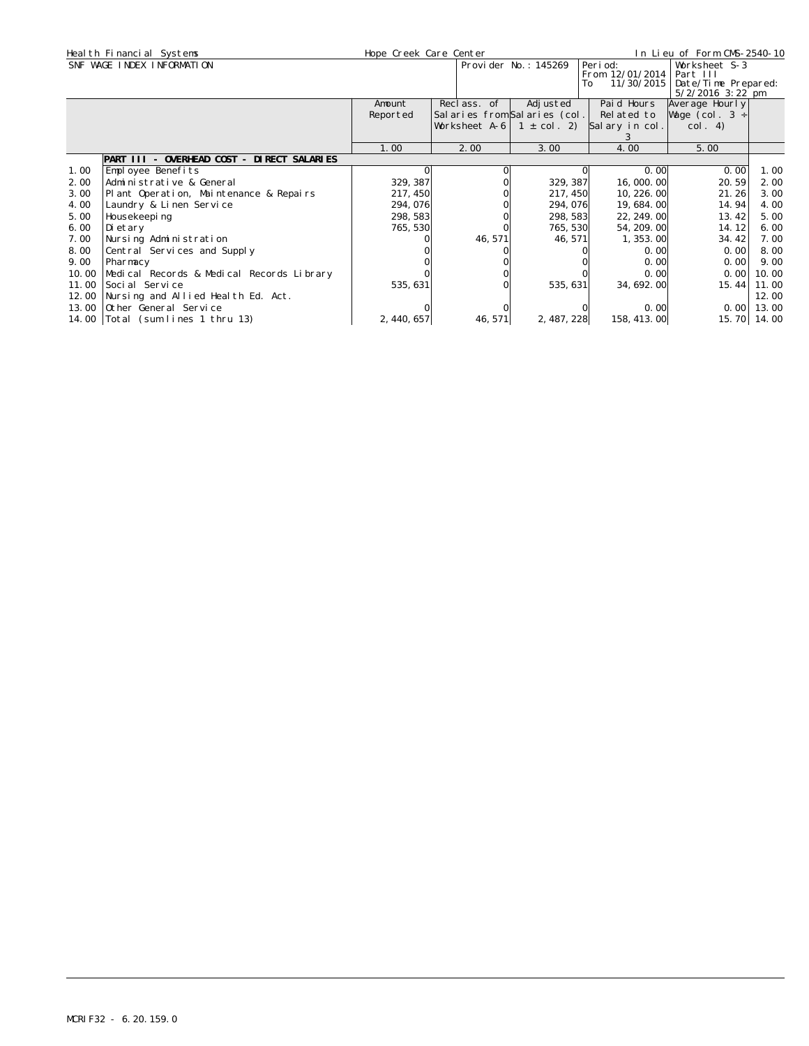| Health Financial Systems | Hope Creek Care Center | | In Lieu of Form CMS-2540-10 |
|---|---|---|---|
| SNF WAGE INDEX INFORMATION | Provider No.: 145269 | Period: From 12/01/2014 To 11/30/2015 | Worksheet S-3 Part III Date/Time Prepared: 5/2/2016 3:22 pm |

| | | Amount Reported | Reclass. of Salaries from Worksheet A-6 | Adjusted Salaries (col. 1 ± col. 2) | Paid Hours Related to Salary in col. 3 | Average Hourly Wage (col. 3 ÷ col. 4) | |
|---|---|---|---|---|---|---|---|
| | | 1.00 | 2.00 | 3.00 | 4.00 | 5.00 | |
| | **PART III - OVERHEAD COST - DIRECT SALARIES** | | | | | | |
| 1.00 | Employee Benefits | 0 | 0 | 0 | 0.00 | 0.00 | 1.00 |
| 2.00 | Administrative & General | 329,387 | 0 | 329,387 | 16,000.00 | 20.59 | 2.00 |
| 3.00 | Plant Operation, Maintenance & Repairs | 217,450 | 0 | 217,450 | 10,226.00 | 21.26 | 3.00 |
| 4.00 | Laundry & Linen Service | 294,076 | 0 | 294,076 | 19,684.00 | 14.94 | 4.00 |
| 5.00 | Housekeeping | 298,583 | 0 | 298,583 | 22,249.00 | 13.42 | 5.00 |
| 6.00 | Dietary | 765,530 | 0 | 765,530 | 54,209.00 | 14.12 | 6.00 |
| 7.00 | Nursing Administration | 0 | 46,571 | 46,571 | 1,353.00 | 34.42 | 7.00 |
| 8.00 | Central Services and Supply | 0 | 0 | 0 | 0.00 | 0.00 | 8.00 |
| 9.00 | Pharmacy | 0 | 0 | 0 | 0.00 | 0.00 | 9.00 |
| 10.00 | Medical Records & Medical Records Library | 0 | 0 | 0 | 0.00 | 0.00 | 10.00 |
| 11.00 | Social Service | 535,631 | 0 | 535,631 | 34,692.00 | 15.44 | 11.00 |
| 12.00 | Nursing and Allied Health Ed. Act. | | | | | | 12.00 |
| 13.00 | Other General Service | 0 | 0 | 0 | 0.00 | 0.00 | 13.00 |
| 14.00 | Total (sum lines 1 thru 13) | 2,440,657 | 46,571 | 2,487,228 | 158,413.00 | 15.70 | 14.00 |

MCRIF32 - 6.20.159.0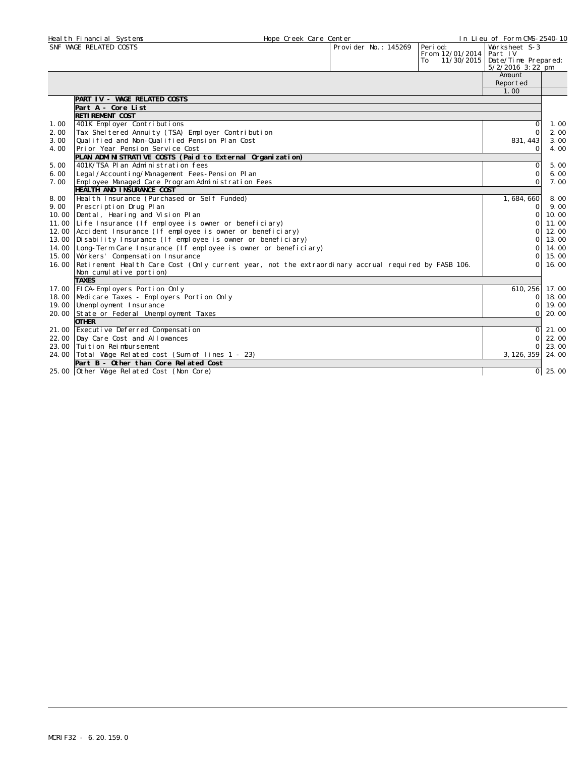| Health Financial Systems | Hope Creek Care Center | | In Lieu of Form CMS-2540-10 |
|---|---|---|---|
| SNF WAGE RELATED COSTS | Provider No.: 145269 | Period: From 12/01/2014 To 11/30/2015 | Worksheet S-3 Part IV Date/Time Prepared: 5/2/2016 3:22 pm |

| | | Amount Reported | |
|---|---|---|---|
| | | 1.00 | |
| | **PART IV - WAGE RELATED COSTS** | | |
| | **Part A - Core List** | | |
| | **RETIREMENT COST** | | |
| 1.00 | 401K Employer Contributions | 0 | 1.00 |
| 2.00 | Tax Sheltered Annuity (TSA) Employer Contribution | 0 | 2.00 |
| 3.00 | Qualified and Non-Qualified Pension Plan Cost | 831,443 | 3.00 |
| 4.00 | Prior Year Pension Service Cost | 0 | 4.00 |
| | **PLAN ADMINISTRATIVE COSTS (Paid to External Organization)** | | |
| 5.00 | 401K/TSA Plan Administration fees | 0 | 5.00 |
| 6.00 | Legal/Accounting/Management Fees-Pension Plan | 0 | 6.00 |
| 7.00 | Employee Managed Care Program Administration Fees | 0 | 7.00 |
| | **HEALTH AND INSURANCE COST** | | |
| 8.00 | Health Insurance (Purchased or Self Funded) | 1,684,660 | 8.00 |
| 9.00 | Prescription Drug Plan | 0 | 9.00 |
| 10.00 | Dental, Hearing and Vision Plan | 0 | 10.00 |
| 11.00 | Life Insurance (If employee is owner or beneficiary) | 0 | 11.00 |
| 12.00 | Accident Insurance (If employee is owner or beneficiary) | 0 | 12.00 |
| 13.00 | Disability Insurance (If employee is owner or beneficiary) | 0 | 13.00 |
| 14.00 | Long-Term Care Insurance (If employee is owner or beneficiary) | 0 | 14.00 |
| 15.00 | Workers' Compensation Insurance | 0 | 15.00 |
| 16.00 | Retirement Health Care Cost (Only current year, not the extraordinary accrual required by FASB 106. Non cumulative portion) | 0 | 16.00 |
| | **TAXES** | | |
| 17.00 | FICA-Employers Portion Only | 610,256 | 17.00 |
| 18.00 | Medicare Taxes - Employers Portion Only | 0 | 18.00 |
| 19.00 | Unemployment Insurance | 0 | 19.00 |
| 20.00 | State or Federal Unemployment Taxes | 0 | 20.00 |
| | **OTHER** | | |
| 21.00 | Executive Deferred Compensation | 0 | 21.00 |
| 22.00 | Day Care Cost and Allowances | 0 | 22.00 |
| 23.00 | Tuition Reimbursement | 0 | 23.00 |
| 24.00 | Total Wage Related cost (Sum of lines 1 - 23) | 3,126,359 | 24.00 |
| | **Part B - Other than Core Related Cost** | | |
| 25.00 | Other Wage Related Cost (Non Core) | 0 | 25.00 |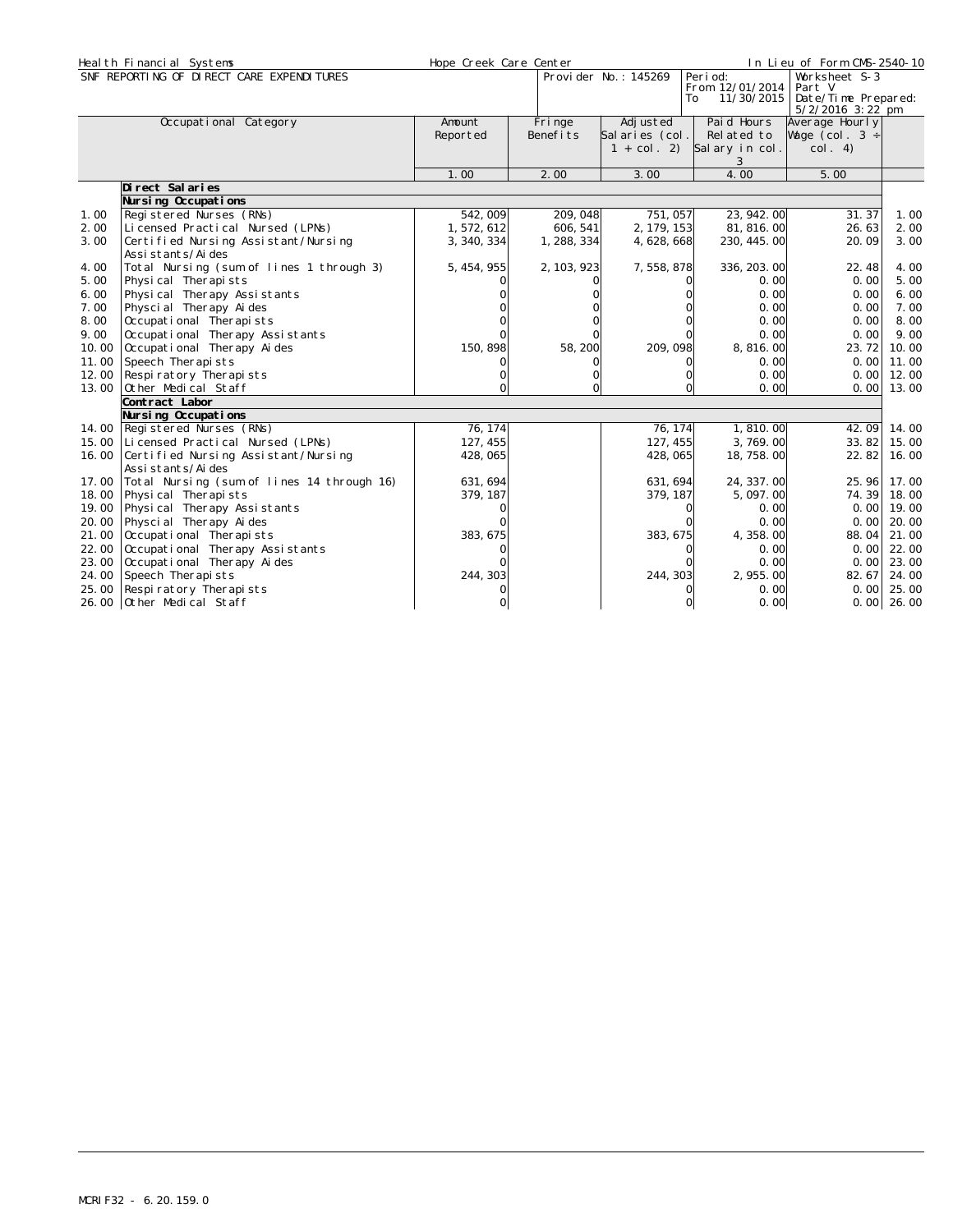| Health Financial Systems | Hope Creek Care Center | | In Lieu of Form CMS-2540-10 |
|---|---|---|---|
| SNF REPORTING OF DIRECT CARE EXPENDITURES | Provider No.: 145269 | Period: From 12/01/2014 To 11/30/2015 | Worksheet S-3 Part V Date/Time Prepared: 5/2/2016 3:22 pm |

| | Occupational Category | Amount Reported | Fringe Benefits | Adjusted Salaries (col. 1 + col. 2) | Paid Hours Related to Salary in col. 3 | Average Hourly Wage (col. 3 ÷ col. 4) | |
|---|---|---|---|---|---|---|---|
| | | 1.00 | 2.00 | 3.00 | 4.00 | 5.00 | |
| | **Direct Salaries** | | | | | | |
| | **Nursing Occupations** | | | | | | |
| 1.00 | Registered Nurses (RNs) | 542,009 | 209,048 | 751,057 | 23,942.00 | 31.37 | 1.00 |
| 2.00 | Licensed Practical Nursed (LPNs) | 1,572,612 | 606,541 | 2,179,153 | 81,816.00 | 26.63 | 2.00 |
| 3.00 | Certified Nursing Assistant/Nursing Assistants/Aides | 3,340,334 | 1,288,334 | 4,628,668 | 230,445.00 | 20.09 | 3.00 |
| 4.00 | Total Nursing (sum of lines 1 through 3) | 5,454,955 | 2,103,923 | 7,558,878 | 336,203.00 | 22.48 | 4.00 |
| 5.00 | Physical Therapists | 0 | 0 | 0 | 0.00 | 0.00 | 5.00 |
| 6.00 | Physical Therapy Assistants | 0 | 0 | 0 | 0.00 | 0.00 | 6.00 |
| 7.00 | Physcial Therapy Aides | 0 | 0 | 0 | 0.00 | 0.00 | 7.00 |
| 8.00 | Occupational Therapists | 0 | 0 | 0 | 0.00 | 0.00 | 8.00 |
| 9.00 | Occupational Therapy Assistants | 0 | 0 | 0 | 0.00 | 0.00 | 9.00 |
| 10.00 | Occupational Therapy Aides | 150,898 | 58,200 | 209,098 | 8,816.00 | 23.72 | 10.00 |
| 11.00 | Speech Therapists | 0 | 0 | 0 | 0.00 | 0.00 | 11.00 |
| 12.00 | Respiratory Therapists | 0 | 0 | 0 | 0.00 | 0.00 | 12.00 |
| 13.00 | Other Medical Staff | 0 | 0 | 0 | 0.00 | 0.00 | 13.00 |
| | **Contract Labor** | | | | | | |
| | **Nursing Occupations** | | | | | | |
| 14.00 | Registered Nurses (RNs) | 76,174 | | 76,174 | 1,810.00 | 42.09 | 14.00 |
| 15.00 | Licensed Practical Nursed (LPNs) | 127,455 | | 127,455 | 3,769.00 | 33.82 | 15.00 |
| 16.00 | Certified Nursing Assistant/Nursing Assistants/Aides | 428,065 | | 428,065 | 18,758.00 | 22.82 | 16.00 |
| 17.00 | Total Nursing (sum of lines 14 through 16) | 631,694 | | 631,694 | 24,337.00 | 25.96 | 17.00 |
| 18.00 | Physical Therapists | 379,187 | | 379,187 | 5,097.00 | 74.39 | 18.00 |
| 19.00 | Physical Therapy Assistants | 0 | | 0 | 0.00 | 0.00 | 19.00 |
| 20.00 | Physcial Therapy Aides | 0 | | 0 | 0.00 | 0.00 | 20.00 |
| 21.00 | Occupational Therapists | 383,675 | | 383,675 | 4,358.00 | 88.04 | 21.00 |
| 22.00 | Occupational Therapy Assistants | 0 | | 0 | 0.00 | 0.00 | 22.00 |
| 23.00 | Occupational Therapy Aides | 0 | | 0 | 0.00 | 0.00 | 23.00 |
| 24.00 | Speech Therapists | 244,303 | | 244,303 | 2,955.00 | 82.67 | 24.00 |
| 25.00 | Respiratory Therapists | 0 | | 0 | 0.00 | 0.00 | 25.00 |
| 26.00 | Other Medical Staff | 0 | | 0 | 0.00 | 0.00 | 26.00 |

MCRIF32 - 6.20.159.0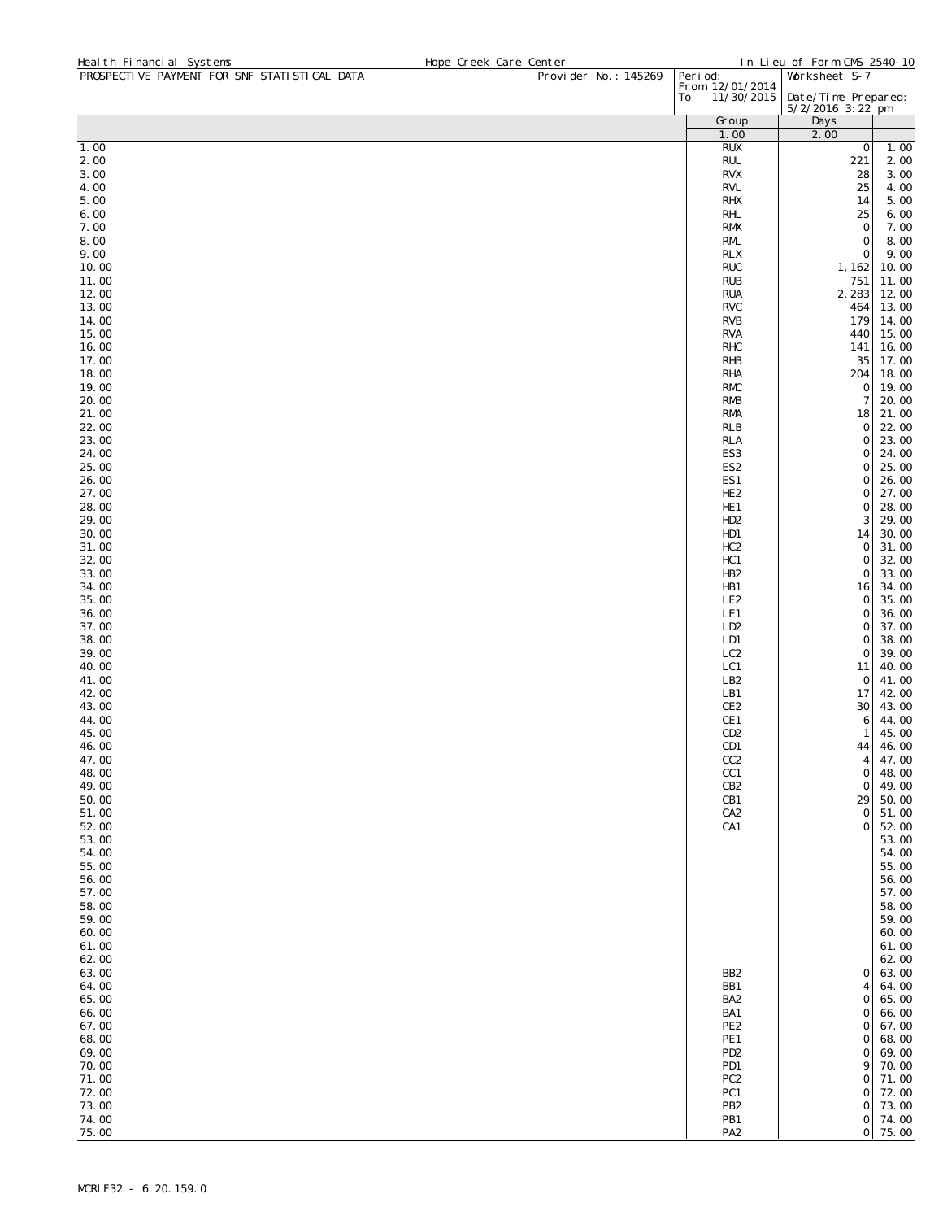Health Financial Systems | Hope Creek Care Center | In Lieu of Form CMS-2540-10

## PROSPECTIVE PAYMENT FOR SNF STATISTICAL DATA

Provider No.: 145269 | Period: From 12/01/2014 To 11/30/2015 | Worksheet S-7 | Date/Time Prepared: 5/2/2016 3:22 pm

| | | Group | Days | |
|---|---|---|---|---|
| | | 1.00 | 2.00 | |
| 1.00 | | RUX | 0 | 1.00 |
| 2.00 | | RUL | 221 | 2.00 |
| 3.00 | | RVX | 28 | 3.00 |
| 4.00 | | RVL | 25 | 4.00 |
| 5.00 | | RHX | 14 | 5.00 |
| 6.00 | | RHL | 25 | 6.00 |
| 7.00 | | RMX | 0 | 7.00 |
| 8.00 | | RML | 0 | 8.00 |
| 9.00 | | RLX | 0 | 9.00 |
| 10.00 | | RUC | 1,162 | 10.00 |
| 11.00 | | RUB | 751 | 11.00 |
| 12.00 | | RUA | 2,283 | 12.00 |
| 13.00 | | RVC | 464 | 13.00 |
| 14.00 | | RVB | 179 | 14.00 |
| 15.00 | | RVA | 440 | 15.00 |
| 16.00 | | RHC | 141 | 16.00 |
| 17.00 | | RHB | 35 | 17.00 |
| 18.00 | | RHA | 204 | 18.00 |
| 19.00 | | RMC | 0 | 19.00 |
| 20.00 | | RMB | 7 | 20.00 |
| 21.00 | | RMA | 18 | 21.00 |
| 22.00 | | RLB | 0 | 22.00 |
| 23.00 | | RLA | 0 | 23.00 |
| 24.00 | | ES3 | 0 | 24.00 |
| 25.00 | | ES2 | 0 | 25.00 |
| 26.00 | | ES1 | 0 | 26.00 |
| 27.00 | | HE2 | 0 | 27.00 |
| 28.00 | | HE1 | 0 | 28.00 |
| 29.00 | | HD2 | 3 | 29.00 |
| 30.00 | | HD1 | 14 | 30.00 |
| 31.00 | | HC2 | 0 | 31.00 |
| 32.00 | | HC1 | 0 | 32.00 |
| 33.00 | | HB2 | 0 | 33.00 |
| 34.00 | | HB1 | 16 | 34.00 |
| 35.00 | | LE2 | 0 | 35.00 |
| 36.00 | | LE1 | 0 | 36.00 |
| 37.00 | | LD2 | 0 | 37.00 |
| 38.00 | | LD1 | 0 | 38.00 |
| 39.00 | | LC2 | 0 | 39.00 |
| 40.00 | | LC1 | 11 | 40.00 |
| 41.00 | | LB2 | 0 | 41.00 |
| 42.00 | | LB1 | 17 | 42.00 |
| 43.00 | | CE2 | 30 | 43.00 |
| 44.00 | | CE1 | 6 | 44.00 |
| 45.00 | | CD2 | 1 | 45.00 |
| 46.00 | | CD1 | 44 | 46.00 |
| 47.00 | | CC2 | 4 | 47.00 |
| 48.00 | | CC1 | 0 | 48.00 |
| 49.00 | | CB2 | 0 | 49.00 |
| 50.00 | | CB1 | 29 | 50.00 |
| 51.00 | | CA2 | 0 | 51.00 |
| 52.00 | | CA1 | 0 | 52.00 |
| 53.00 | | | | 53.00 |
| 54.00 | | | | 54.00 |
| 55.00 | | | | 55.00 |
| 56.00 | | | | 56.00 |
| 57.00 | | | | 57.00 |
| 58.00 | | | | 58.00 |
| 59.00 | | | | 59.00 |
| 60.00 | | | | 60.00 |
| 61.00 | | | | 61.00 |
| 62.00 | | | | 62.00 |
| 63.00 | | BB2 | 0 | 63.00 |
| 64.00 | | BB1 | 4 | 64.00 |
| 65.00 | | BA2 | 0 | 65.00 |
| 66.00 | | BA1 | 0 | 66.00 |
| 67.00 | | PE2 | 0 | 67.00 |
| 68.00 | | PE1 | 0 | 68.00 |
| 69.00 | | PD2 | 0 | 69.00 |
| 70.00 | | PD1 | 9 | 70.00 |
| 71.00 | | PC2 | 0 | 71.00 |
| 72.00 | | PC1 | 0 | 72.00 |
| 73.00 | | PB2 | 0 | 73.00 |
| 74.00 | | PB1 | 0 | 74.00 |
| 75.00 | | PA2 | 0 | 75.00 |

MCRIF32 - 6.20.159.0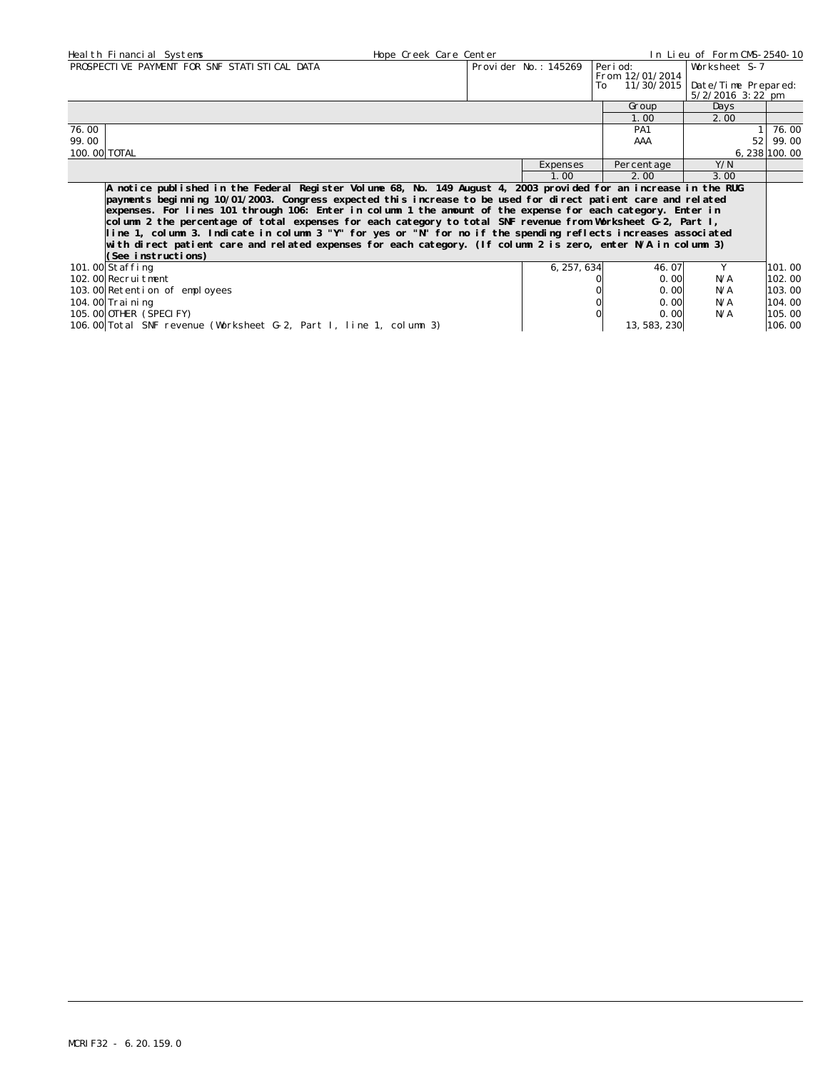| Health Financial Systems | Hope Creek Care Center | | In Lieu of Form CMS-2540-10 |
|---|---|---|---|
| PROSPECTIVE PAYMENT FOR SNF STATISTICAL DATA | Provider No.: 145269 | Period: From 12/01/2014 To 11/30/2015 | Worksheet S-7 Date/Time Prepared: 5/2/2016 3:22 pm |

| | | Group | Days | |
|---|---|---|---|---|
| | | 1.00 | 2.00 | |
| 76.00 | | PA1 | 1 | 76.00 |
| 99.00 | | AAA | 52 | 99.00 |
| 100.00 | TOTAL | | 6,238 | 100.00 |

| | | Expenses | Percentage | Y/N | |
|---|---|---|---|---|---|
| | | 1.00 | 2.00 | 3.00 | |
| | **A notice published in the Federal Register Volume 68, No. 149 August 4, 2003 provided for an increase in the RUG payments beginning 10/01/2003. Congress expected this increase to be used for direct patient care and related expenses. For lines 101 through 106: Enter in column 1 the amount of the expense for each category. Enter in column 2 the percentage of total expenses for each category to total SNF revenue from Worksheet G-2, Part I, line 1, column 3. Indicate in column 3 "Y" for yes or "N" for no if the spending reflects increases associated with direct patient care and related expenses for each category. (If column 2 is zero, enter N/A in column 3) (See instructions)** | | | | |
| 101.00 | Staffing | 6,257,634 | 46.07 | Y | 101.00 |
| 102.00 | Recruitment | 0 | 0.00 | N/A | 102.00 |
| 103.00 | Retention of employees | 0 | 0.00 | N/A | 103.00 |
| 104.00 | Training | 0 | 0.00 | N/A | 104.00 |
| 105.00 | OTHER (SPECIFY) | 0 | 0.00 | N/A | 105.00 |
| 106.00 | Total SNF revenue (Worksheet G-2, Part I, line 1, column 3) | | 13,583,230 | | 106.00 |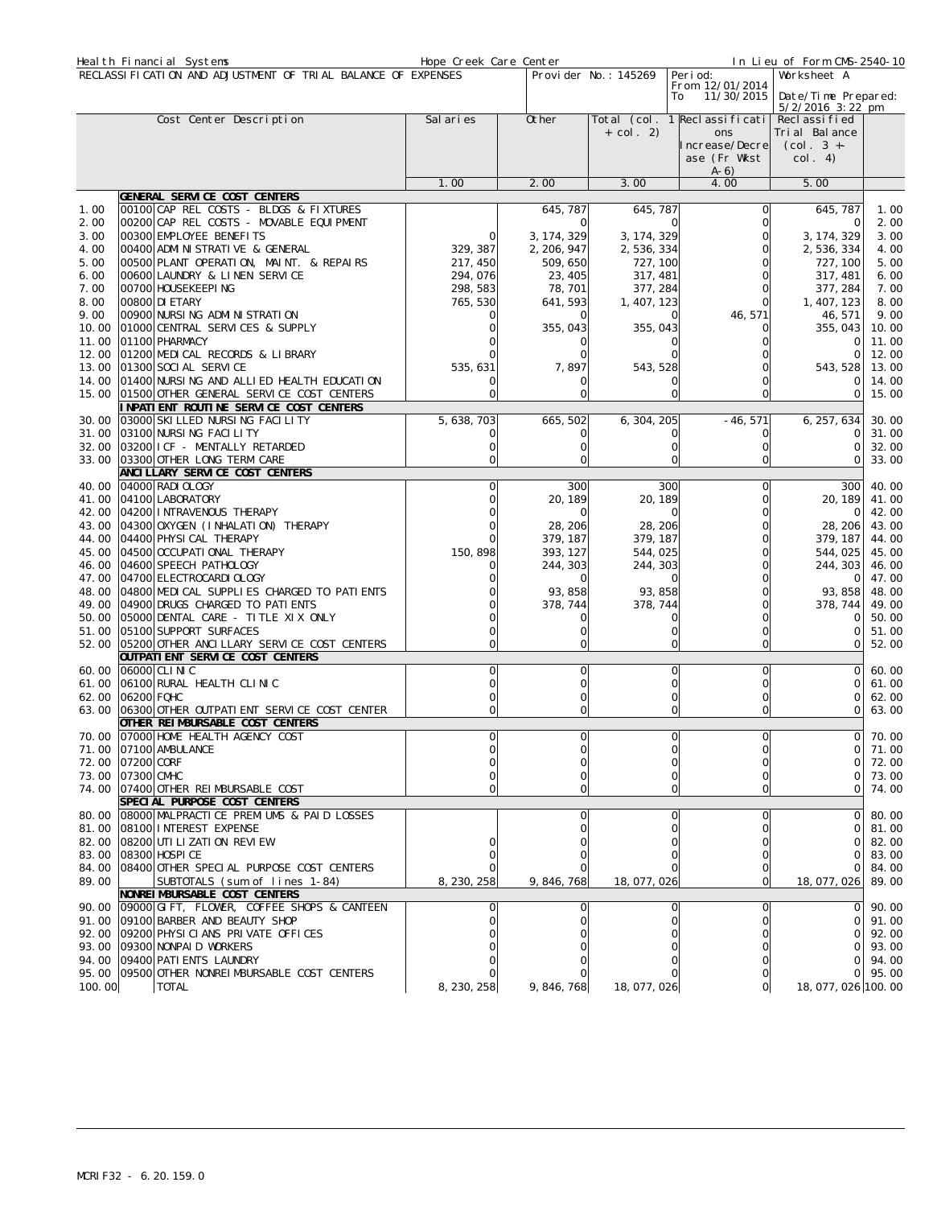Health Financial Systems | Hope Creek Care Center | In Lieu of Form CMS-2540-10

RECLASSIFICATION AND ADJUSTMENT OF TRIAL BALANCE OF EXPENSES | Provider No.: 145269 | Period: From 12/01/2014 To 11/30/2015 | Worksheet A | Date/Time Prepared: 5/2/2016 3:22 pm

| | Cost Center Description | Salaries | Other | Total (col. 1 + col. 2) | Reclassifications Increase/Decrease (Fr Wkst A-6) | Reclassified Trial Balance (col. 3 +- col. 4) | |
|---|---|---|---|---|---|---|---|
| | | 1.00 | 2.00 | 3.00 | 4.00 | 5.00 | |
| | **GENERAL SERVICE COST CENTERS** | | | | | | |
| 1.00 | 00100 CAP REL COSTS - BLDGS & FIXTURES | | 645,787 | 645,787 | 0 | 645,787 | 1.00 |
| 2.00 | 00200 CAP REL COSTS - MOVABLE EQUIPMENT | | 0 | 0 | 0 | 0 | 2.00 |
| 3.00 | 00300 EMPLOYEE BENEFITS | 0 | 3,174,329 | 3,174,329 | 0 | 3,174,329 | 3.00 |
| 4.00 | 00400 ADMINISTRATIVE & GENERAL | 329,387 | 2,206,947 | 2,536,334 | 0 | 2,536,334 | 4.00 |
| 5.00 | 00500 PLANT OPERATION, MAINT. & REPAIRS | 217,450 | 509,650 | 727,100 | 0 | 727,100 | 5.00 |
| 6.00 | 00600 LAUNDRY & LINEN SERVICE | 294,076 | 23,405 | 317,481 | 0 | 317,481 | 6.00 |
| 7.00 | 00700 HOUSEKEEPING | 298,583 | 78,701 | 377,284 | 0 | 377,284 | 7.00 |
| 8.00 | 00800 DIETARY | 765,530 | 641,593 | 1,407,123 | 0 | 1,407,123 | 8.00 |
| 9.00 | 00900 NURSING ADMINISTRATION | 0 | 0 | 0 | 46,571 | 46,571 | 9.00 |
| 10.00 | 01000 CENTRAL SERVICES & SUPPLY | 0 | 355,043 | 355,043 | 0 | 355,043 | 10.00 |
| 11.00 | 01100 PHARMACY | 0 | 0 | 0 | 0 | 0 | 11.00 |
| 12.00 | 01200 MEDICAL RECORDS & LIBRARY | 0 | 0 | 0 | 0 | 0 | 12.00 |
| 13.00 | 01300 SOCIAL SERVICE | 535,631 | 7,897 | 543,528 | 0 | 543,528 | 13.00 |
| 14.00 | 01400 NURSING AND ALLIED HEALTH EDUCATION | 0 | 0 | 0 | 0 | 0 | 14.00 |
| 15.00 | 01500 OTHER GENERAL SERVICE COST CENTERS | 0 | 0 | 0 | 0 | 0 | 15.00 |
| | **INPATIENT ROUTINE SERVICE COST CENTERS** | | | | | | |
| 30.00 | 03000 SKILLED NURSING FACILITY | 5,638,703 | 665,502 | 6,304,205 | -46,571 | 6,257,634 | 30.00 |
| 31.00 | 03100 NURSING FACILITY | 0 | 0 | 0 | 0 | 0 | 31.00 |
| 32.00 | 03200 ICF - MENTALLY RETARDED | 0 | 0 | 0 | 0 | 0 | 32.00 |
| 33.00 | 03300 OTHER LONG TERM CARE | 0 | 0 | 0 | 0 | 0 | 33.00 |
| | **ANCILLARY SERVICE COST CENTERS** | | | | | | |
| 40.00 | 04000 RADIOLOGY | 0 | 300 | 300 | 0 | 300 | 40.00 |
| 41.00 | 04100 LABORATORY | 0 | 20,189 | 20,189 | 0 | 20,189 | 41.00 |
| 42.00 | 04200 INTRAVENOUS THERAPY | 0 | 0 | 0 | 0 | 0 | 42.00 |
| 43.00 | 04300 OXYGEN (INHALATION) THERAPY | 0 | 28,206 | 28,206 | 0 | 28,206 | 43.00 |
| 44.00 | 04400 PHYSICAL THERAPY | 0 | 379,187 | 379,187 | 0 | 379,187 | 44.00 |
| 45.00 | 04500 OCCUPATIONAL THERAPY | 150,898 | 393,127 | 544,025 | 0 | 544,025 | 45.00 |
| 46.00 | 04600 SPEECH PATHOLOGY | 0 | 244,303 | 244,303 | 0 | 244,303 | 46.00 |
| 47.00 | 04700 ELECTROCARDIOLOGY | 0 | 0 | 0 | 0 | 0 | 47.00 |
| 48.00 | 04800 MEDICAL SUPPLIES CHARGED TO PATIENTS | 0 | 93,858 | 93,858 | 0 | 93,858 | 48.00 |
| 49.00 | 04900 DRUGS CHARGED TO PATIENTS | 0 | 378,744 | 378,744 | 0 | 378,744 | 49.00 |
| 50.00 | 05000 DENTAL CARE - TITLE XIX ONLY | 0 | 0 | 0 | 0 | 0 | 50.00 |
| 51.00 | 05100 SUPPORT SURFACES | 0 | 0 | 0 | 0 | 0 | 51.00 |
| 52.00 | 05200 OTHER ANCILLARY SERVICE COST CENTERS | 0 | 0 | 0 | 0 | 0 | 52.00 |
| | **OUTPATIENT SERVICE COST CENTERS** | | | | | | |
| 60.00 | 06000 CLINIC | 0 | 0 | 0 | 0 | 0 | 60.00 |
| 61.00 | 06100 RURAL HEALTH CLINIC | 0 | 0 | 0 | 0 | 0 | 61.00 |
| 62.00 | 06200 FQHC | 0 | 0 | 0 | 0 | 0 | 62.00 |
| 63.00 | 06300 OTHER OUTPATIENT SERVICE COST CENTER | 0 | 0 | 0 | 0 | 0 | 63.00 |
| | **OTHER REIMBURSABLE COST CENTERS** | | | | | | |
| 70.00 | 07000 HOME HEALTH AGENCY COST | 0 | 0 | 0 | 0 | 0 | 70.00 |
| 71.00 | 07100 AMBULANCE | 0 | 0 | 0 | 0 | 0 | 71.00 |
| 72.00 | 07200 CORF | 0 | 0 | 0 | 0 | 0 | 72.00 |
| 73.00 | 07300 CMHC | 0 | 0 | 0 | 0 | 0 | 73.00 |
| 74.00 | 07400 OTHER REIMBURSABLE COST | 0 | 0 | 0 | 0 | 0 | 74.00 |
| | **SPECIAL PURPOSE COST CENTERS** | | | | | | |
| 80.00 | 08000 MALPRACTICE PREMIUMS & PAID LOSSES | | 0 | 0 | 0 | 0 | 80.00 |
| 81.00 | 08100 INTEREST EXPENSE | | 0 | 0 | 0 | 0 | 81.00 |
| 82.00 | 08200 UTILIZATION REVIEW | 0 | 0 | 0 | 0 | 0 | 82.00 |
| 83.00 | 08300 HOSPICE | 0 | 0 | 0 | 0 | 0 | 83.00 |
| 84.00 | 08400 OTHER SPECIAL PURPOSE COST CENTERS | 0 | 0 | 0 | 0 | 0 | 84.00 |
| 89.00 | SUBTOTALS (sum of lines 1-84) | 8,230,258 | 9,846,768 | 18,077,026 | 0 | 18,077,026 | 89.00 |
| | **NONREIMBURSABLE COST CENTERS** | | | | | | |
| 90.00 | 09000 GIFT, FLOWER, COFFEE SHOPS & CANTEEN | 0 | 0 | 0 | 0 | 0 | 90.00 |
| 91.00 | 09100 BARBER AND BEAUTY SHOP | 0 | 0 | 0 | 0 | 0 | 91.00 |
| 92.00 | 09200 PHYSICIANS PRIVATE OFFICES | 0 | 0 | 0 | 0 | 0 | 92.00 |
| 93.00 | 09300 NONPAID WORKERS | 0 | 0 | 0 | 0 | 0 | 93.00 |
| 94.00 | 09400 PATIENTS LAUNDRY | 0 | 0 | 0 | 0 | 0 | 94.00 |
| 95.00 | 09500 OTHER NONREIMBURSABLE COST CENTERS | 0 | 0 | 0 | 0 | 0 | 95.00 |
| 100.00 | TOTAL | 8,230,258 | 9,846,768 | 18,077,026 | 0 | 18,077,026 | 100.00 |

MCRIF32 - 6.20.159.0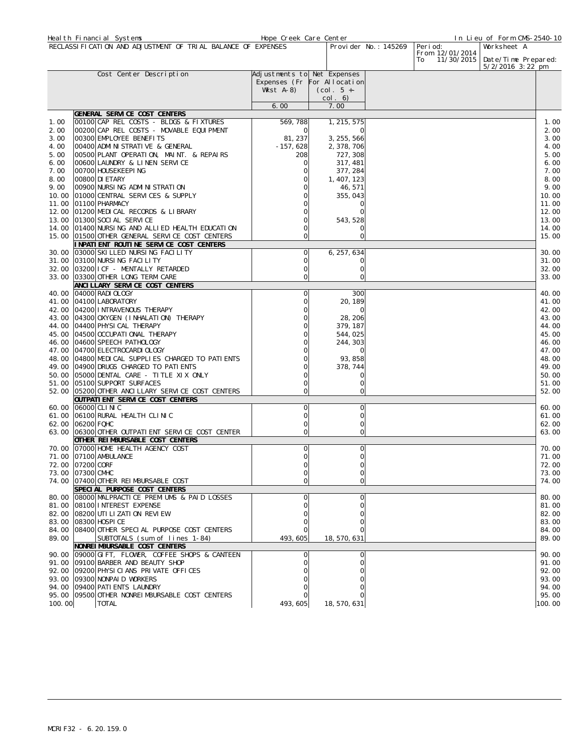Health Financial Systems | Hope Creek Care Center | In Lieu of Form CMS-2540-10

RECLASSIFICATION AND ADJUSTMENT OF TRIAL BALANCE OF EXPENSES | Provider No.: 145269 | Period: From 12/01/2014 To 11/30/2015 | Worksheet A | Date/Time Prepared: 5/2/2016 3:22 pm

| | | Cost Center Description | Adjustments to Expenses (Fr Wkst A-8) | Net Expenses For Allocation (col. 5 +- col. 6) | |
|---|---|---|---|---|---|
| | | | 6.00 | 7.00 | |
| | | **GENERAL SERVICE COST CENTERS** | | | |
| 1.00 | 00100 | CAP REL COSTS - BLDGS & FIXTURES | 569,788 | 1,215,575 | 1.00 |
| 2.00 | 00200 | CAP REL COSTS - MOVABLE EQUIPMENT | 0 | 0 | 2.00 |
| 3.00 | 00300 | EMPLOYEE BENEFITS | 81,237 | 3,255,566 | 3.00 |
| 4.00 | 00400 | ADMINISTRATIVE & GENERAL | -157,628 | 2,378,706 | 4.00 |
| 5.00 | 00500 | PLANT OPERATION, MAINT. & REPAIRS | 208 | 727,308 | 5.00 |
| 6.00 | 00600 | LAUNDRY & LINEN SERVICE | 0 | 317,481 | 6.00 |
| 7.00 | 00700 | HOUSEKEEPING | 0 | 377,284 | 7.00 |
| 8.00 | 00800 | DIETARY | 0 | 1,407,123 | 8.00 |
| 9.00 | 00900 | NURSING ADMINISTRATION | 0 | 46,571 | 9.00 |
| 10.00 | 01000 | CENTRAL SERVICES & SUPPLY | 0 | 355,043 | 10.00 |
| 11.00 | 01100 | PHARMACY | 0 | 0 | 11.00 |
| 12.00 | 01200 | MEDICAL RECORDS & LIBRARY | 0 | 0 | 12.00 |
| 13.00 | 01300 | SOCIAL SERVICE | 0 | 543,528 | 13.00 |
| 14.00 | 01400 | NURSING AND ALLIED HEALTH EDUCATION | 0 | 0 | 14.00 |
| 15.00 | 01500 | OTHER GENERAL SERVICE COST CENTERS | 0 | 0 | 15.00 |
| | | **INPATIENT ROUTINE SERVICE COST CENTERS** | | | |
| 30.00 | 03000 | SKILLED NURSING FACILITY | 0 | 6,257,634 | 30.00 |
| 31.00 | 03100 | NURSING FACILITY | 0 | 0 | 31.00 |
| 32.00 | 03200 | ICF - MENTALLY RETARDED | 0 | 0 | 32.00 |
| 33.00 | 03300 | OTHER LONG TERM CARE | 0 | 0 | 33.00 |
| | | **ANCILLARY SERVICE COST CENTERS** | | | |
| 40.00 | 04000 | RADIOLOGY | 0 | 300 | 40.00 |
| 41.00 | 04100 | LABORATORY | 0 | 20,189 | 41.00 |
| 42.00 | 04200 | INTRAVENOUS THERAPY | 0 | 0 | 42.00 |
| 43.00 | 04300 | OXYGEN (INHALATION) THERAPY | 0 | 28,206 | 43.00 |
| 44.00 | 04400 | PHYSICAL THERAPY | 0 | 379,187 | 44.00 |
| 45.00 | 04500 | OCCUPATIONAL THERAPY | 0 | 544,025 | 45.00 |
| 46.00 | 04600 | SPEECH PATHOLOGY | 0 | 244,303 | 46.00 |
| 47.00 | 04700 | ELECTROCARDIOLOGY | 0 | 0 | 47.00 |
| 48.00 | 04800 | MEDICAL SUPPLIES CHARGED TO PATIENTS | 0 | 93,858 | 48.00 |
| 49.00 | 04900 | DRUGS CHARGED TO PATIENTS | 0 | 378,744 | 49.00 |
| 50.00 | 05000 | DENTAL CARE - TITLE XIX ONLY | 0 | 0 | 50.00 |
| 51.00 | 05100 | SUPPORT SURFACES | 0 | 0 | 51.00 |
| 52.00 | 05200 | OTHER ANCILLARY SERVICE COST CENTERS | 0 | 0 | 52.00 |
| | | **OUTPATIENT SERVICE COST CENTERS** | | | |
| 60.00 | 06000 | CLINIC | 0 | 0 | 60.00 |
| 61.00 | 06100 | RURAL HEALTH CLINIC | 0 | 0 | 61.00 |
| 62.00 | 06200 | FQHC | 0 | 0 | 62.00 |
| 63.00 | 06300 | OTHER OUTPATIENT SERVICE COST CENTER | 0 | 0 | 63.00 |
| | | **OTHER REIMBURSABLE COST CENTERS** | | | |
| 70.00 | 07000 | HOME HEALTH AGENCY COST | 0 | 0 | 70.00 |
| 71.00 | 07100 | AMBULANCE | 0 | 0 | 71.00 |
| 72.00 | 07200 | CORF | 0 | 0 | 72.00 |
| 73.00 | 07300 | CMHC | 0 | 0 | 73.00 |
| 74.00 | 07400 | OTHER REIMBURSABLE COST | 0 | 0 | 74.00 |
| | | **SPECIAL PURPOSE COST CENTERS** | | | |
| 80.00 | 08000 | MALPRACTICE PREMIUMS & PAID LOSSES | 0 | 0 | 80.00 |
| 81.00 | 08100 | INTEREST EXPENSE | 0 | 0 | 81.00 |
| 82.00 | 08200 | UTILIZATION REVIEW | 0 | 0 | 82.00 |
| 83.00 | 08300 | HOSPICE | 0 | 0 | 83.00 |
| 84.00 | 08400 | OTHER SPECIAL PURPOSE COST CENTERS | 0 | 0 | 84.00 |
| 89.00 | | SUBTOTALS (sum of lines 1-84) | 493,605 | 18,570,631 | 89.00 |
| | | **NONREIMBURSABLE COST CENTERS** | | | |
| 90.00 | 09000 | GIFT, FLOWER, COFFEE SHOPS & CANTEEN | 0 | 0 | 90.00 |
| 91.00 | 09100 | BARBER AND BEAUTY SHOP | 0 | 0 | 91.00 |
| 92.00 | 09200 | PHYSICIANS PRIVATE OFFICES | 0 | 0 | 92.00 |
| 93.00 | 09300 | NONPAID WORKERS | 0 | 0 | 93.00 |
| 94.00 | 09400 | PATIENTS LAUNDRY | 0 | 0 | 94.00 |
| 95.00 | 09500 | OTHER NONREIMBURSABLE COST CENTERS | 0 | 0 | 95.00 |
| 100.00 | | TOTAL | 493,605 | 18,570,631 | 100.00 |

MCRIF32 - 6.20.159.0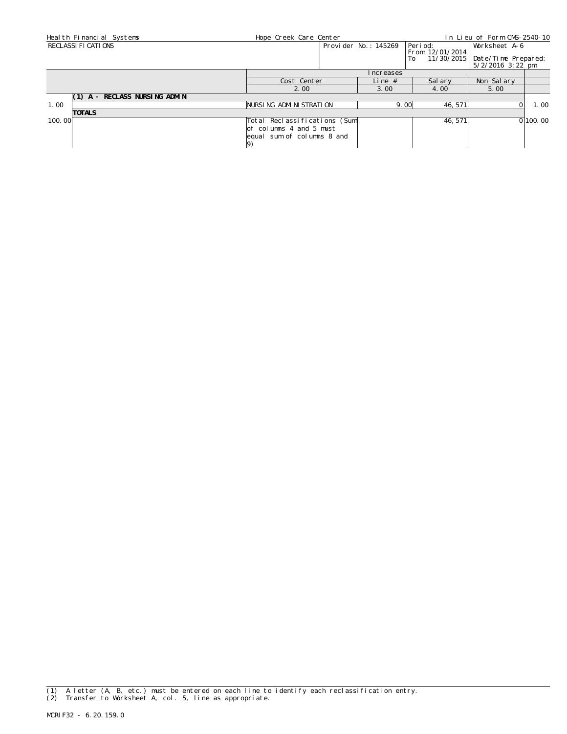| Health Financial Systems | Hope Creek Care Center | | | In Lieu of Form CMS-2540-10 |
|---|---|---|---|---|
| RECLASSIFICATIONS | | Provider No.: 145269 | Period: From 12/01/2014 To 11/30/2015 | Worksheet A-6 Date/Time Prepared: 5/2/2016 3:22 pm |

| | | Increases | | | | |
|---|---|---|---|---|---|---|
| | | Cost Center | Line # | Salary | Non Salary | |
| | | 2.00 | 3.00 | 4.00 | 5.00 | |
| | **(1) A - RECLASS NURSING ADMIN** | | | | | |
| 1.00 | | NURSING ADMINISTRATION | 9.00 | 46,571 | 0 | 1.00 |
| | **TOTALS** | | | | | |
| 100.00 | | Total Reclassifications (Sum of columns 4 and 5 must equal sum of columns 8 and 9) | | 46,571 | 0 | 100.00 |

(1) A letter (A, B, etc.) must be entered on each line to identify each reclassification entry.
(2) Transfer to Worksheet A, col. 5, line as appropriate.

MCRIF32 - 6.20.159.0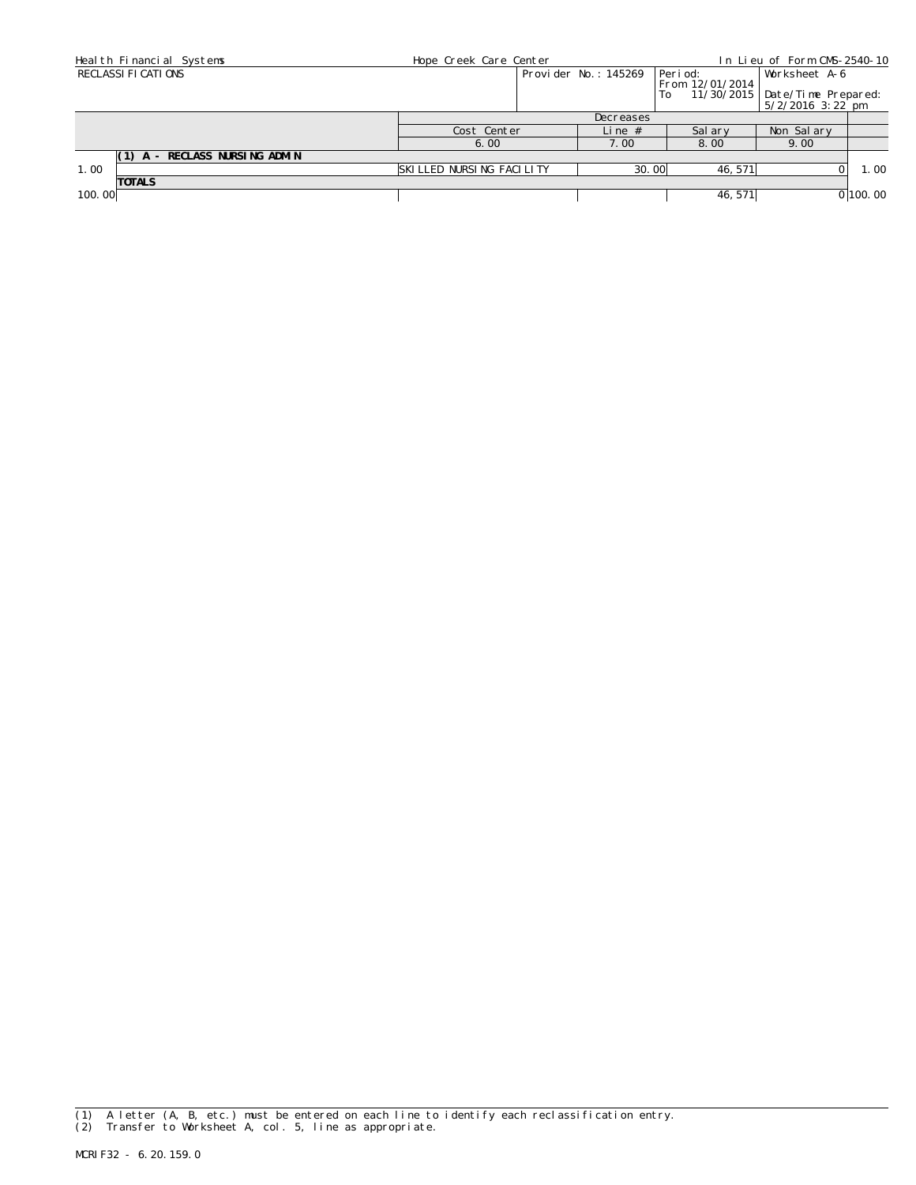Health Financial Systems | Hope Creek Care Center | In Lieu of Form CMS-2540-10

RECLASSIFICATIONS | Provider No.: 145269 | Period: From 12/01/2014 To 11/30/2015 | Worksheet A-6 | Date/Time Prepared: 5/2/2016 3:22 pm

| | | Decreases | | | | |
|---|---|---|---|---|---|---|
| | | Cost Center | Line # | Salary | Non Salary | |
| | | 6.00 | 7.00 | 8.00 | 9.00 | |
| | **(1) A - RECLASS NURSING ADMIN** | | | | | |
| 1.00 | | SKILLED NURSING FACILITY | 30.00 | 46,571 | 0 | 1.00 |
| | **TOTALS** | | | | | |
| 100.00 | | | | 46,571 | 0 | 100.00 |

(1) A letter (A, B, etc.) must be entered on each line to identify each reclassification entry.
(2) Transfer to Worksheet A, col. 5, line as appropriate.

MCRIF32 - 6.20.159.0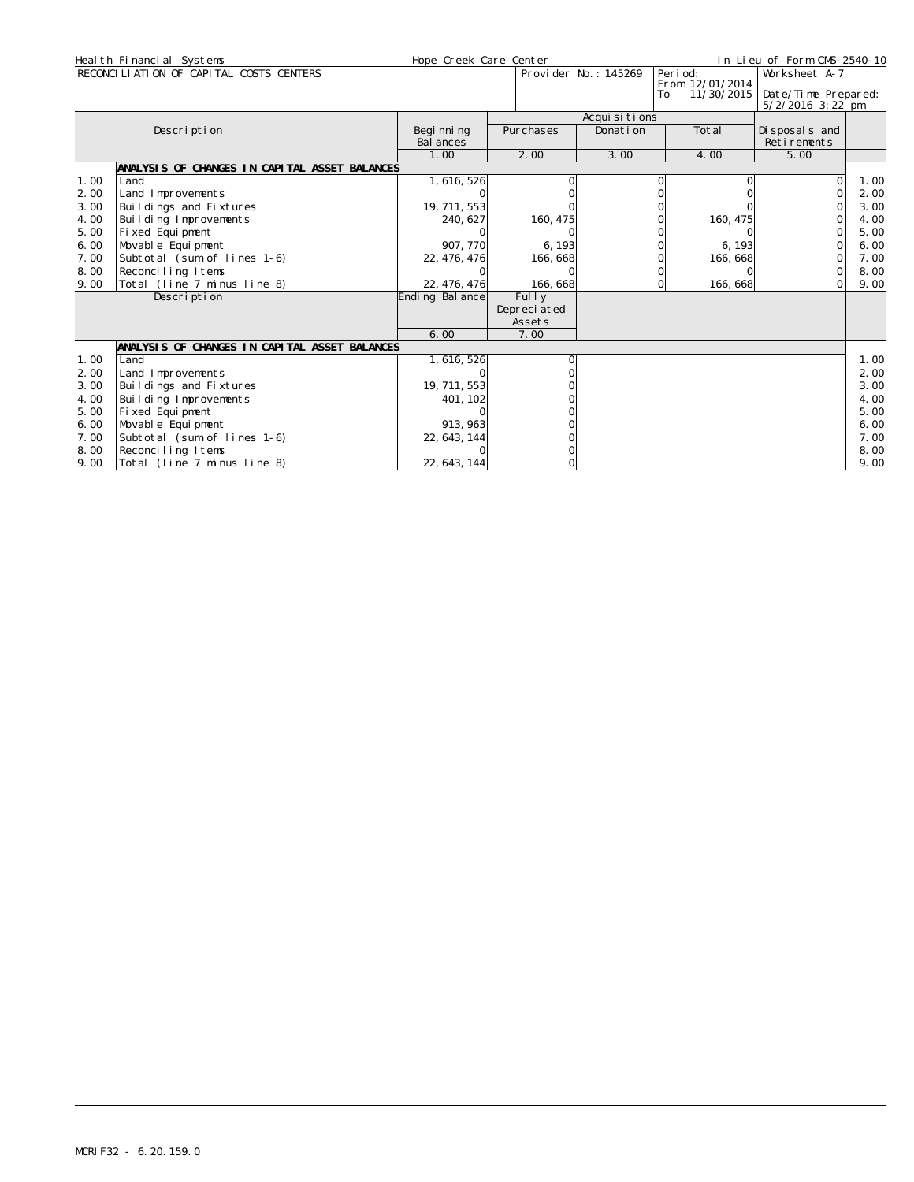Health Financial Systems | Hope Creek Care Center | In Lieu of Form CMS-2540-10

RECONCILIATION OF CAPITAL COSTS CENTERS | Provider No.: 145269 | Period: From 12/01/2014 To 11/30/2015 | Worksheet A-7 | Date/Time Prepared: 5/2/2016 3:22 pm

| | Description | Beginning Balances | Acquisitions | | | Disposals and Retirements | |
|---|---|---|---|---|---|---|---|
| | | | Purchases | Donation | Total | | |
| | | 1.00 | 2.00 | 3.00 | 4.00 | 5.00 | |
| | **ANALYSIS OF CHANGES IN CAPITAL ASSET BALANCES** | | | | | | |
| 1.00 | Land | 1,616,526 | 0 | 0 | 0 | 0 | 1.00 |
| 2.00 | Land Improvements | 0 | 0 | 0 | 0 | 0 | 2.00 |
| 3.00 | Buildings and Fixtures | 19,711,553 | 0 | 0 | 0 | 0 | 3.00 |
| 4.00 | Building Improvements | 240,627 | 160,475 | 0 | 160,475 | 0 | 4.00 |
| 5.00 | Fixed Equipment | 0 | 0 | 0 | 0 | 0 | 5.00 |
| 6.00 | Movable Equipment | 907,770 | 6,193 | 0 | 6,193 | 0 | 6.00 |
| 7.00 | Subtotal (sum of lines 1-6) | 22,476,476 | 166,668 | 0 | 166,668 | 0 | 7.00 |
| 8.00 | Reconciling Items | 0 | 0 | 0 | 0 | 0 | 8.00 |
| 9.00 | Total (line 7 minus line 8) | 22,476,476 | 166,668 | 0 | 166,668 | 0 | 9.00 |

| | Description | Ending Balance | Fully Depreciated Assets | |
|---|---|---|---|---|
| | | 6.00 | 7.00 | |
| | **ANALYSIS OF CHANGES IN CAPITAL ASSET BALANCES** | | | |
| 1.00 | Land | 1,616,526 | 0 | 1.00 |
| 2.00 | Land Improvements | 0 | 0 | 2.00 |
| 3.00 | Buildings and Fixtures | 19,711,553 | 0 | 3.00 |
| 4.00 | Building Improvements | 401,102 | 0 | 4.00 |
| 5.00 | Fixed Equipment | 0 | 0 | 5.00 |
| 6.00 | Movable Equipment | 913,963 | 0 | 6.00 |
| 7.00 | Subtotal (sum of lines 1-6) | 22,643,144 | 0 | 7.00 |
| 8.00 | Reconciling Items | 0 | 0 | 8.00 |
| 9.00 | Total (line 7 minus line 8) | 22,643,144 | 0 | 9.00 |

MCRIF32 - 6.20.159.0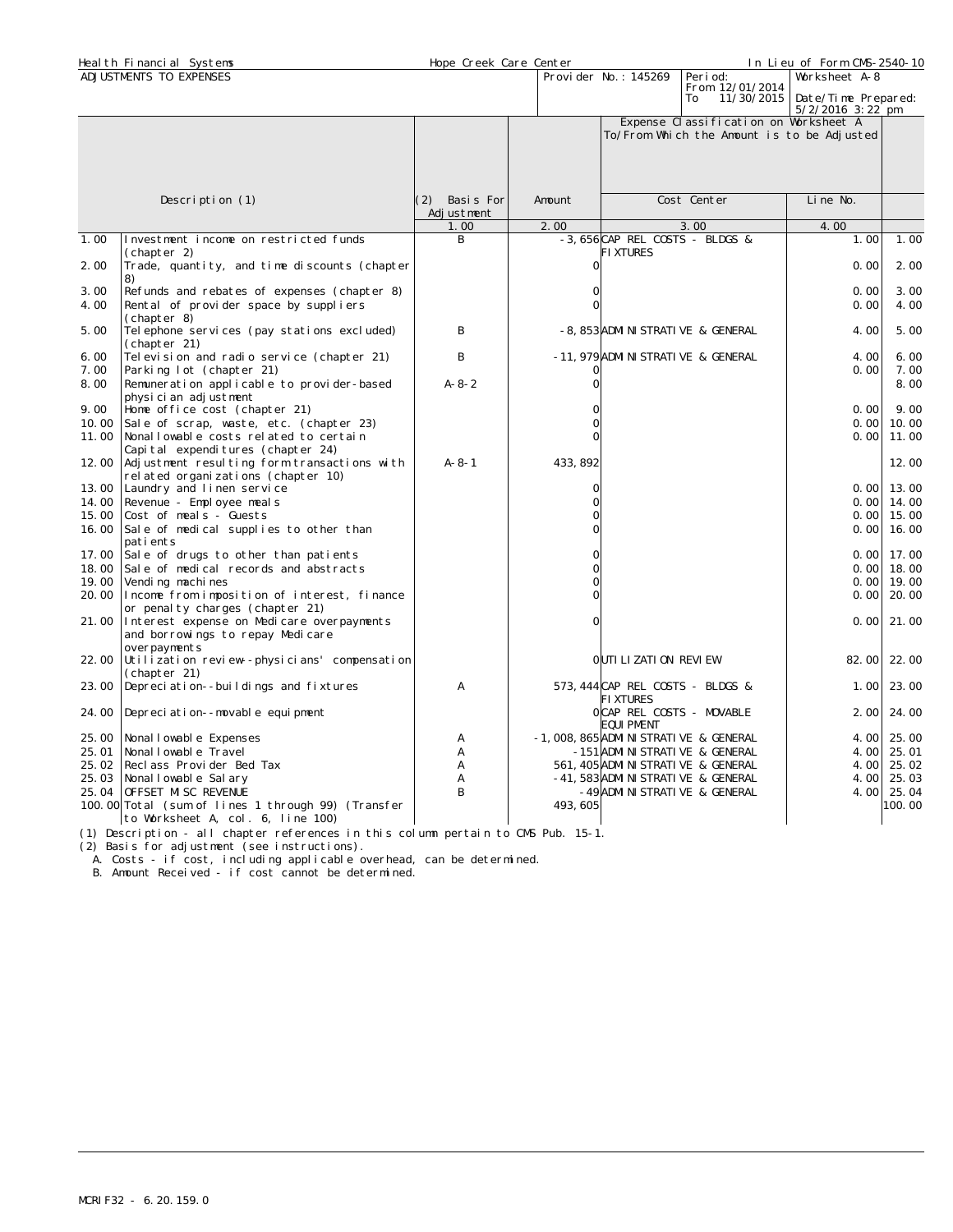Health Financial Systems | Hope Creek Care Center | In Lieu of Form CMS-2540-10

ADJUSTMENTS TO EXPENSES | Provider No.: 145269 | Period: From 12/01/2014 To 11/30/2015 | Worksheet A-8 | Date/Time Prepared: 5/2/2016 3:22 pm

| | Description (1) | (2) Basis For Adjustment | Amount | Expense Classification on Worksheet A To/From Which the Amount is to be Adjusted | | |
|---|---|---|---|---|---|---|
| | | | | Cost Center | Line No. | |
| | | 1.00 | 2.00 | 3.00 | 4.00 | |
| 1.00 | Investment income on restricted funds (chapter 2) | B | -3,656 | CAP REL COSTS - BLDGS & FIXTURES | 1.00 | 1.00 |
| 2.00 | Trade, quantity, and time discounts (chapter 8) | | 0 | | 0.00 | 2.00 |
| 3.00 | Refunds and rebates of expenses (chapter 8) | | 0 | | 0.00 | 3.00 |
| 4.00 | Rental of provider space by suppliers (chapter 8) | | 0 | | 0.00 | 4.00 |
| 5.00 | Telephone services (pay stations excluded) (chapter 21) | B | -8,853 | ADMINISTRATIVE & GENERAL | 4.00 | 5.00 |
| 6.00 | Television and radio service (chapter 21) | B | -11,979 | ADMINISTRATIVE & GENERAL | 4.00 | 6.00 |
| 7.00 | Parking lot (chapter 21) | | 0 | | 0.00 | 7.00 |
| 8.00 | Remuneration applicable to provider-based physician adjustment | A-8-2 | 0 | | | 8.00 |
| 9.00 | Home office cost (chapter 21) | | 0 | | 0.00 | 9.00 |
| 10.00 | Sale of scrap, waste, etc. (chapter 23) | | 0 | | 0.00 | 10.00 |
| 11.00 | Nonallowable costs related to certain Capital expenditures (chapter 24) | | 0 | | 0.00 | 11.00 |
| 12.00 | Adjustment resulting from transactions with related organizations (chapter 10) | A-8-1 | 433,892 | | | 12.00 |
| 13.00 | Laundry and linen service | | 0 | | 0.00 | 13.00 |
| 14.00 | Revenue - Employee meals | | 0 | | 0.00 | 14.00 |
| 15.00 | Cost of meals - Guests | | 0 | | 0.00 | 15.00 |
| 16.00 | Sale of medical supplies to other than patients | | 0 | | 0.00 | 16.00 |
| 17.00 | Sale of drugs to other than patients | | 0 | | 0.00 | 17.00 |
| 18.00 | Sale of medical records and abstracts | | 0 | | 0.00 | 18.00 |
| 19.00 | Vending machines | | 0 | | 0.00 | 19.00 |
| 20.00 | Income from imposition of interest, finance or penalty charges (chapter 21) | | 0 | | 0.00 | 20.00 |
| 21.00 | Interest expense on Medicare overpayments and borrowings to repay Medicare overpayments | | 0 | | 0.00 | 21.00 |
| 22.00 | Utilization review-physicians' compensation (chapter 21) | | 0 | UTILIZATION REVIEW | 82.00 | 22.00 |
| 23.00 | Depreciation--buildings and fixtures | A | 573,444 | CAP REL COSTS - BLDGS & FIXTURES | 1.00 | 23.00 |
| 24.00 | Depreciation--movable equipment | | 0 | CAP REL COSTS - MOVABLE EQUIPMENT | 2.00 | 24.00 |
| 25.00 | Nonallowable Expenses | A | -1,008,865 | ADMINISTRATIVE & GENERAL | 4.00 | 25.00 |
| 25.01 | Nonallowable Travel | A | -151 | ADMINISTRATIVE & GENERAL | 4.00 | 25.01 |
| 25.02 | Reclass Provider Bed Tax | A | 561,405 | ADMINISTRATIVE & GENERAL | 4.00 | 25.02 |
| 25.03 | Nonallowable Salary | A | -41,583 | ADMINISTRATIVE & GENERAL | 4.00 | 25.03 |
| 25.04 | OFFSET MISC REVENUE | B | -49 | ADMINISTRATIVE & GENERAL | 4.00 | 25.04 |
| 100.00 | Total (sum of lines 1 through 99) (Transfer to Worksheet A, col. 6, line 100) | | 493,605 | | | 100.00 |

(1) Description - all chapter references in this column pertain to CMS Pub. 15-1.

(2) Basis for adjustment (see instructions).

A. Costs - if cost, including applicable overhead, can be determined.

B. Amount Received - if cost cannot be determined.

MCRIF32 - 6.20.159.0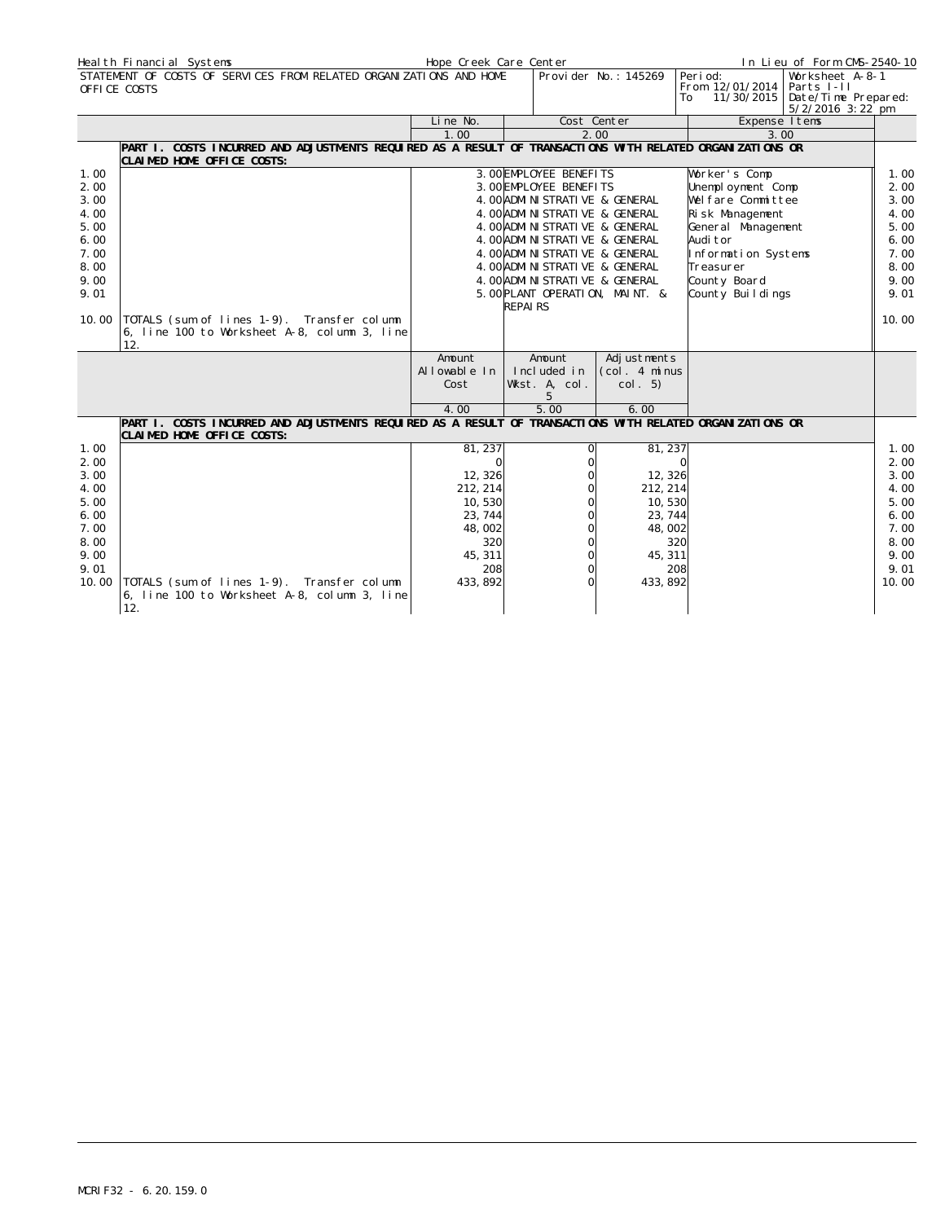Health Financial Systems | Hope Creek Care Center | In Lieu of Form CMS-2540-10

STATEMENT OF COSTS OF SERVICES FROM RELATED ORGANIZATIONS AND HOME OFFICE COSTS

Provider No.: 145269

Period: From 12/01/2014 To 11/30/2015

Worksheet A-8-1 Parts I-II

Date/Time Prepared: 5/2/2016 3:22 pm

| | | Line No. | Cost Center | Expense Items | |
|---|---|---|---|---|---|
| | | 1.00 | 2.00 | 3.00 | |
| | **PART I. COSTS INCURRED AND ADJUSTMENTS REQUIRED AS A RESULT OF TRANSACTIONS WITH RELATED ORGANIZATIONS OR CLAIMED HOME OFFICE COSTS:** | | | | |
| 1.00 | | 3.00 | EMPLOYEE BENEFITS | Worker's Comp | 1.00 |
| 2.00 | | 3.00 | EMPLOYEE BENEFITS | Unemployment Comp | 2.00 |
| 3.00 | | 4.00 | ADMINISTRATIVE & GENERAL | Welfare Committee | 3.00 |
| 4.00 | | 4.00 | ADMINISTRATIVE & GENERAL | Risk Management | 4.00 |
| 5.00 | | 4.00 | ADMINISTRATIVE & GENERAL | General Management | 5.00 |
| 6.00 | | 4.00 | ADMINISTRATIVE & GENERAL | Auditor | 6.00 |
| 7.00 | | 4.00 | ADMINISTRATIVE & GENERAL | Information Systems | 7.00 |
| 8.00 | | 4.00 | ADMINISTRATIVE & GENERAL | Treasurer | 8.00 |
| 9.00 | | 4.00 | ADMINISTRATIVE & GENERAL | County Board | 9.00 |
| 9.01 | | 5.00 | PLANT OPERATION, MAINT. & REPAIRS | County Buildings | 9.01 |
| 10.00 | TOTALS (sum of lines 1-9). Transfer column 6, line 100 to Worksheet A-8, column 3, line 12. | | | | 10.00 |

| | | Amount Allowable In Cost | Amount Included in Wkst. A, col. 5 | Adjustments (col. 4 minus col. 5) | |
|---|---|---|---|---|---|
| | | 4.00 | 5.00 | 6.00 | |
| | **PART I. COSTS INCURRED AND ADJUSTMENTS REQUIRED AS A RESULT OF TRANSACTIONS WITH RELATED ORGANIZATIONS OR CLAIMED HOME OFFICE COSTS:** | | | | |
| 1.00 | | 81,237 | 0 | 81,237 | 1.00 |
| 2.00 | | 0 | 0 | 0 | 2.00 |
| 3.00 | | 12,326 | 0 | 12,326 | 3.00 |
| 4.00 | | 212,214 | 0 | 212,214 | 4.00 |
| 5.00 | | 10,530 | 0 | 10,530 | 5.00 |
| 6.00 | | 23,744 | 0 | 23,744 | 6.00 |
| 7.00 | | 48,002 | 0 | 48,002 | 7.00 |
| 8.00 | | 320 | 0 | 320 | 8.00 |
| 9.00 | | 45,311 | 0 | 45,311 | 9.00 |
| 9.01 | | 208 | 0 | 208 | 9.01 |
| 10.00 | TOTALS (sum of lines 1-9). Transfer column 6, line 100 to Worksheet A-8, column 3, line 12. | 433,892 | 0 | 433,892 | 10.00 |

MCRIF32 - 6.20.159.0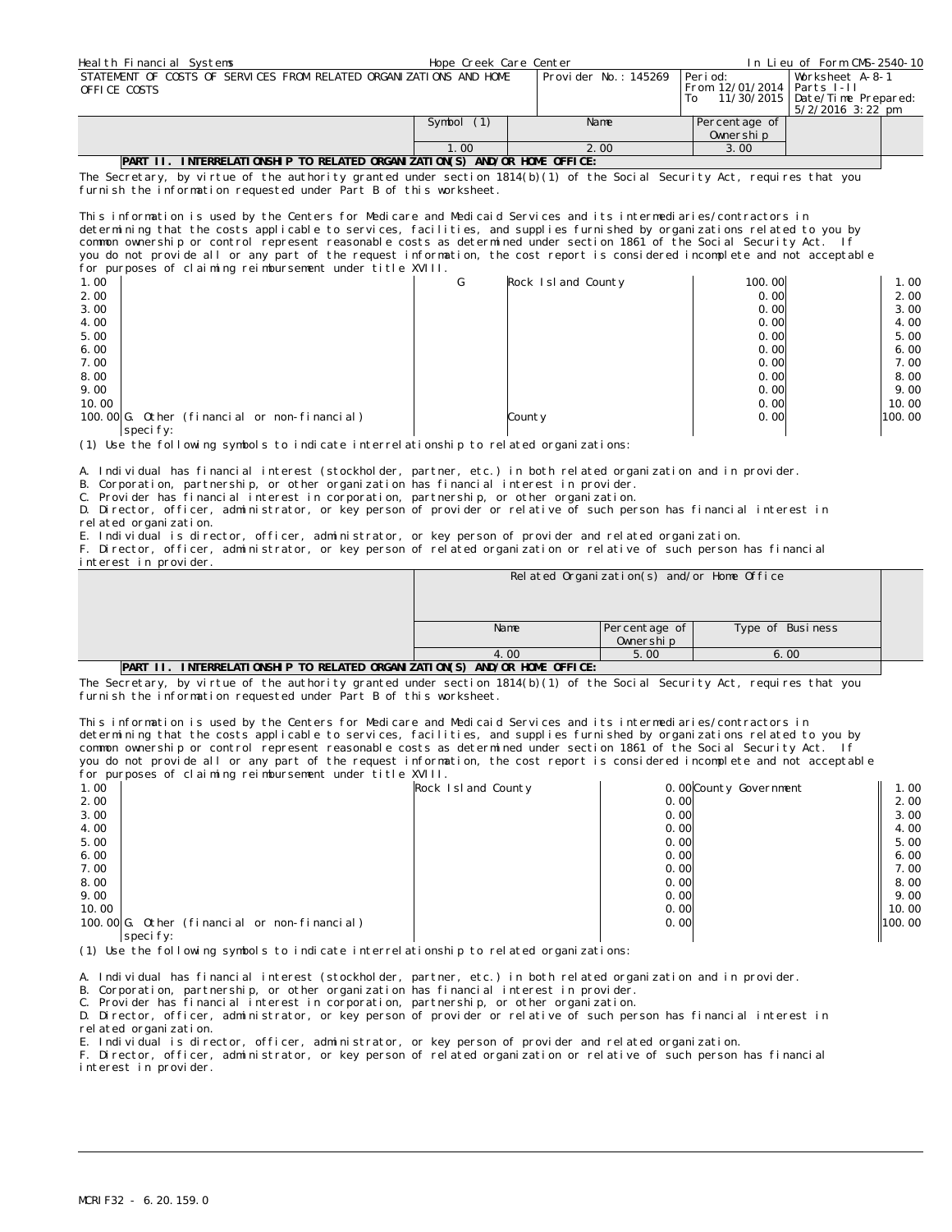| Health Financial Systems | Hope Creek Care Center | | In Lieu of Form CMS-2540-10 |
|---|---|---|---|
| STATEMENT OF COSTS OF SERVICES FROM RELATED ORGANIZATIONS AND HOME OFFICE COSTS | Provider No.: 145269 | Period: From 12/01/2014 To 11/30/2015 | Worksheet A-8-1 Parts I-II Date/Time Prepared: 5/2/2016 3:22 pm |

**PART II. INTERRELATIONSHIP TO RELATED ORGANIZATION(S) AND/OR HOME OFFICE:**

The Secretary, by virtue of the authority granted under section 1814(b)(1) of the Social Security Act, requires that you furnish the information requested under Part B of this worksheet.

This information is used by the Centers for Medicare and Medicaid Services and its intermediaries/contractors in determining that the costs applicable to services, facilities, and supplies furnished by organizations related to you by common ownership or control represent reasonable costs as determined under section 1861 of the Social Security Act. If you do not provide all or any part of the request information, the cost report is considered incomplete and not acceptable for purposes of claiming reimbursement under title XVIII.

| | | Symbol (1) | Name | Percentage of Ownership | |
|---|---|---|---|---|---|
| | | 1.00 | 2.00 | 3.00 | |
| 1.00 | | G | Rock Island County | 100.00 | 1.00 |
| 2.00 | | | | 0.00 | 2.00 |
| 3.00 | | | | 0.00 | 3.00 |
| 4.00 | | | | 0.00 | 4.00 |
| 5.00 | | | | 0.00 | 5.00 |
| 6.00 | | | | 0.00 | 6.00 |
| 7.00 | | | | 0.00 | 7.00 |
| 8.00 | | | | 0.00 | 8.00 |
| 9.00 | | | | 0.00 | 9.00 |
| 10.00 | | | | 0.00 | 10.00 |
| 100.00 | G. Other (financial or non-financial) specify: | | County | 0.00 | 100.00 |

(1) Use the following symbols to indicate interrelationship to related organizations:

A. Individual has financial interest (stockholder, partner, etc.) in both related organization and in provider.
B. Corporation, partnership, or other organization has financial interest in provider.
C. Provider has financial interest in corporation, partnership, or other organization.
D. Director, officer, administrator, or key person of provider or relative of such person has financial interest in related organization.
E. Individual is director, officer, administrator, or key person of provider and related organization.
F. Director, officer, administrator, or key person of related organization or relative of such person has financial interest in provider.

**PART II. INTERRELATIONSHIP TO RELATED ORGANIZATION(S) AND/OR HOME OFFICE:**

The Secretary, by virtue of the authority granted under section 1814(b)(1) of the Social Security Act, requires that you furnish the information requested under Part B of this worksheet.

This information is used by the Centers for Medicare and Medicaid Services and its intermediaries/contractors in determining that the costs applicable to services, facilities, and supplies furnished by organizations related to you by common ownership or control represent reasonable costs as determined under section 1861 of the Social Security Act. If you do not provide all or any part of the request information, the cost report is considered incomplete and not acceptable for purposes of claiming reimbursement under title XVIII.

| | | Related Organization(s) and/or Home Office | | | |
|---|---|---|---|---|---|
| | | Name | Percentage of Ownership | Type of Business | |
| | | 4.00 | 5.00 | 6.00 | |
| 1.00 | | Rock Island County | 0.00 | County Government | 1.00 |
| 2.00 | | | 0.00 | | 2.00 |
| 3.00 | | | 0.00 | | 3.00 |
| 4.00 | | | 0.00 | | 4.00 |
| 5.00 | | | 0.00 | | 5.00 |
| 6.00 | | | 0.00 | | 6.00 |
| 7.00 | | | 0.00 | | 7.00 |
| 8.00 | | | 0.00 | | 8.00 |
| 9.00 | | | 0.00 | | 9.00 |
| 10.00 | | | 0.00 | | 10.00 |
| 100.00 | G. Other (financial or non-financial) specify: | | 0.00 | | 100.00 |

(1) Use the following symbols to indicate interrelationship to related organizations:

A. Individual has financial interest (stockholder, partner, etc.) in both related organization and in provider.
B. Corporation, partnership, or other organization has financial interest in provider.
C. Provider has financial interest in corporation, partnership, or other organization.
D. Director, officer, administrator, or key person of provider or relative of such person has financial interest in related organization.
E. Individual is director, officer, administrator, or key person of provider and related organization.
F. Director, officer, administrator, or key person of related organization or relative of such person has financial interest in provider.

MCRIF32 - 6.20.159.0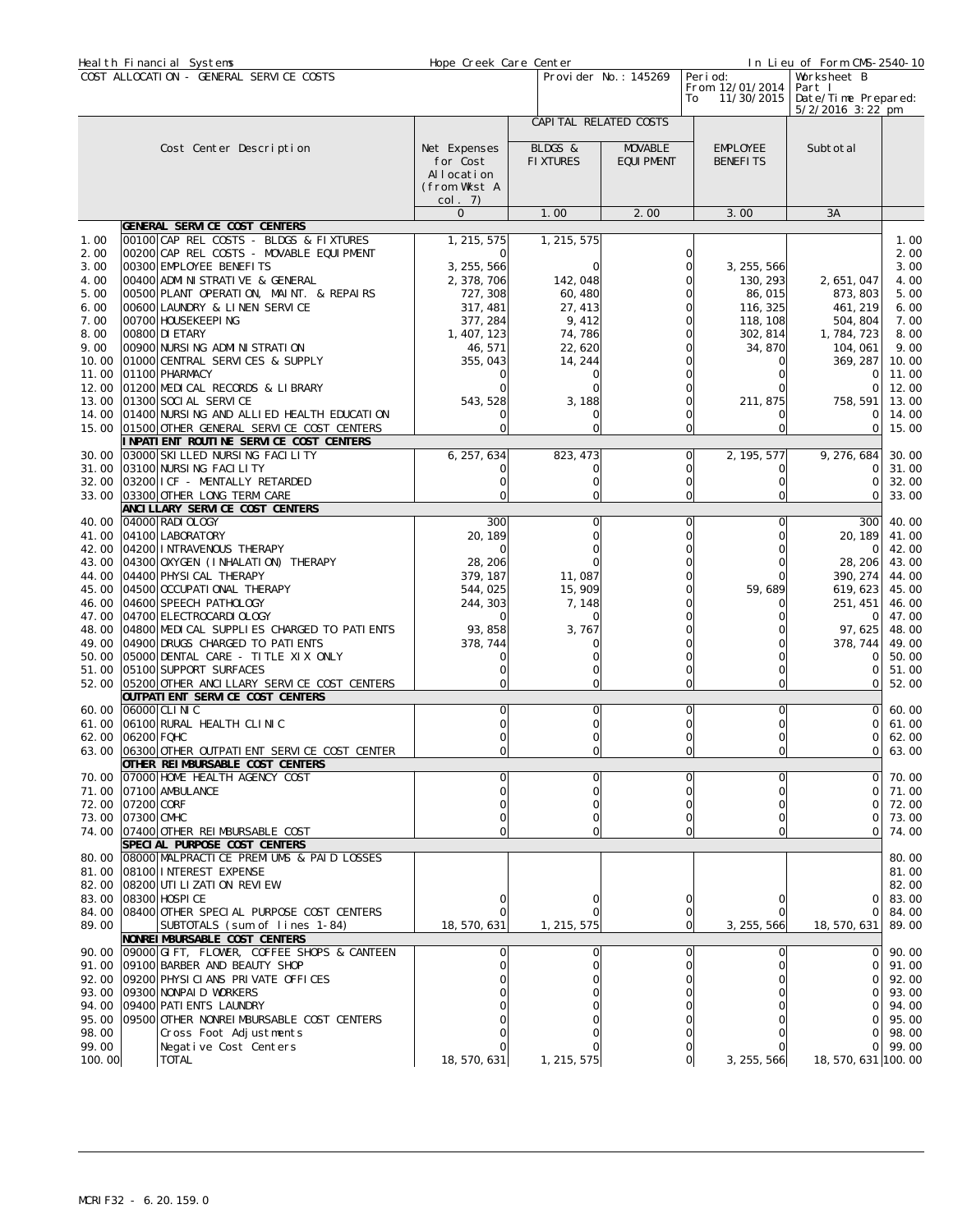Health Financial Systems | Hope Creek Care Center | In Lieu of Form CMS-2540-10

COST ALLOCATION - GENERAL SERVICE COSTS | Provider No.: 145269 | Period: From 12/01/2014 To 11/30/2015 | Worksheet B Part I | Date/Time Prepared: 5/2/2016 3:22 pm

| | Cost Center Description | Net Expenses for Cost Allocation (from Wkst A col. 7) | CAPITAL RELATED COSTS | | EMPLOYEE BENEFITS | Subtotal | |
|---|---|---|---|---|---|---|---|
| | | | BLDGS & FIXTURES | MOVABLE EQUIPMENT | | | |
| | | 0 | 1.00 | 2.00 | 3.00 | 3A | |
| | **GENERAL SERVICE COST CENTERS** | | | | | | |
| 1.00 | 00100 CAP REL COSTS - BLDGS & FIXTURES | 1,215,575 | 1,215,575 | | | | 1.00 |
| 2.00 | 00200 CAP REL COSTS - MOVABLE EQUIPMENT | 0 | | 0 | | | 2.00 |
| 3.00 | 00300 EMPLOYEE BENEFITS | 3,255,566 | 0 | 0 | 3,255,566 | | 3.00 |
| 4.00 | 00400 ADMINISTRATIVE & GENERAL | 2,378,706 | 142,048 | 0 | 130,293 | 2,651,047 | 4.00 |
| 5.00 | 00500 PLANT OPERATION, MAINT. & REPAIRS | 727,308 | 60,480 | 0 | 86,015 | 873,803 | 5.00 |
| 6.00 | 00600 LAUNDRY & LINEN SERVICE | 317,481 | 27,413 | 0 | 116,325 | 461,219 | 6.00 |
| 7.00 | 00700 HOUSEKEEPING | 377,284 | 9,412 | 0 | 118,108 | 504,804 | 7.00 |
| 8.00 | 00800 DIETARY | 1,407,123 | 74,786 | 0 | 302,814 | 1,784,723 | 8.00 |
| 9.00 | 00900 NURSING ADMINISTRATION | 46,571 | 22,620 | 0 | 34,870 | 104,061 | 9.00 |
| 10.00 | 01000 CENTRAL SERVICES & SUPPLY | 355,043 | 14,244 | 0 | 0 | 369,287 | 10.00 |
| 11.00 | 01100 PHARMACY | 0 | 0 | 0 | 0 | 0 | 11.00 |
| 12.00 | 01200 MEDICAL RECORDS & LIBRARY | 0 | 0 | 0 | 0 | 0 | 12.00 |
| 13.00 | 01300 SOCIAL SERVICE | 543,528 | 3,188 | 0 | 211,875 | 758,591 | 13.00 |
| 14.00 | 01400 NURSING AND ALLIED HEALTH EDUCATION | 0 | 0 | 0 | 0 | 0 | 14.00 |
| 15.00 | 01500 OTHER GENERAL SERVICE COST CENTERS | 0 | 0 | 0 | 0 | 0 | 15.00 |
| | **INPATIENT ROUTINE SERVICE COST CENTERS** | | | | | | |
| 30.00 | 03000 SKILLED NURSING FACILITY | 6,257,634 | 823,473 | 0 | 2,195,577 | 9,276,684 | 30.00 |
| 31.00 | 03100 NURSING FACILITY | 0 | 0 | 0 | 0 | 0 | 31.00 |
| 32.00 | 03200 ICF - MENTALLY RETARDED | 0 | 0 | 0 | 0 | 0 | 32.00 |
| 33.00 | 03300 OTHER LONG TERM CARE | 0 | 0 | 0 | 0 | 0 | 33.00 |
| | **ANCILLARY SERVICE COST CENTERS** | | | | | | |
| 40.00 | 04000 RADIOLOGY | 300 | 0 | 0 | 0 | 300 | 40.00 |
| 41.00 | 04100 LABORATORY | 20,189 | 0 | 0 | 0 | 20,189 | 41.00 |
| 42.00 | 04200 INTRAVENOUS THERAPY | 0 | 0 | 0 | 0 | 0 | 42.00 |
| 43.00 | 04300 OXYGEN (INHALATION) THERAPY | 28,206 | 0 | 0 | 0 | 28,206 | 43.00 |
| 44.00 | 04400 PHYSICAL THERAPY | 379,187 | 11,087 | 0 | 0 | 390,274 | 44.00 |
| 45.00 | 04500 OCCUPATIONAL THERAPY | 544,025 | 15,909 | 0 | 59,689 | 619,623 | 45.00 |
| 46.00 | 04600 SPEECH PATHOLOGY | 244,303 | 7,148 | 0 | 0 | 251,451 | 46.00 |
| 47.00 | 04700 ELECTROCARDIOLOGY | 0 | 0 | 0 | 0 | 0 | 47.00 |
| 48.00 | 04800 MEDICAL SUPPLIES CHARGED TO PATIENTS | 93,858 | 3,767 | 0 | 0 | 97,625 | 48.00 |
| 49.00 | 04900 DRUGS CHARGED TO PATIENTS | 378,744 | 0 | 0 | 0 | 378,744 | 49.00 |
| 50.00 | 05000 DENTAL CARE - TITLE XIX ONLY | 0 | 0 | 0 | 0 | 0 | 50.00 |
| 51.00 | 05100 SUPPORT SURFACES | 0 | 0 | 0 | 0 | 0 | 51.00 |
| 52.00 | 05200 OTHER ANCILLARY SERVICE COST CENTERS | 0 | 0 | 0 | 0 | 0 | 52.00 |
| | **OUTPATIENT SERVICE COST CENTERS** | | | | | | |
| 60.00 | 06000 CLINIC | 0 | 0 | 0 | 0 | 0 | 60.00 |
| 61.00 | 06100 RURAL HEALTH CLINIC | 0 | 0 | 0 | 0 | 0 | 61.00 |
| 62.00 | 06200 FQHC | 0 | 0 | 0 | 0 | 0 | 62.00 |
| 63.00 | 06300 OTHER OUTPATIENT SERVICE COST CENTER | 0 | 0 | 0 | 0 | 0 | 63.00 |
| | **OTHER REIMBURSABLE COST CENTERS** | | | | | | |
| 70.00 | 07000 HOME HEALTH AGENCY COST | 0 | 0 | 0 | 0 | 0 | 70.00 |
| 71.00 | 07100 AMBULANCE | 0 | 0 | 0 | 0 | 0 | 71.00 |
| 72.00 | 07200 CORF | 0 | 0 | 0 | 0 | 0 | 72.00 |
| 73.00 | 07300 CMHC | 0 | 0 | 0 | 0 | 0 | 73.00 |
| 74.00 | 07400 OTHER REIMBURSABLE COST | 0 | 0 | 0 | 0 | 0 | 74.00 |
| | **SPECIAL PURPOSE COST CENTERS** | | | | | | |
| 80.00 | 08000 MALPRACTICE PREMIUMS & PAID LOSSES | | | | | | 80.00 |
| 81.00 | 08100 INTEREST EXPENSE | | | | | | 81.00 |
| 82.00 | 08200 UTILIZATION REVIEW | | | | | | 82.00 |
| 83.00 | 08300 HOSPICE | 0 | 0 | 0 | 0 | 0 | 83.00 |
| 84.00 | 08400 OTHER SPECIAL PURPOSE COST CENTERS | 0 | 0 | 0 | 0 | 0 | 84.00 |
| 89.00 | SUBTOTALS (sum of lines 1-84) | 18,570,631 | 1,215,575 | 0 | 3,255,566 | 18,570,631 | 89.00 |
| | **NONREIMBURSABLE COST CENTERS** | | | | | | |
| 90.00 | 09000 GIFT, FLOWER, COFFEE SHOPS & CANTEEN | 0 | 0 | 0 | 0 | 0 | 90.00 |
| 91.00 | 09100 BARBER AND BEAUTY SHOP | 0 | 0 | 0 | 0 | 0 | 91.00 |
| 92.00 | 09200 PHYSICIANS PRIVATE OFFICES | 0 | 0 | 0 | 0 | 0 | 92.00 |
| 93.00 | 09300 NONPAID WORKERS | 0 | 0 | 0 | 0 | 0 | 93.00 |
| 94.00 | 09400 PATIENTS LAUNDRY | 0 | 0 | 0 | 0 | 0 | 94.00 |
| 95.00 | 09500 OTHER NONREIMBURSABLE COST CENTERS | 0 | 0 | 0 | 0 | 0 | 95.00 |
| 98.00 | Cross Foot Adjustments | 0 | 0 | 0 | 0 | 0 | 98.00 |
| 99.00 | Negative Cost Centers | 0 | 0 | 0 | 0 | 0 | 99.00 |
| 100.00 | TOTAL | 18,570,631 | 1,215,575 | 0 | 3,255,566 | 18,570,631 | 100.00 |

MCRIF32 - 6.20.159.0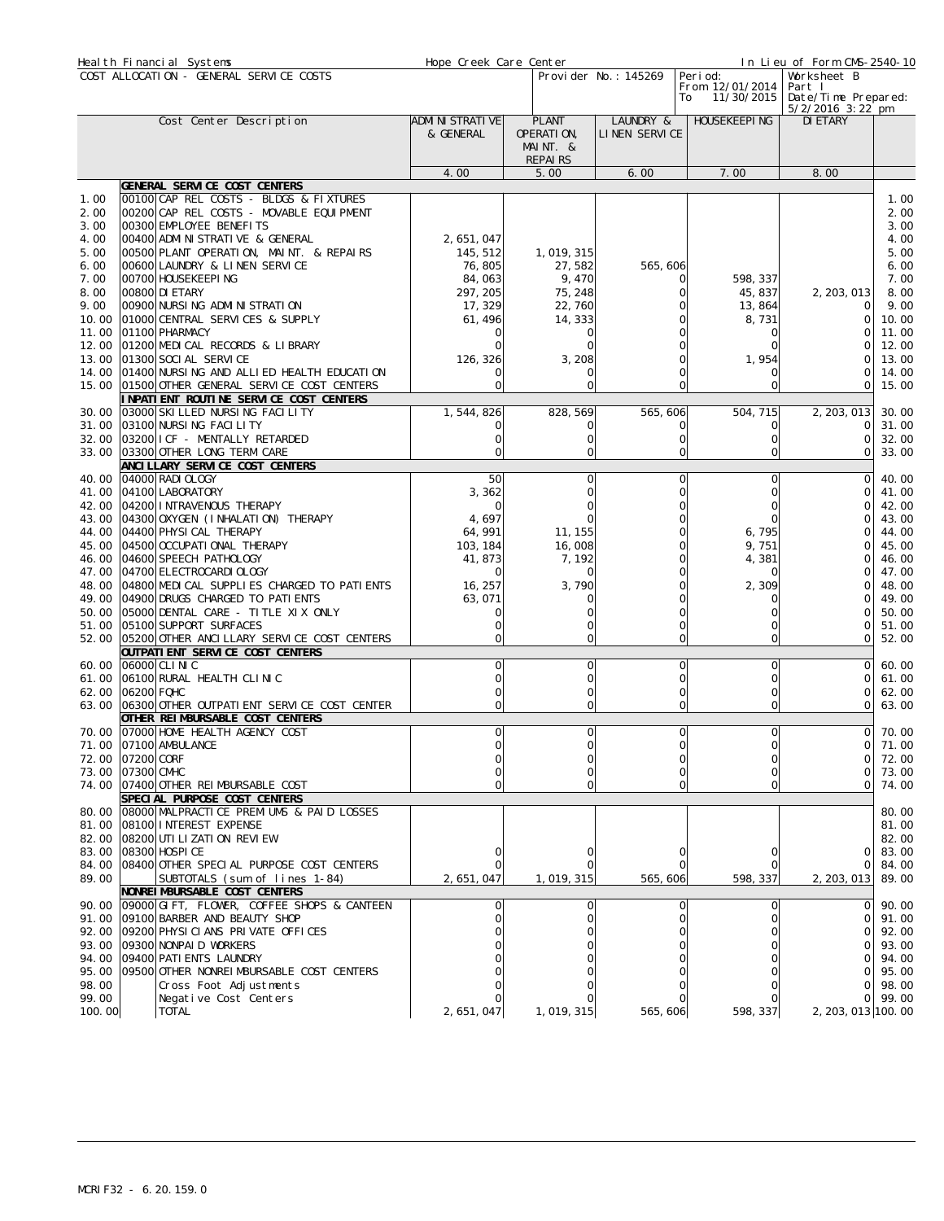Health Financial Systems | Hope Creek Care Center | In Lieu of Form CMS-2540-10

COST ALLOCATION - GENERAL SERVICE COSTS | Provider No.: 145269 | Period: From 12/01/2014 To 11/30/2015 | Worksheet B Part I | Date/Time Prepared: 5/2/2016 3:22 pm

| | Cost Center Description | ADMINISTRATIVE & GENERAL | PLANT OPERATION, MAINT. & REPAIRS | LAUNDRY & LINEN SERVICE | HOUSEKEEPING | DIETARY | |
|---|---|---|---|---|---|---|---|
| | | 4.00 | 5.00 | 6.00 | 7.00 | 8.00 | |
| | **GENERAL SERVICE COST CENTERS** | | | | | | |
| 1.00 | 00100 CAP REL COSTS - BLDGS & FIXTURES | | | | | | 1.00 |
| 2.00 | 00200 CAP REL COSTS - MOVABLE EQUIPMENT | | | | | | 2.00 |
| 3.00 | 00300 EMPLOYEE BENEFITS | | | | | | 3.00 |
| 4.00 | 00400 ADMINISTRATIVE & GENERAL | 2,651,047 | | | | | 4.00 |
| 5.00 | 00500 PLANT OPERATION, MAINT. & REPAIRS | 145,512 | 1,019,315 | | | | 5.00 |
| 6.00 | 00600 LAUNDRY & LINEN SERVICE | 76,805 | 27,582 | 565,606 | | | 6.00 |
| 7.00 | 00700 HOUSEKEEPING | 84,063 | 9,470 | 0 | 598,337 | | 7.00 |
| 8.00 | 00800 DIETARY | 297,205 | 75,248 | 0 | 45,837 | 2,203,013 | 8.00 |
| 9.00 | 00900 NURSING ADMINISTRATION | 17,329 | 22,760 | 0 | 13,864 | 0 | 9.00 |
| 10.00 | 01000 CENTRAL SERVICES & SUPPLY | 61,496 | 14,333 | 0 | 8,731 | 0 | 10.00 |
| 11.00 | 01100 PHARMACY | 0 | 0 | 0 | 0 | 0 | 11.00 |
| 12.00 | 01200 MEDICAL RECORDS & LIBRARY | 0 | 0 | 0 | 0 | 0 | 12.00 |
| 13.00 | 01300 SOCIAL SERVICE | 126,326 | 3,208 | 0 | 1,954 | 0 | 13.00 |
| 14.00 | 01400 NURSING AND ALLIED HEALTH EDUCATION | 0 | 0 | 0 | 0 | 0 | 14.00 |
| 15.00 | 01500 OTHER GENERAL SERVICE COST CENTERS | 0 | 0 | 0 | 0 | 0 | 15.00 |
| | **INPATIENT ROUTINE SERVICE COST CENTERS** | | | | | | |
| 30.00 | 03000 SKILLED NURSING FACILITY | 1,544,826 | 828,569 | 565,606 | 504,715 | 2,203,013 | 30.00 |
| 31.00 | 03100 NURSING FACILITY | 0 | 0 | 0 | 0 | 0 | 31.00 |
| 32.00 | 03200 ICF - MENTALLY RETARDED | 0 | 0 | 0 | 0 | 0 | 32.00 |
| 33.00 | 03300 OTHER LONG TERM CARE | 0 | 0 | 0 | 0 | 0 | 33.00 |
| | **ANCILLARY SERVICE COST CENTERS** | | | | | | |
| 40.00 | 04000 RADIOLOGY | 50 | 0 | 0 | 0 | 0 | 40.00 |
| 41.00 | 04100 LABORATORY | 3,362 | 0 | 0 | 0 | 0 | 41.00 |
| 42.00 | 04200 INTRAVENOUS THERAPY | 0 | 0 | 0 | 0 | 0 | 42.00 |
| 43.00 | 04300 OXYGEN (INHALATION) THERAPY | 4,697 | 0 | 0 | 0 | 0 | 43.00 |
| 44.00 | 04400 PHYSICAL THERAPY | 64,991 | 11,155 | 0 | 6,795 | 0 | 44.00 |
| 45.00 | 04500 OCCUPATIONAL THERAPY | 103,184 | 16,008 | 0 | 9,751 | 0 | 45.00 |
| 46.00 | 04600 SPEECH PATHOLOGY | 41,873 | 7,192 | 0 | 4,381 | 0 | 46.00 |
| 47.00 | 04700 ELECTROCARDIOLOGY | 0 | 0 | 0 | 0 | 0 | 47.00 |
| 48.00 | 04800 MEDICAL SUPPLIES CHARGED TO PATIENTS | 16,257 | 3,790 | 0 | 2,309 | 0 | 48.00 |
| 49.00 | 04900 DRUGS CHARGED TO PATIENTS | 63,071 | 0 | 0 | 0 | 0 | 49.00 |
| 50.00 | 05000 DENTAL CARE - TITLE XIX ONLY | 0 | 0 | 0 | 0 | 0 | 50.00 |
| 51.00 | 05100 SUPPORT SURFACES | 0 | 0 | 0 | 0 | 0 | 51.00 |
| 52.00 | 05200 OTHER ANCILLARY SERVICE COST CENTERS | 0 | 0 | 0 | 0 | 0 | 52.00 |
| | **OUTPATIENT SERVICE COST CENTERS** | | | | | | |
| 60.00 | 06000 CLINIC | 0 | 0 | 0 | 0 | 0 | 60.00 |
| 61.00 | 06100 RURAL HEALTH CLINIC | 0 | 0 | 0 | 0 | 0 | 61.00 |
| 62.00 | 06200 FQHC | 0 | 0 | 0 | 0 | 0 | 62.00 |
| 63.00 | 06300 OTHER OUTPATIENT SERVICE COST CENTER | 0 | 0 | 0 | 0 | 0 | 63.00 |
| | **OTHER REIMBURSABLE COST CENTERS** | | | | | | |
| 70.00 | 07000 HOME HEALTH AGENCY COST | 0 | 0 | 0 | 0 | 0 | 70.00 |
| 71.00 | 07100 AMBULANCE | 0 | 0 | 0 | 0 | 0 | 71.00 |
| 72.00 | 07200 CORF | 0 | 0 | 0 | 0 | 0 | 72.00 |
| 73.00 | 07300 CMHC | 0 | 0 | 0 | 0 | 0 | 73.00 |
| 74.00 | 07400 OTHER REIMBURSABLE COST | 0 | 0 | 0 | 0 | 0 | 74.00 |
| | **SPECIAL PURPOSE COST CENTERS** | | | | | | |
| 80.00 | 08000 MALPRACTICE PREMIUMS & PAID LOSSES | | | | | | 80.00 |
| 81.00 | 08100 INTEREST EXPENSE | | | | | | 81.00 |
| 82.00 | 08200 UTILIZATION REVIEW | | | | | | 82.00 |
| 83.00 | 08300 HOSPICE | 0 | 0 | 0 | 0 | 0 | 83.00 |
| 84.00 | 08400 OTHER SPECIAL PURPOSE COST CENTERS | 0 | 0 | 0 | 0 | 0 | 84.00 |
| 89.00 | SUBTOTALS (sum of lines 1-84) | 2,651,047 | 1,019,315 | 565,606 | 598,337 | 2,203,013 | 89.00 |
| | **NONREIMBURSABLE COST CENTERS** | | | | | | |
| 90.00 | 09000 GIFT, FLOWER, COFFEE SHOPS & CANTEEN | 0 | 0 | 0 | 0 | 0 | 90.00 |
| 91.00 | 09100 BARBER AND BEAUTY SHOP | 0 | 0 | 0 | 0 | 0 | 91.00 |
| 92.00 | 09200 PHYSICIANS PRIVATE OFFICES | 0 | 0 | 0 | 0 | 0 | 92.00 |
| 93.00 | 09300 NONPAID WORKERS | 0 | 0 | 0 | 0 | 0 | 93.00 |
| 94.00 | 09400 PATIENTS LAUNDRY | 0 | 0 | 0 | 0 | 0 | 94.00 |
| 95.00 | 09500 OTHER NONREIMBURSABLE COST CENTERS | 0 | 0 | 0 | 0 | 0 | 95.00 |
| 98.00 | Cross Foot Adjustments | 0 | 0 | 0 | 0 | 0 | 98.00 |
| 99.00 | Negative Cost Centers | 0 | 0 | 0 | 0 | 0 | 99.00 |
| 100.00 | TOTAL | 2,651,047 | 1,019,315 | 565,606 | 598,337 | 2,203,013 | 100.00 |

MCRIF32 - 6.20.159.0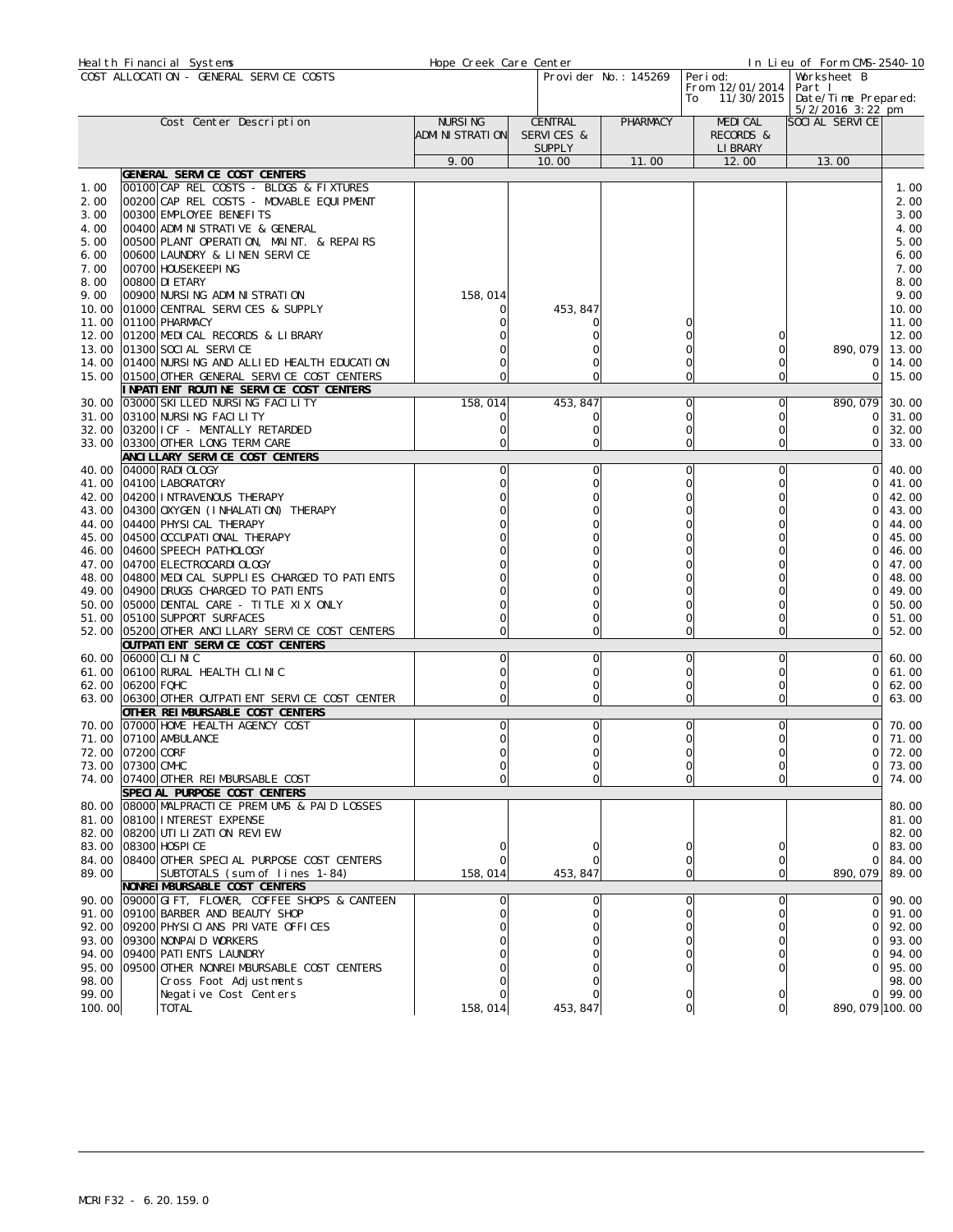Health Financial Systems | Hope Creek Care Center | In Lieu of Form CMS-2540-10

COST ALLOCATION - GENERAL SERVICE COSTS | Provider No.: 145269 | Period: From 12/01/2014 To 11/30/2015 | Worksheet B Part I | Date/Time Prepared: 5/2/2016 3:22 pm

| | | Cost Center Description | NURSING ADMINISTRATION | CENTRAL SERVICES & SUPPLY | PHARMACY | MEDICAL RECORDS & LIBRARY | SOCIAL SERVICE | |
|---|---|---|---|---|---|---|---|---|
| | | | 9.00 | 10.00 | 11.00 | 12.00 | 13.00 | |
| | | **GENERAL SERVICE COST CENTERS** | | | | | | |
| 1.00 | 00100 | CAP REL COSTS - BLDGS & FIXTURES | | | | | | 1.00 |
| 2.00 | 00200 | CAP REL COSTS - MOVABLE EQUIPMENT | | | | | | 2.00 |
| 3.00 | 00300 | EMPLOYEE BENEFITS | | | | | | 3.00 |
| 4.00 | 00400 | ADMINISTRATIVE & GENERAL | | | | | | 4.00 |
| 5.00 | 00500 | PLANT OPERATION, MAINT. & REPAIRS | | | | | | 5.00 |
| 6.00 | 00600 | LAUNDRY & LINEN SERVICE | | | | | | 6.00 |
| 7.00 | 00700 | HOUSEKEEPING | | | | | | 7.00 |
| 8.00 | 00800 | DIETARY | | | | | | 8.00 |
| 9.00 | 00900 | NURSING ADMINISTRATION | 158,014 | | | | | 9.00 |
| 10.00 | 01000 | CENTRAL SERVICES & SUPPLY | 0 | 453,847 | | | | 10.00 |
| 11.00 | 01100 | PHARMACY | 0 | 0 | 0 | | | 11.00 |
| 12.00 | 01200 | MEDICAL RECORDS & LIBRARY | 0 | 0 | 0 | 0 | | 12.00 |
| 13.00 | 01300 | SOCIAL SERVICE | 0 | 0 | 0 | 0 | 890,079 | 13.00 |
| 14.00 | 01400 | NURSING AND ALLIED HEALTH EDUCATION | 0 | 0 | 0 | 0 | 0 | 14.00 |
| 15.00 | 01500 | OTHER GENERAL SERVICE COST CENTERS | 0 | 0 | 0 | 0 | 0 | 15.00 |
| | | **INPATIENT ROUTINE SERVICE COST CENTERS** | | | | | | |
| 30.00 | 03000 | SKILLED NURSING FACILITY | 158,014 | 453,847 | 0 | 0 | 890,079 | 30.00 |
| 31.00 | 03100 | NURSING FACILITY | 0 | 0 | 0 | 0 | 0 | 31.00 |
| 32.00 | 03200 | ICF - MENTALLY RETARDED | 0 | 0 | 0 | 0 | 0 | 32.00 |
| 33.00 | 03300 | OTHER LONG TERM CARE | 0 | 0 | 0 | 0 | 0 | 33.00 |
| | | **ANCILLARY SERVICE COST CENTERS** | | | | | | |
| 40.00 | 04000 | RADIOLOGY | 0 | 0 | 0 | 0 | 0 | 40.00 |
| 41.00 | 04100 | LABORATORY | 0 | 0 | 0 | 0 | 0 | 41.00 |
| 42.00 | 04200 | INTRAVENOUS THERAPY | 0 | 0 | 0 | 0 | 0 | 42.00 |
| 43.00 | 04300 | OXYGEN (INHALATION) THERAPY | 0 | 0 | 0 | 0 | 0 | 43.00 |
| 44.00 | 04400 | PHYSICAL THERAPY | 0 | 0 | 0 | 0 | 0 | 44.00 |
| 45.00 | 04500 | OCCUPATIONAL THERAPY | 0 | 0 | 0 | 0 | 0 | 45.00 |
| 46.00 | 04600 | SPEECH PATHOLOGY | 0 | 0 | 0 | 0 | 0 | 46.00 |
| 47.00 | 04700 | ELECTROCARDIOLOGY | 0 | 0 | 0 | 0 | 0 | 47.00 |
| 48.00 | 04800 | MEDICAL SUPPLIES CHARGED TO PATIENTS | 0 | 0 | 0 | 0 | 0 | 48.00 |
| 49.00 | 04900 | DRUGS CHARGED TO PATIENTS | 0 | 0 | 0 | 0 | 0 | 49.00 |
| 50.00 | 05000 | DENTAL CARE - TITLE XIX ONLY | 0 | 0 | 0 | 0 | 0 | 50.00 |
| 51.00 | 05100 | SUPPORT SURFACES | 0 | 0 | 0 | 0 | 0 | 51.00 |
| 52.00 | 05200 | OTHER ANCILLARY SERVICE COST CENTERS | 0 | 0 | 0 | 0 | 0 | 52.00 |
| | | **OUTPATIENT SERVICE COST CENTERS** | | | | | | |
| 60.00 | 06000 | CLINIC | 0 | 0 | 0 | 0 | 0 | 60.00 |
| 61.00 | 06100 | RURAL HEALTH CLINIC | 0 | 0 | 0 | 0 | 0 | 61.00 |
| 62.00 | 06200 | FQHC | 0 | 0 | 0 | 0 | 0 | 62.00 |
| 63.00 | 06300 | OTHER OUTPATIENT SERVICE COST CENTER | 0 | 0 | 0 | 0 | 0 | 63.00 |
| | | **OTHER REIMBURSABLE COST CENTERS** | | | | | | |
| 70.00 | 07000 | HOME HEALTH AGENCY COST | 0 | 0 | 0 | 0 | 0 | 70.00 |
| 71.00 | 07100 | AMBULANCE | 0 | 0 | 0 | 0 | 0 | 71.00 |
| 72.00 | 07200 | CORF | 0 | 0 | 0 | 0 | 0 | 72.00 |
| 73.00 | 07300 | CMHC | 0 | 0 | 0 | 0 | 0 | 73.00 |
| 74.00 | 07400 | OTHER REIMBURSABLE COST | 0 | 0 | 0 | 0 | 0 | 74.00 |
| | | **SPECIAL PURPOSE COST CENTERS** | | | | | | |
| 80.00 | 08000 | MALPRACTICE PREMIUMS & PAID LOSSES | | | | | | 80.00 |
| 81.00 | 08100 | INTEREST EXPENSE | | | | | | 81.00 |
| 82.00 | 08200 | UTILIZATION REVIEW | | | | | | 82.00 |
| 83.00 | 08300 | HOSPICE | 0 | 0 | 0 | 0 | 0 | 83.00 |
| 84.00 | 08400 | OTHER SPECIAL PURPOSE COST CENTERS | 0 | 0 | 0 | 0 | 0 | 84.00 |
| 89.00 | | SUBTOTALS (sum of lines 1-84) | 158,014 | 453,847 | 0 | 0 | 890,079 | 89.00 |
| | | **NONREIMBURSABLE COST CENTERS** | | | | | | |
| 90.00 | 09000 | GIFT, FLOWER, COFFEE SHOPS & CANTEEN | 0 | 0 | 0 | 0 | 0 | 90.00 |
| 91.00 | 09100 | BARBER AND BEAUTY SHOP | 0 | 0 | 0 | 0 | 0 | 91.00 |
| 92.00 | 09200 | PHYSICIANS PRIVATE OFFICES | 0 | 0 | 0 | 0 | 0 | 92.00 |
| 93.00 | 09300 | NONPAID WORKERS | 0 | 0 | 0 | 0 | 0 | 93.00 |
| 94.00 | 09400 | PATIENTS LAUNDRY | 0 | 0 | 0 | 0 | 0 | 94.00 |
| 95.00 | 09500 | OTHER NONREIMBURSABLE COST CENTERS | 0 | 0 | 0 | 0 | 0 | 95.00 |
| 98.00 | | Cross Foot Adjustments | 0 | 0 | | | | 98.00 |
| 99.00 | | Negative Cost Centers | 0 | 0 | 0 | 0 | 0 | 99.00 |
| 100.00 | | TOTAL | 158,014 | 453,847 | 0 | 0 | 890,079 | 100.00 |

MCRIF32 - 6.20.159.0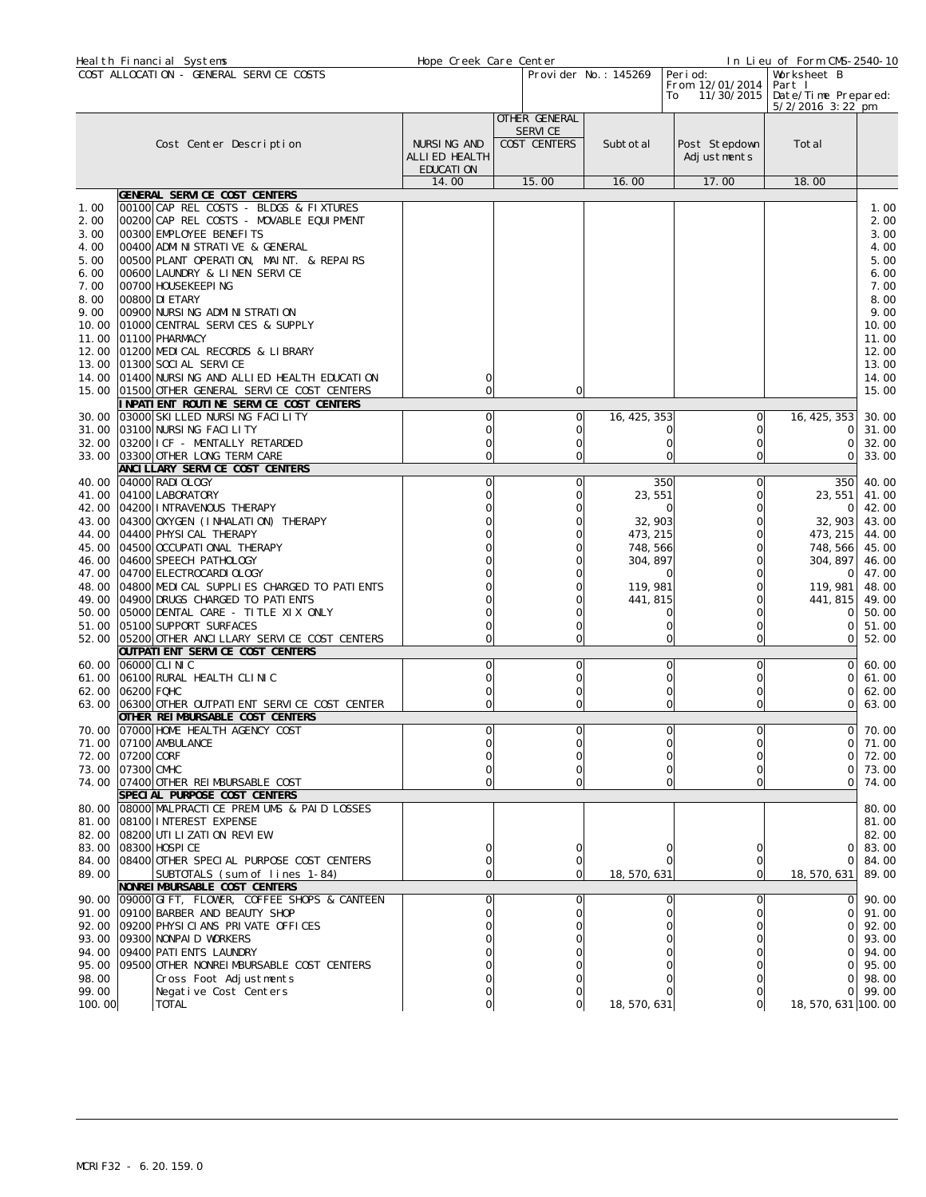Health Financial Systems | Hope Creek Care Center | In Lieu of Form CMS-2540-10

COST ALLOCATION - GENERAL SERVICE COSTS | Provider No.: 145269 | Period: From 12/01/2014 To 11/30/2015 | Worksheet B Part I | Date/Time Prepared: 5/2/2016 3:22 pm

| | Cost Center Description | NURSING AND ALLIED HEALTH EDUCATION | OTHER GENERAL SERVICE COST CENTERS | Subtotal | Post Stepdown Adjustments | Total | |
|---|---|---|---|---|---|---|---|
| | | 14.00 | 15.00 | 16.00 | 17.00 | 18.00 | |
| | **GENERAL SERVICE COST CENTERS** | | | | | | |
| 1.00 | 00100 CAP REL COSTS - BLDGS & FIXTURES | | | | | | 1.00 |
| 2.00 | 00200 CAP REL COSTS - MOVABLE EQUIPMENT | | | | | | 2.00 |
| 3.00 | 00300 EMPLOYEE BENEFITS | | | | | | 3.00 |
| 4.00 | 00400 ADMINISTRATIVE & GENERAL | | | | | | 4.00 |
| 5.00 | 00500 PLANT OPERATION, MAINT. & REPAIRS | | | | | | 5.00 |
| 6.00 | 00600 LAUNDRY & LINEN SERVICE | | | | | | 6.00 |
| 7.00 | 00700 HOUSEKEEPING | | | | | | 7.00 |
| 8.00 | 00800 DIETARY | | | | | | 8.00 |
| 9.00 | 00900 NURSING ADMINISTRATION | | | | | | 9.00 |
| 10.00 | 01000 CENTRAL SERVICES & SUPPLY | | | | | | 10.00 |
| 11.00 | 01100 PHARMACY | | | | | | 11.00 |
| 12.00 | 01200 MEDICAL RECORDS & LIBRARY | | | | | | 12.00 |
| 13.00 | 01300 SOCIAL SERVICE | | | | | | 13.00 |
| 14.00 | 01400 NURSING AND ALLIED HEALTH EDUCATION | 0 | | | | | 14.00 |
| 15.00 | 01500 OTHER GENERAL SERVICE COST CENTERS | 0 | 0 | | | | 15.00 |
| | **INPATIENT ROUTINE SERVICE COST CENTERS** | | | | | | |
| 30.00 | 03000 SKILLED NURSING FACILITY | 0 | 0 | 16,425,353 | 0 | 16,425,353 | 30.00 |
| 31.00 | 03100 NURSING FACILITY | 0 | 0 | 0 | 0 | 0 | 31.00 |
| 32.00 | 03200 ICF - MENTALLY RETARDED | 0 | 0 | 0 | 0 | 0 | 32.00 |
| 33.00 | 03300 OTHER LONG TERM CARE | 0 | 0 | 0 | 0 | 0 | 33.00 |
| | **ANCILLARY SERVICE COST CENTERS** | | | | | | |
| 40.00 | 04000 RADIOLOGY | 0 | 0 | 350 | 0 | 350 | 40.00 |
| 41.00 | 04100 LABORATORY | 0 | 0 | 23,551 | 0 | 23,551 | 41.00 |
| 42.00 | 04200 INTRAVENOUS THERAPY | 0 | 0 | 0 | 0 | 0 | 42.00 |
| 43.00 | 04300 OXYGEN (INHALATION) THERAPY | 0 | 0 | 32,903 | 0 | 32,903 | 43.00 |
| 44.00 | 04400 PHYSICAL THERAPY | 0 | 0 | 473,215 | 0 | 473,215 | 44.00 |
| 45.00 | 04500 OCCUPATIONAL THERAPY | 0 | 0 | 748,566 | 0 | 748,566 | 45.00 |
| 46.00 | 04600 SPEECH PATHOLOGY | 0 | 0 | 304,897 | 0 | 304,897 | 46.00 |
| 47.00 | 04700 ELECTROCARDIOLOGY | 0 | 0 | 0 | 0 | 0 | 47.00 |
| 48.00 | 04800 MEDICAL SUPPLIES CHARGED TO PATIENTS | 0 | 0 | 119,981 | 0 | 119,981 | 48.00 |
| 49.00 | 04900 DRUGS CHARGED TO PATIENTS | 0 | 0 | 441,815 | 0 | 441,815 | 49.00 |
| 50.00 | 05000 DENTAL CARE - TITLE XIX ONLY | 0 | 0 | 0 | 0 | 0 | 50.00 |
| 51.00 | 05100 SUPPORT SURFACES | 0 | 0 | 0 | 0 | 0 | 51.00 |
| 52.00 | 05200 OTHER ANCILLARY SERVICE COST CENTERS | 0 | 0 | 0 | 0 | 0 | 52.00 |
| | **OUTPATIENT SERVICE COST CENTERS** | | | | | | |
| 60.00 | 06000 CLINIC | 0 | 0 | 0 | 0 | 0 | 60.00 |
| 61.00 | 06100 RURAL HEALTH CLINIC | 0 | 0 | 0 | 0 | 0 | 61.00 |
| 62.00 | 06200 FQHC | 0 | 0 | 0 | 0 | 0 | 62.00 |
| 63.00 | 06300 OTHER OUTPATIENT SERVICE COST CENTER | 0 | 0 | 0 | 0 | 0 | 63.00 |
| | **OTHER REIMBURSABLE COST CENTERS** | | | | | | |
| 70.00 | 07000 HOME HEALTH AGENCY COST | 0 | 0 | 0 | 0 | 0 | 70.00 |
| 71.00 | 07100 AMBULANCE | 0 | 0 | 0 | 0 | 0 | 71.00 |
| 72.00 | 07200 CORF | 0 | 0 | 0 | 0 | 0 | 72.00 |
| 73.00 | 07300 CMHC | 0 | 0 | 0 | 0 | 0 | 73.00 |
| 74.00 | 07400 OTHER REIMBURSABLE COST | 0 | 0 | 0 | 0 | 0 | 74.00 |
| | **SPECIAL PURPOSE COST CENTERS** | | | | | | |
| 80.00 | 08000 MALPRACTICE PREMIUMS & PAID LOSSES | | | | | | 80.00 |
| 81.00 | 08100 INTEREST EXPENSE | | | | | | 81.00 |
| 82.00 | 08200 UTILIZATION REVIEW | | | | | | 82.00 |
| 83.00 | 08300 HOSPICE | 0 | 0 | 0 | 0 | 0 | 83.00 |
| 84.00 | 08400 OTHER SPECIAL PURPOSE COST CENTERS | 0 | 0 | 0 | 0 | 0 | 84.00 |
| 89.00 | SUBTOTALS (sum of lines 1-84) | 0 | 0 | 18,570,631 | 0 | 18,570,631 | 89.00 |
| | **NONREIMBURSABLE COST CENTERS** | | | | | | |
| 90.00 | 09000 GIFT, FLOWER, COFFEE SHOPS & CANTEEN | 0 | 0 | 0 | 0 | 0 | 90.00 |
| 91.00 | 09100 BARBER AND BEAUTY SHOP | 0 | 0 | 0 | 0 | 0 | 91.00 |
| 92.00 | 09200 PHYSICIANS PRIVATE OFFICES | 0 | 0 | 0 | 0 | 0 | 92.00 |
| 93.00 | 09300 NONPAID WORKERS | 0 | 0 | 0 | 0 | 0 | 93.00 |
| 94.00 | 09400 PATIENTS LAUNDRY | 0 | 0 | 0 | 0 | 0 | 94.00 |
| 95.00 | 09500 OTHER NONREIMBURSABLE COST CENTERS | 0 | 0 | 0 | 0 | 0 | 95.00 |
| 98.00 | Cross Foot Adjustments | 0 | 0 | 0 | 0 | 0 | 98.00 |
| 99.00 | Negative Cost Centers | 0 | 0 | 0 | 0 | 0 | 99.00 |
| 100.00 | TOTAL | 0 | 0 | 18,570,631 | 0 | 18,570,631 | 100.00 |

MCRIF32 - 6.20.159.0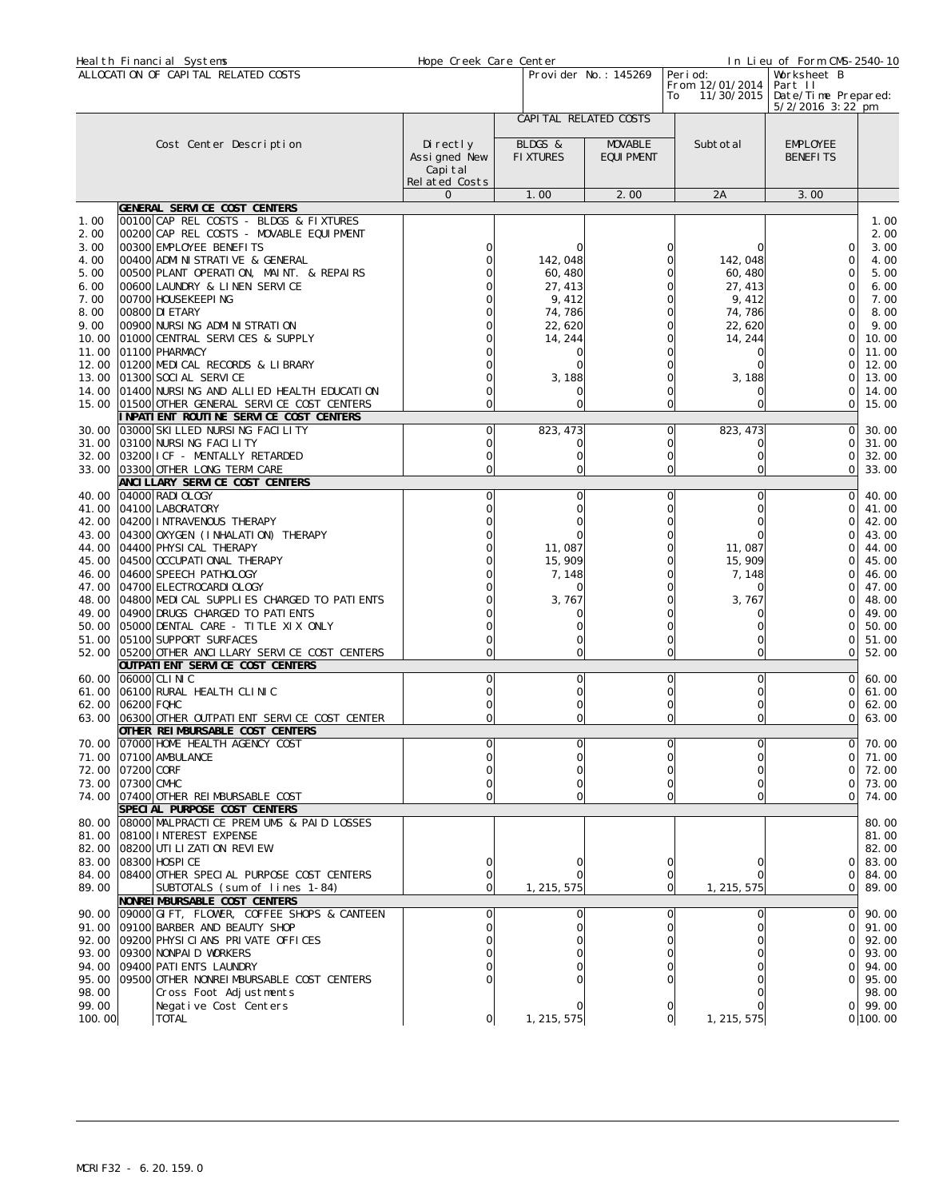Health Financial Systems | Hope Creek Care Center | In Lieu of Form CMS-2540-10

**ALLOCATION OF CAPITAL RELATED COSTS**

Provider No.: 145269 | Period: From 12/01/2014 To 11/30/2015 | Worksheet B Part II | Date/Time Prepared: 5/2/2016 3:22 pm

| | Cost Center Description | Directly Assigned New Capital Related Costs | CAPITAL RELATED COSTS BLDGS & FIXTURES | MOVABLE EQUIPMENT | Subtotal | EMPLOYEE BENEFITS | |
|---|---|---|---|---|---|---|---|
| | | 0 | 1.00 | 2.00 | 2A | 3.00 | |
| | **GENERAL SERVICE COST CENTERS** | | | | | | |
| 1.00 | 00100 CAP REL COSTS - BLDGS & FIXTURES | | | | | | 1.00 |
| 2.00 | 00200 CAP REL COSTS - MOVABLE EQUIPMENT | | | | | | 2.00 |
| 3.00 | 00300 EMPLOYEE BENEFITS | 0 | 0 | 0 | 0 | 0 | 3.00 |
| 4.00 | 00400 ADMINISTRATIVE & GENERAL | 0 | 142,048 | 0 | 142,048 | 0 | 4.00 |
| 5.00 | 00500 PLANT OPERATION, MAINT. & REPAIRS | 0 | 60,480 | 0 | 60,480 | 0 | 5.00 |
| 6.00 | 00600 LAUNDRY & LINEN SERVICE | 0 | 27,413 | 0 | 27,413 | 0 | 6.00 |
| 7.00 | 00700 HOUSEKEEPING | 0 | 9,412 | 0 | 9,412 | 0 | 7.00 |
| 8.00 | 00800 DIETARY | 0 | 74,786 | 0 | 74,786 | 0 | 8.00 |
| 9.00 | 00900 NURSING ADMINISTRATION | 0 | 22,620 | 0 | 22,620 | 0 | 9.00 |
| 10.00 | 01000 CENTRAL SERVICES & SUPPLY | 0 | 14,244 | 0 | 14,244 | 0 | 10.00 |
| 11.00 | 01100 PHARMACY | 0 | 0 | 0 | 0 | 0 | 11.00 |
| 12.00 | 01200 MEDICAL RECORDS & LIBRARY | 0 | 0 | 0 | 0 | 0 | 12.00 |
| 13.00 | 01300 SOCIAL SERVICE | 0 | 3,188 | 0 | 3,188 | 0 | 13.00 |
| 14.00 | 01400 NURSING AND ALLIED HEALTH EDUCATION | 0 | 0 | 0 | 0 | 0 | 14.00 |
| 15.00 | 01500 OTHER GENERAL SERVICE COST CENTERS | 0 | 0 | 0 | 0 | 0 | 15.00 |
| | **INPATIENT ROUTINE SERVICE COST CENTERS** | | | | | | |
| 30.00 | 03000 SKILLED NURSING FACILITY | 0 | 823,473 | 0 | 823,473 | 0 | 30.00 |
| 31.00 | 03100 NURSING FACILITY | 0 | 0 | 0 | 0 | 0 | 31.00 |
| 32.00 | 03200 ICF - MENTALLY RETARDED | 0 | 0 | 0 | 0 | 0 | 32.00 |
| 33.00 | 03300 OTHER LONG TERM CARE | 0 | 0 | 0 | 0 | 0 | 33.00 |
| | **ANCILLARY SERVICE COST CENTERS** | | | | | | |
| 40.00 | 04000 RADIOLOGY | 0 | 0 | 0 | 0 | 0 | 40.00 |
| 41.00 | 04100 LABORATORY | 0 | 0 | 0 | 0 | 0 | 41.00 |
| 42.00 | 04200 INTRAVENOUS THERAPY | 0 | 0 | 0 | 0 | 0 | 42.00 |
| 43.00 | 04300 OXYGEN (INHALATION) THERAPY | 0 | 0 | 0 | 0 | 0 | 43.00 |
| 44.00 | 04400 PHYSICAL THERAPY | 0 | 11,087 | 0 | 11,087 | 0 | 44.00 |
| 45.00 | 04500 OCCUPATIONAL THERAPY | 0 | 15,909 | 0 | 15,909 | 0 | 45.00 |
| 46.00 | 04600 SPEECH PATHOLOGY | 0 | 7,148 | 0 | 7,148 | 0 | 46.00 |
| 47.00 | 04700 ELECTROCARDIOLOGY | 0 | 0 | 0 | 0 | 0 | 47.00 |
| 48.00 | 04800 MEDICAL SUPPLIES CHARGED TO PATIENTS | 0 | 3,767 | 0 | 3,767 | 0 | 48.00 |
| 49.00 | 04900 DRUGS CHARGED TO PATIENTS | 0 | 0 | 0 | 0 | 0 | 49.00 |
| 50.00 | 05000 DENTAL CARE - TITLE XIX ONLY | 0 | 0 | 0 | 0 | 0 | 50.00 |
| 51.00 | 05100 SUPPORT SURFACES | 0 | 0 | 0 | 0 | 0 | 51.00 |
| 52.00 | 05200 OTHER ANCILLARY SERVICE COST CENTERS | 0 | 0 | 0 | 0 | 0 | 52.00 |
| | **OUTPATIENT SERVICE COST CENTERS** | | | | | | |
| 60.00 | 06000 CLINIC | 0 | 0 | 0 | 0 | 0 | 60.00 |
| 61.00 | 06100 RURAL HEALTH CLINIC | 0 | 0 | 0 | 0 | 0 | 61.00 |
| 62.00 | 06200 FQHC | 0 | 0 | 0 | 0 | 0 | 62.00 |
| 63.00 | 06300 OTHER OUTPATIENT SERVICE COST CENTER | 0 | 0 | 0 | 0 | 0 | 63.00 |
| | **OTHER REIMBURSABLE COST CENTERS** | | | | | | |
| 70.00 | 07000 HOME HEALTH AGENCY COST | 0 | 0 | 0 | 0 | 0 | 70.00 |
| 71.00 | 07100 AMBULANCE | 0 | 0 | 0 | 0 | 0 | 71.00 |
| 72.00 | 07200 CORF | 0 | 0 | 0 | 0 | 0 | 72.00 |
| 73.00 | 07300 CMHC | 0 | 0 | 0 | 0 | 0 | 73.00 |
| 74.00 | 07400 OTHER REIMBURSABLE COST | 0 | 0 | 0 | 0 | 0 | 74.00 |
| | **SPECIAL PURPOSE COST CENTERS** | | | | | | |
| 80.00 | 08000 MALPRACTICE PREMIUMS & PAID LOSSES | | | | | | 80.00 |
| 81.00 | 08100 INTEREST EXPENSE | | | | | | 81.00 |
| 82.00 | 08200 UTILIZATION REVIEW | | | | | | 82.00 |
| 83.00 | 08300 HOSPICE | 0 | 0 | 0 | 0 | 0 | 83.00 |
| 84.00 | 08400 OTHER SPECIAL PURPOSE COST CENTERS | 0 | 0 | 0 | 0 | 0 | 84.00 |
| 89.00 | SUBTOTALS (sum of lines 1-84) | 0 | 1,215,575 | 0 | 1,215,575 | 0 | 89.00 |
| | **NONREIMBURSABLE COST CENTERS** | | | | | | |
| 90.00 | 09000 GIFT, FLOWER, COFFEE SHOPS & CANTEEN | 0 | 0 | 0 | 0 | 0 | 90.00 |
| 91.00 | 09100 BARBER AND BEAUTY SHOP | 0 | 0 | 0 | 0 | 0 | 91.00 |
| 92.00 | 09200 PHYSICIANS PRIVATE OFFICES | 0 | 0 | 0 | 0 | 0 | 92.00 |
| 93.00 | 09300 NONPAID WORKERS | 0 | 0 | 0 | 0 | 0 | 93.00 |
| 94.00 | 09400 PATIENTS LAUNDRY | 0 | 0 | 0 | 0 | 0 | 94.00 |
| 95.00 | 09500 OTHER NONREIMBURSABLE COST CENTERS | 0 | 0 | 0 | 0 | 0 | 95.00 |
| 98.00 | Cross Foot Adjustments | | | | 0 | | 98.00 |
| 99.00 | Negative Cost Centers | | 0 | 0 | 0 | 0 | 99.00 |
| 100.00 | TOTAL | 0 | 1,215,575 | 0 | 1,215,575 | 0 | 100.00 |

MCRIF32 - 6.20.159.0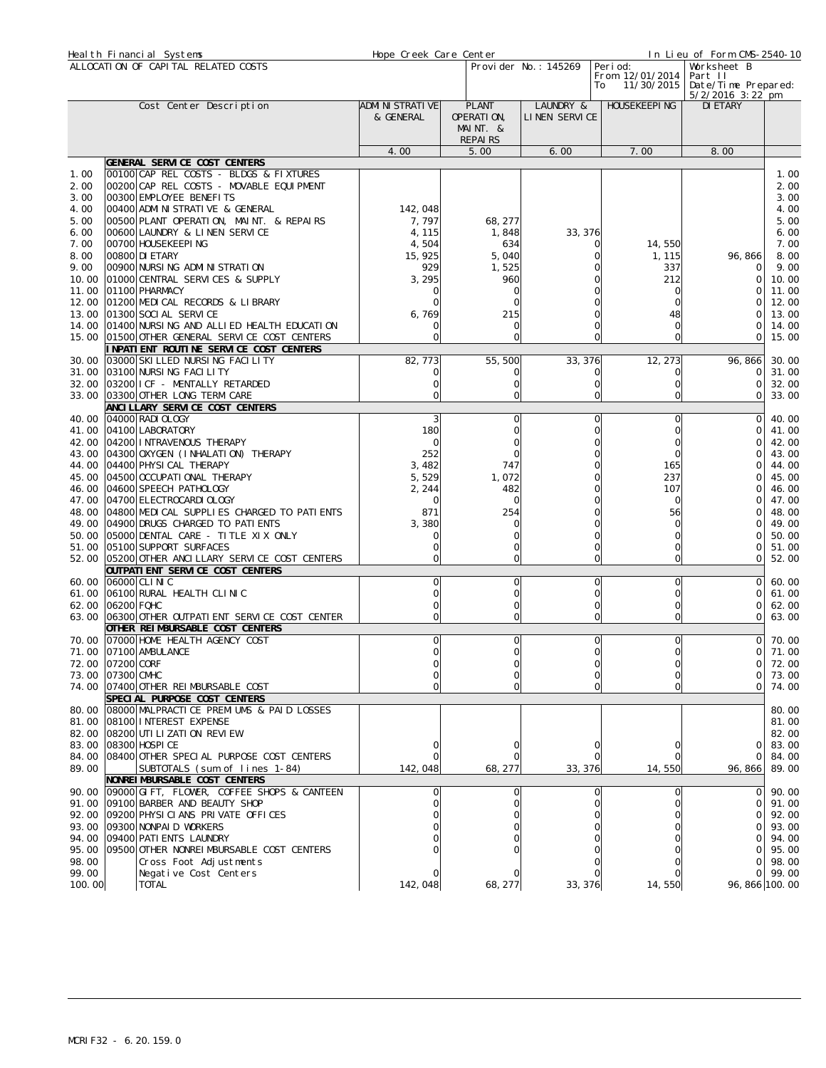Health Financial Systems | Hope Creek Care Center | In Lieu of Form CMS-2540-10

ALLOCATION OF CAPITAL RELATED COSTS | Provider No.: 145269 | Period: From 12/01/2014 To 11/30/2015 | Worksheet B Part II | Date/Time Prepared: 5/2/2016 3:22 pm

| | Cost Center Description | ADMINISTRATIVE & GENERAL | PLANT OPERATION, MAINT. & REPAIRS | LAUNDRY & LINEN SERVICE | HOUSEKEEPING | DIETARY | |
|---|---|---|---|---|---|---|---|
| | | 4.00 | 5.00 | 6.00 | 7.00 | 8.00 | |
| | **GENERAL SERVICE COST CENTERS** | | | | | | |
| 1.00 | 00100 CAP REL COSTS - BLDGS & FIXTURES | | | | | | 1.00 |
| 2.00 | 00200 CAP REL COSTS - MOVABLE EQUIPMENT | | | | | | 2.00 |
| 3.00 | 00300 EMPLOYEE BENEFITS | | | | | | 3.00 |
| 4.00 | 00400 ADMINISTRATIVE & GENERAL | 142,048 | | | | | 4.00 |
| 5.00 | 00500 PLANT OPERATION, MAINT. & REPAIRS | 7,797 | 68,277 | | | | 5.00 |
| 6.00 | 00600 LAUNDRY & LINEN SERVICE | 4,115 | 1,848 | 33,376 | | | 6.00 |
| 7.00 | 00700 HOUSEKEEPING | 4,504 | 634 | 0 | 14,550 | | 7.00 |
| 8.00 | 00800 DIETARY | 15,925 | 5,040 | 0 | 1,115 | 96,866 | 8.00 |
| 9.00 | 00900 NURSING ADMINISTRATION | 929 | 1,525 | 0 | 337 | 0 | 9.00 |
| 10.00 | 01000 CENTRAL SERVICES & SUPPLY | 3,295 | 960 | 0 | 212 | 0 | 10.00 |
| 11.00 | 01100 PHARMACY | 0 | 0 | 0 | 0 | 0 | 11.00 |
| 12.00 | 01200 MEDICAL RECORDS & LIBRARY | 0 | 0 | 0 | 0 | 0 | 12.00 |
| 13.00 | 01300 SOCIAL SERVICE | 6,769 | 215 | 0 | 48 | 0 | 13.00 |
| 14.00 | 01400 NURSING AND ALLIED HEALTH EDUCATION | 0 | 0 | 0 | 0 | 0 | 14.00 |
| 15.00 | 01500 OTHER GENERAL SERVICE COST CENTERS | 0 | 0 | 0 | 0 | 0 | 15.00 |
| | **INPATIENT ROUTINE SERVICE COST CENTERS** | | | | | | |
| 30.00 | 03000 SKILLED NURSING FACILITY | 82,773 | 55,500 | 33,376 | 12,273 | 96,866 | 30.00 |
| 31.00 | 03100 NURSING FACILITY | 0 | 0 | 0 | 0 | 0 | 31.00 |
| 32.00 | 03200 ICF - MENTALLY RETARDED | 0 | 0 | 0 | 0 | 0 | 32.00 |
| 33.00 | 03300 OTHER LONG TERM CARE | 0 | 0 | 0 | 0 | 0 | 33.00 |
| | **ANCILLARY SERVICE COST CENTERS** | | | | | | |
| 40.00 | 04000 RADIOLOGY | 3 | 0 | 0 | 0 | 0 | 40.00 |
| 41.00 | 04100 LABORATORY | 180 | 0 | 0 | 0 | 0 | 41.00 |
| 42.00 | 04200 INTRAVENOUS THERAPY | 0 | 0 | 0 | 0 | 0 | 42.00 |
| 43.00 | 04300 OXYGEN (INHALATION) THERAPY | 252 | 0 | 0 | 0 | 0 | 43.00 |
| 44.00 | 04400 PHYSICAL THERAPY | 3,482 | 747 | 0 | 165 | 0 | 44.00 |
| 45.00 | 04500 OCCUPATIONAL THERAPY | 5,529 | 1,072 | 0 | 237 | 0 | 45.00 |
| 46.00 | 04600 SPEECH PATHOLOGY | 2,244 | 482 | 0 | 107 | 0 | 46.00 |
| 47.00 | 04700 ELECTROCARDIOLOGY | 0 | 0 | 0 | 0 | 0 | 47.00 |
| 48.00 | 04800 MEDICAL SUPPLIES CHARGED TO PATIENTS | 871 | 254 | 0 | 56 | 0 | 48.00 |
| 49.00 | 04900 DRUGS CHARGED TO PATIENTS | 3,380 | 0 | 0 | 0 | 0 | 49.00 |
| 50.00 | 05000 DENTAL CARE - TITLE XIX ONLY | 0 | 0 | 0 | 0 | 0 | 50.00 |
| 51.00 | 05100 SUPPORT SURFACES | 0 | 0 | 0 | 0 | 0 | 51.00 |
| 52.00 | 05200 OTHER ANCILLARY SERVICE COST CENTERS | 0 | 0 | 0 | 0 | 0 | 52.00 |
| | **OUTPATIENT SERVICE COST CENTERS** | | | | | | |
| 60.00 | 06000 CLINIC | 0 | 0 | 0 | 0 | 0 | 60.00 |
| 61.00 | 06100 RURAL HEALTH CLINIC | 0 | 0 | 0 | 0 | 0 | 61.00 |
| 62.00 | 06200 FQHC | 0 | 0 | 0 | 0 | 0 | 62.00 |
| 63.00 | 06300 OTHER OUTPATIENT SERVICE COST CENTER | 0 | 0 | 0 | 0 | 0 | 63.00 |
| | **OTHER REIMBURSABLE COST CENTERS** | | | | | | |
| 70.00 | 07000 HOME HEALTH AGENCY COST | 0 | 0 | 0 | 0 | 0 | 70.00 |
| 71.00 | 07100 AMBULANCE | 0 | 0 | 0 | 0 | 0 | 71.00 |
| 72.00 | 07200 CORF | 0 | 0 | 0 | 0 | 0 | 72.00 |
| 73.00 | 07300 CMHC | 0 | 0 | 0 | 0 | 0 | 73.00 |
| 74.00 | 07400 OTHER REIMBURSABLE COST | 0 | 0 | 0 | 0 | 0 | 74.00 |
| | **SPECIAL PURPOSE COST CENTERS** | | | | | | |
| 80.00 | 08000 MALPRACTICE PREMIUMS & PAID LOSSES | | | | | | 80.00 |
| 81.00 | 08100 INTEREST EXPENSE | | | | | | 81.00 |
| 82.00 | 08200 UTILIZATION REVIEW | | | | | | 82.00 |
| 83.00 | 08300 HOSPICE | 0 | 0 | 0 | 0 | 0 | 83.00 |
| 84.00 | 08400 OTHER SPECIAL PURPOSE COST CENTERS | 0 | 0 | 0 | 0 | 0 | 84.00 |
| 89.00 | SUBTOTALS (sum of lines 1-84) | 142,048 | 68,277 | 33,376 | 14,550 | 96,866 | 89.00 |
| | **NONREIMBURSABLE COST CENTERS** | | | | | | |
| 90.00 | 09000 GIFT, FLOWER, COFFEE SHOPS & CANTEEN | 0 | 0 | 0 | 0 | 0 | 90.00 |
| 91.00 | 09100 BARBER AND BEAUTY SHOP | 0 | 0 | 0 | 0 | 0 | 91.00 |
| 92.00 | 09200 PHYSICIANS PRIVATE OFFICES | 0 | 0 | 0 | 0 | 0 | 92.00 |
| 93.00 | 09300 NONPAID WORKERS | 0 | 0 | 0 | 0 | 0 | 93.00 |
| 94.00 | 09400 PATIENTS LAUNDRY | 0 | 0 | 0 | 0 | 0 | 94.00 |
| 95.00 | 09500 OTHER NONREIMBURSABLE COST CENTERS | 0 | 0 | 0 | 0 | 0 | 95.00 |
| 98.00 | Cross Foot Adjustments | | | 0 | 0 | 0 | 98.00 |
| 99.00 | Negative Cost Centers | 0 | 0 | 0 | 0 | 0 | 99.00 |
| 100.00 | TOTAL | 142,048 | 68,277 | 33,376 | 14,550 | 96,866 | 100.00 |

MCRIF32 - 6.20.159.0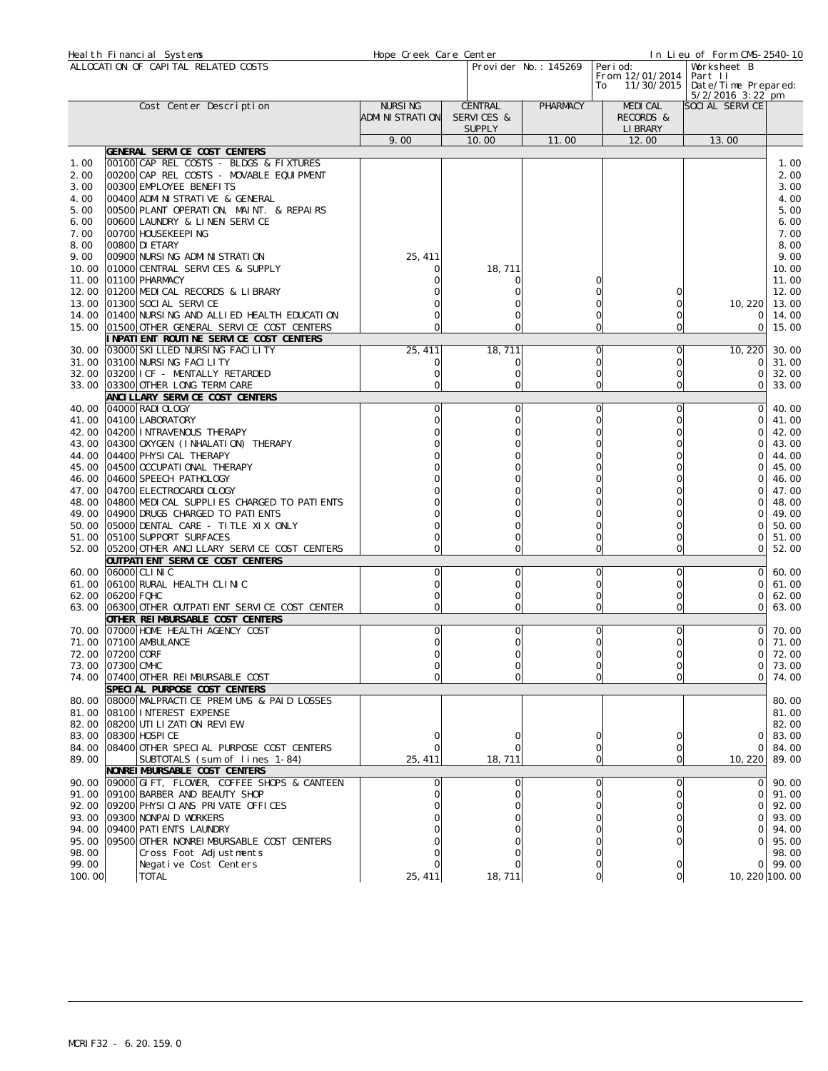Health Financial Systems | Hope Creek Care Center | In Lieu of Form CMS-2540-10

ALLOCATION OF CAPITAL RELATED COSTS | Provider No.: 145269 | Period: From 12/01/2014 To 11/30/2015 | Worksheet B Part II | Date/Time Prepared: 5/2/2016 3:22 pm

| | | Cost Center Description | NURSING ADMINISTRATION | CENTRAL SERVICES & SUPPLY | PHARMACY | MEDICAL RECORDS & LIBRARY | SOCIAL SERVICE | |
|---|---|---|---|---|---|---|---|---|
| | | | 9.00 | 10.00 | 11.00 | 12.00 | 13.00 | |
| | | **GENERAL SERVICE COST CENTERS** | | | | | | |
| 1.00 | 00100 | CAP REL COSTS - BLDGS & FIXTURES | | | | | | 1.00 |
| 2.00 | 00200 | CAP REL COSTS - MOVABLE EQUIPMENT | | | | | | 2.00 |
| 3.00 | 00300 | EMPLOYEE BENEFITS | | | | | | 3.00 |
| 4.00 | 00400 | ADMINISTRATIVE & GENERAL | | | | | | 4.00 |
| 5.00 | 00500 | PLANT OPERATION, MAINT. & REPAIRS | | | | | | 5.00 |
| 6.00 | 00600 | LAUNDRY & LINEN SERVICE | | | | | | 6.00 |
| 7.00 | 00700 | HOUSEKEEPING | | | | | | 7.00 |
| 8.00 | 00800 | DIETARY | | | | | | 8.00 |
| 9.00 | 00900 | NURSING ADMINISTRATION | 25,411 | | | | | 9.00 |
| 10.00 | 01000 | CENTRAL SERVICES & SUPPLY | 0 | 18,711 | | | | 10.00 |
| 11.00 | 01100 | PHARMACY | 0 | 0 | 0 | | | 11.00 |
| 12.00 | 01200 | MEDICAL RECORDS & LIBRARY | 0 | 0 | 0 | 0 | | 12.00 |
| 13.00 | 01300 | SOCIAL SERVICE | 0 | 0 | 0 | 0 | 10,220 | 13.00 |
| 14.00 | 01400 | NURSING AND ALLIED HEALTH EDUCATION | 0 | 0 | 0 | 0 | 0 | 14.00 |
| 15.00 | 01500 | OTHER GENERAL SERVICE COST CENTERS | 0 | 0 | 0 | 0 | 0 | 15.00 |
| | | **INPATIENT ROUTINE SERVICE COST CENTERS** | | | | | | |
| 30.00 | 03000 | SKILLED NURSING FACILITY | 25,411 | 18,711 | 0 | 0 | 10,220 | 30.00 |
| 31.00 | 03100 | NURSING FACILITY | 0 | 0 | 0 | 0 | 0 | 31.00 |
| 32.00 | 03200 | ICF - MENTALLY RETARDED | 0 | 0 | 0 | 0 | 0 | 32.00 |
| 33.00 | 03300 | OTHER LONG TERM CARE | 0 | 0 | 0 | 0 | 0 | 33.00 |
| | | **ANCILLARY SERVICE COST CENTERS** | | | | | | |
| 40.00 | 04000 | RADIOLOGY | 0 | 0 | 0 | 0 | 0 | 40.00 |
| 41.00 | 04100 | LABORATORY | 0 | 0 | 0 | 0 | 0 | 41.00 |
| 42.00 | 04200 | INTRAVENOUS THERAPY | 0 | 0 | 0 | 0 | 0 | 42.00 |
| 43.00 | 04300 | OXYGEN (INHALATION) THERAPY | 0 | 0 | 0 | 0 | 0 | 43.00 |
| 44.00 | 04400 | PHYSICAL THERAPY | 0 | 0 | 0 | 0 | 0 | 44.00 |
| 45.00 | 04500 | OCCUPATIONAL THERAPY | 0 | 0 | 0 | 0 | 0 | 45.00 |
| 46.00 | 04600 | SPEECH PATHOLOGY | 0 | 0 | 0 | 0 | 0 | 46.00 |
| 47.00 | 04700 | ELECTROCARDIOLOGY | 0 | 0 | 0 | 0 | 0 | 47.00 |
| 48.00 | 04800 | MEDICAL SUPPLIES CHARGED TO PATIENTS | 0 | 0 | 0 | 0 | 0 | 48.00 |
| 49.00 | 04900 | DRUGS CHARGED TO PATIENTS | 0 | 0 | 0 | 0 | 0 | 49.00 |
| 50.00 | 05000 | DENTAL CARE - TITLE XIX ONLY | 0 | 0 | 0 | 0 | 0 | 50.00 |
| 51.00 | 05100 | SUPPORT SURFACES | 0 | 0 | 0 | 0 | 0 | 51.00 |
| 52.00 | 05200 | OTHER ANCILLARY SERVICE COST CENTERS | 0 | 0 | 0 | 0 | 0 | 52.00 |
| | | **OUTPATIENT SERVICE COST CENTERS** | | | | | | |
| 60.00 | 06000 | CLINIC | 0 | 0 | 0 | 0 | 0 | 60.00 |
| 61.00 | 06100 | RURAL HEALTH CLINIC | 0 | 0 | 0 | 0 | 0 | 61.00 |
| 62.00 | 06200 | FQHC | 0 | 0 | 0 | 0 | 0 | 62.00 |
| 63.00 | 06300 | OTHER OUTPATIENT SERVICE COST CENTER | 0 | 0 | 0 | 0 | 0 | 63.00 |
| | | **OTHER REIMBURSABLE COST CENTERS** | | | | | | |
| 70.00 | 07000 | HOME HEALTH AGENCY COST | 0 | 0 | 0 | 0 | 0 | 70.00 |
| 71.00 | 07100 | AMBULANCE | 0 | 0 | 0 | 0 | 0 | 71.00 |
| 72.00 | 07200 | CORF | 0 | 0 | 0 | 0 | 0 | 72.00 |
| 73.00 | 07300 | CMHC | 0 | 0 | 0 | 0 | 0 | 73.00 |
| 74.00 | 07400 | OTHER REIMBURSABLE COST | 0 | 0 | 0 | 0 | 0 | 74.00 |
| | | **SPECIAL PURPOSE COST CENTERS** | | | | | | |
| 80.00 | 08000 | MALPRACTICE PREMIUMS & PAID LOSSES | | | | | | 80.00 |
| 81.00 | 08100 | INTEREST EXPENSE | | | | | | 81.00 |
| 82.00 | 08200 | UTILIZATION REVIEW | | | | | | 82.00 |
| 83.00 | 08300 | HOSPICE | 0 | 0 | 0 | 0 | 0 | 83.00 |
| 84.00 | 08400 | OTHER SPECIAL PURPOSE COST CENTERS | 0 | 0 | 0 | 0 | 0 | 84.00 |
| 89.00 | | SUBTOTALS (sum of lines 1-84) | 25,411 | 18,711 | 0 | 0 | 10,220 | 89.00 |
| | | **NONREIMBURSABLE COST CENTERS** | | | | | | |
| 90.00 | 09000 | GIFT, FLOWER, COFFEE SHOPS & CANTEEN | 0 | 0 | 0 | 0 | 0 | 90.00 |
| 91.00 | 09100 | BARBER AND BEAUTY SHOP | 0 | 0 | 0 | 0 | 0 | 91.00 |
| 92.00 | 09200 | PHYSICIANS PRIVATE OFFICES | 0 | 0 | 0 | 0 | 0 | 92.00 |
| 93.00 | 09300 | NONPAID WORKERS | 0 | 0 | 0 | 0 | 0 | 93.00 |
| 94.00 | 09400 | PATIENTS LAUNDRY | 0 | 0 | 0 | 0 | 0 | 94.00 |
| 95.00 | 09500 | OTHER NONREIMBURSABLE COST CENTERS | 0 | 0 | 0 | 0 | 0 | 95.00 |
| 98.00 | | Cross Foot Adjustments | 0 | 0 | 0 | | | 98.00 |
| 99.00 | | Negative Cost Centers | 0 | 0 | 0 | 0 | 0 | 99.00 |
| 100.00 | | TOTAL | 25,411 | 18,711 | 0 | 0 | 10,220 | 100.00 |

MCRIF32 - 6.20.159.0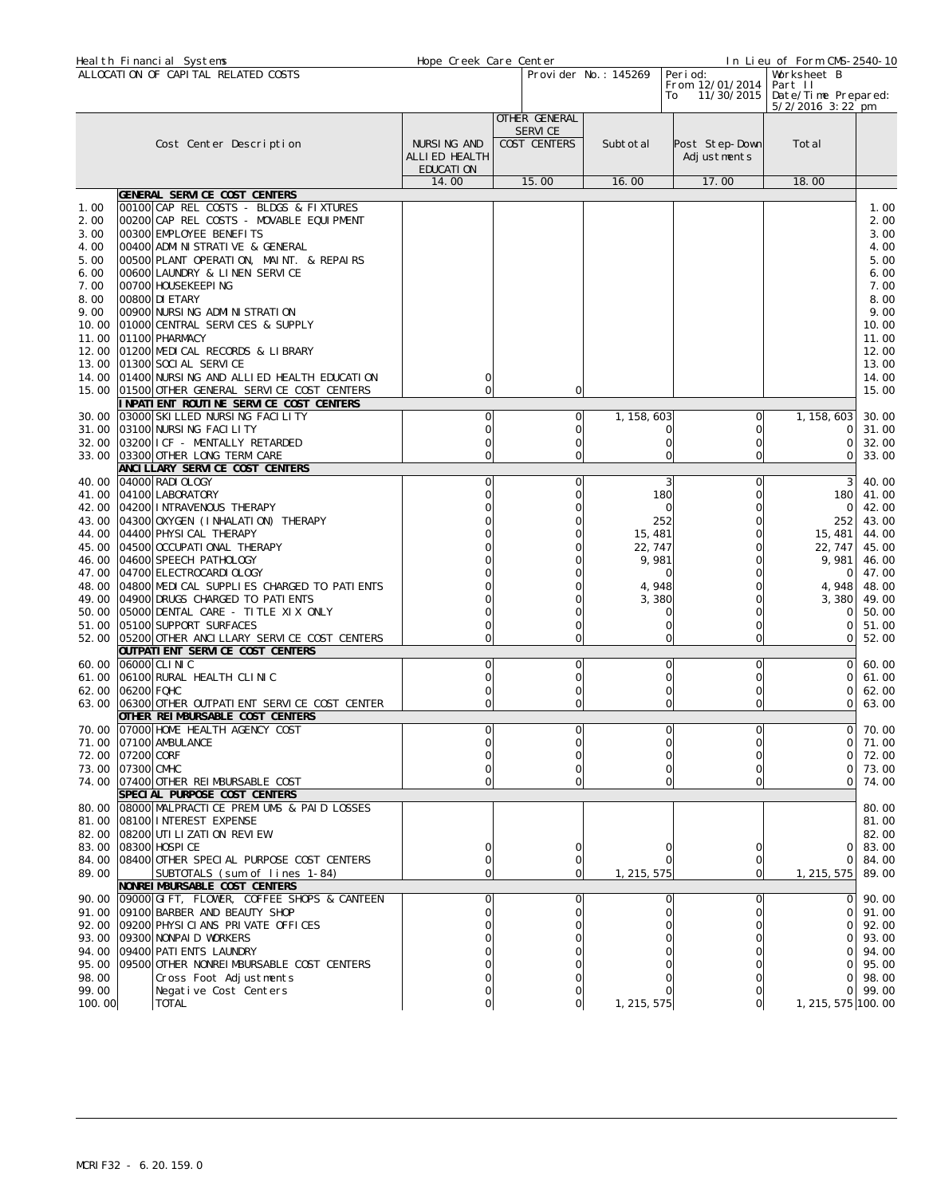| Health Financial Systems | Hope Creek Care Center | | In Lieu of Form CMS-2540-10 |
|---|---|---|---|
| ALLOCATION OF CAPITAL RELATED COSTS | | Provider No.: 145269 | Period: From 12/01/2014 To 11/30/2015 | Worksheet B Part II Date/Time Prepared: 5/2/2016 3:22 pm |

| | Cost Center Description | NURSING AND ALLIED HEALTH EDUCATION | OTHER GENERAL SERVICE COST CENTERS | Subtotal | Post Step-Down Adjustments | Total | |
|---|---|---|---|---|---|---|---|
| | | 14.00 | 15.00 | 16.00 | 17.00 | 18.00 | |
| | **GENERAL SERVICE COST CENTERS** | | | | | | |
| 1.00 | 00100 CAP REL COSTS - BLDGS & FIXTURES | | | | | | 1.00 |
| 2.00 | 00200 CAP REL COSTS - MOVABLE EQUIPMENT | | | | | | 2.00 |
| 3.00 | 00300 EMPLOYEE BENEFITS | | | | | | 3.00 |
| 4.00 | 00400 ADMINISTRATIVE & GENERAL | | | | | | 4.00 |
| 5.00 | 00500 PLANT OPERATION, MAINT. & REPAIRS | | | | | | 5.00 |
| 6.00 | 00600 LAUNDRY & LINEN SERVICE | | | | | | 6.00 |
| 7.00 | 00700 HOUSEKEEPING | | | | | | 7.00 |
| 8.00 | 00800 DIETARY | | | | | | 8.00 |
| 9.00 | 00900 NURSING ADMINISTRATION | | | | | | 9.00 |
| 10.00 | 01000 CENTRAL SERVICES & SUPPLY | | | | | | 10.00 |
| 11.00 | 01100 PHARMACY | | | | | | 11.00 |
| 12.00 | 01200 MEDICAL RECORDS & LIBRARY | | | | | | 12.00 |
| 13.00 | 01300 SOCIAL SERVICE | | | | | | 13.00 |
| 14.00 | 01400 NURSING AND ALLIED HEALTH EDUCATION | 0 | | | | | 14.00 |
| 15.00 | 01500 OTHER GENERAL SERVICE COST CENTERS | 0 | 0 | | | | 15.00 |
| | **INPATIENT ROUTINE SERVICE COST CENTERS** | | | | | | |
| 30.00 | 03000 SKILLED NURSING FACILITY | 0 | 0 | 1,158,603 | 0 | 1,158,603 | 30.00 |
| 31.00 | 03100 NURSING FACILITY | 0 | 0 | 0 | 0 | 0 | 31.00 |
| 32.00 | 03200 ICF - MENTALLY RETARDED | 0 | 0 | 0 | 0 | 0 | 32.00 |
| 33.00 | 03300 OTHER LONG TERM CARE | 0 | 0 | 0 | 0 | 0 | 33.00 |
| | **ANCILLARY SERVICE COST CENTERS** | | | | | | |
| 40.00 | 04000 RADIOLOGY | 0 | 0 | 3 | 0 | 3 | 40.00 |
| 41.00 | 04100 LABORATORY | 0 | 0 | 180 | 0 | 180 | 41.00 |
| 42.00 | 04200 INTRAVENOUS THERAPY | 0 | 0 | 0 | 0 | 0 | 42.00 |
| 43.00 | 04300 OXYGEN (INHALATION) THERAPY | 0 | 0 | 252 | 0 | 252 | 43.00 |
| 44.00 | 04400 PHYSICAL THERAPY | 0 | 0 | 15,481 | 0 | 15,481 | 44.00 |
| 45.00 | 04500 OCCUPATIONAL THERAPY | 0 | 0 | 22,747 | 0 | 22,747 | 45.00 |
| 46.00 | 04600 SPEECH PATHOLOGY | 0 | 0 | 9,981 | 0 | 9,981 | 46.00 |
| 47.00 | 04700 ELECTROCARDIOLOGY | 0 | 0 | 0 | 0 | 0 | 47.00 |
| 48.00 | 04800 MEDICAL SUPPLIES CHARGED TO PATIENTS | 0 | 0 | 4,948 | 0 | 4,948 | 48.00 |
| 49.00 | 04900 DRUGS CHARGED TO PATIENTS | 0 | 0 | 3,380 | 0 | 3,380 | 49.00 |
| 50.00 | 05000 DENTAL CARE - TITLE XIX ONLY | 0 | 0 | 0 | 0 | 0 | 50.00 |
| 51.00 | 05100 SUPPORT SURFACES | 0 | 0 | 0 | 0 | 0 | 51.00 |
| 52.00 | 05200 OTHER ANCILLARY SERVICE COST CENTERS | 0 | 0 | 0 | 0 | 0 | 52.00 |
| | **OUTPATIENT SERVICE COST CENTERS** | | | | | | |
| 60.00 | 06000 CLINIC | 0 | 0 | 0 | 0 | 0 | 60.00 |
| 61.00 | 06100 RURAL HEALTH CLINIC | 0 | 0 | 0 | 0 | 0 | 61.00 |
| 62.00 | 06200 FQHC | 0 | 0 | 0 | 0 | 0 | 62.00 |
| 63.00 | 06300 OTHER OUTPATIENT SERVICE COST CENTER | 0 | 0 | 0 | 0 | 0 | 63.00 |
| | **OTHER REIMBURSABLE COST CENTERS** | | | | | | |
| 70.00 | 07000 HOME HEALTH AGENCY COST | 0 | 0 | 0 | 0 | 0 | 70.00 |
| 71.00 | 07100 AMBULANCE | 0 | 0 | 0 | 0 | 0 | 71.00 |
| 72.00 | 07200 CORF | 0 | 0 | 0 | 0 | 0 | 72.00 |
| 73.00 | 07300 CMHC | 0 | 0 | 0 | 0 | 0 | 73.00 |
| 74.00 | 07400 OTHER REIMBURSABLE COST | 0 | 0 | 0 | 0 | 0 | 74.00 |
| | **SPECIAL PURPOSE COST CENTERS** | | | | | | |
| 80.00 | 08000 MALPRACTICE PREMIUMS & PAID LOSSES | | | | | | 80.00 |
| 81.00 | 08100 INTEREST EXPENSE | | | | | | 81.00 |
| 82.00 | 08200 UTILIZATION REVIEW | | | | | | 82.00 |
| 83.00 | 08300 HOSPICE | 0 | 0 | 0 | 0 | 0 | 83.00 |
| 84.00 | 08400 OTHER SPECIAL PURPOSE COST CENTERS | 0 | 0 | 0 | 0 | 0 | 84.00 |
| 89.00 | SUBTOTALS (sum of lines 1-84) | 0 | 0 | 1,215,575 | 0 | 1,215,575 | 89.00 |
| | **NONREIMBURSABLE COST CENTERS** | | | | | | |
| 90.00 | 09000 GIFT, FLOWER, COFFEE SHOPS & CANTEEN | 0 | 0 | 0 | 0 | 0 | 90.00 |
| 91.00 | 09100 BARBER AND BEAUTY SHOP | 0 | 0 | 0 | 0 | 0 | 91.00 |
| 92.00 | 09200 PHYSICIANS PRIVATE OFFICES | 0 | 0 | 0 | 0 | 0 | 92.00 |
| 93.00 | 09300 NONPAID WORKERS | 0 | 0 | 0 | 0 | 0 | 93.00 |
| 94.00 | 09400 PATIENTS LAUNDRY | 0 | 0 | 0 | 0 | 0 | 94.00 |
| 95.00 | 09500 OTHER NONREIMBURSABLE COST CENTERS | 0 | 0 | 0 | 0 | 0 | 95.00 |
| 98.00 | Cross Foot Adjustments | 0 | 0 | 0 | 0 | 0 | 98.00 |
| 99.00 | Negative Cost Centers | 0 | 0 | 0 | 0 | 0 | 99.00 |
| 100.00 | TOTAL | 0 | 0 | 1,215,575 | 0 | 1,215,575 | 100.00 |

MCRIF32 - 6.20.159.0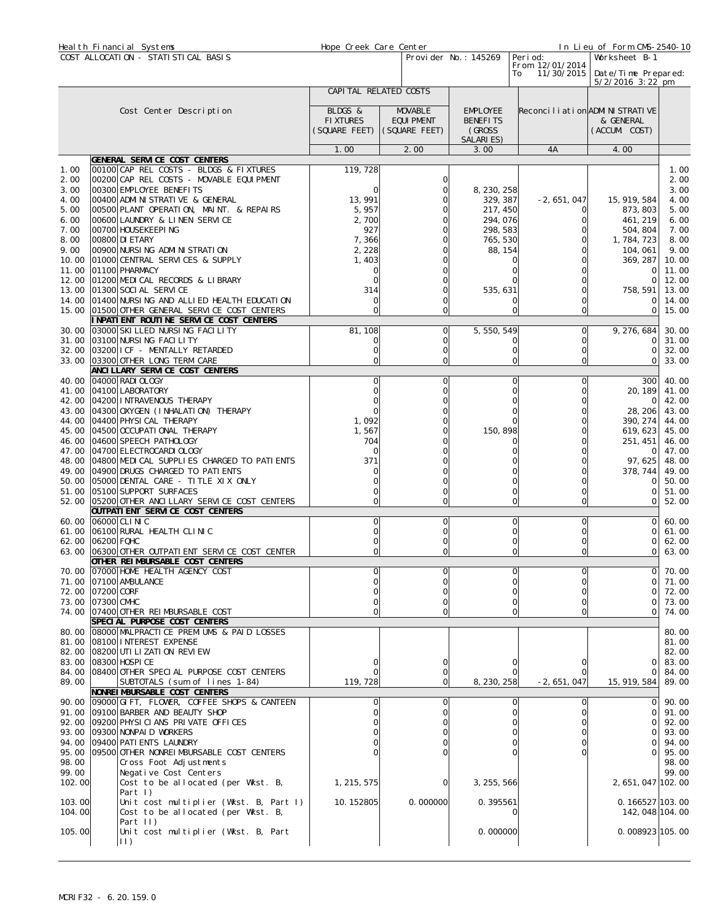Health Financial Systems | Hope Creek Care Center | In Lieu of Form CMS-2540-10

COST ALLOCATION - STATISTICAL BASIS | Provider No.: 145269 | Period: From 12/01/2014 To 11/30/2015 | Worksheet B-1 | Date/Time Prepared: 5/2/2016 3:22 pm

| | Cost Center Description | CAPITAL RELATED COSTS | | EMPLOYEE BENEFITS (GROSS SALARIES) | Reconciliation | ADMINISTRATIVE & GENERAL (ACCUM. COST) | |
|---|---|---|---|---|---|---|---|
| | | BLDGS & FIXTURES (SQUARE FEET) | MOVABLE EQUIPMENT (SQUARE FEET) | | | | |
| | | 1.00 | 2.00 | 3.00 | 4A | 4.00 | |
| | **GENERAL SERVICE COST CENTERS** | | | | | | |
| 1.00 | 00100 CAP REL COSTS - BLDGS & FIXTURES | 119,728 | | | | | 1.00 |
| 2.00 | 00200 CAP REL COSTS - MOVABLE EQUIPMENT | | 0 | | | | 2.00 |
| 3.00 | 00300 EMPLOYEE BENEFITS | 0 | 0 | 8,230,258 | | | 3.00 |
| 4.00 | 00400 ADMINISTRATIVE & GENERAL | 13,991 | 0 | 329,387 | -2,651,047 | 15,919,584 | 4.00 |
| 5.00 | 00500 PLANT OPERATION, MAINT. & REPAIRS | 5,957 | 0 | 217,450 | 0 | 873,803 | 5.00 |
| 6.00 | 00600 LAUNDRY & LINEN SERVICE | 2,700 | 0 | 294,076 | 0 | 461,219 | 6.00 |
| 7.00 | 00700 HOUSEKEEPING | 927 | 0 | 298,583 | 0 | 504,804 | 7.00 |
| 8.00 | 00800 DIETARY | 7,366 | 0 | 765,530 | 0 | 1,784,723 | 8.00 |
| 9.00 | 00900 NURSING ADMINISTRATION | 2,228 | 0 | 88,154 | 0 | 104,061 | 9.00 |
| 10.00 | 01000 CENTRAL SERVICES & SUPPLY | 1,403 | 0 | 0 | 0 | 369,287 | 10.00 |
| 11.00 | 01100 PHARMACY | 0 | 0 | 0 | 0 | 0 | 11.00 |
| 12.00 | 01200 MEDICAL RECORDS & LIBRARY | 0 | 0 | 0 | 0 | 0 | 12.00 |
| 13.00 | 01300 SOCIAL SERVICE | 314 | 0 | 535,631 | 0 | 758,591 | 13.00 |
| 14.00 | 01400 NURSING AND ALLIED HEALTH EDUCATION | 0 | 0 | 0 | 0 | 0 | 14.00 |
| 15.00 | 01500 OTHER GENERAL SERVICE COST CENTERS | 0 | 0 | 0 | 0 | 0 | 15.00 |
| | **INPATIENT ROUTINE SERVICE COST CENTERS** | | | | | | |
| 30.00 | 03000 SKILLED NURSING FACILITY | 81,108 | 0 | 5,550,549 | 0 | 9,276,684 | 30.00 |
| 31.00 | 03100 NURSING FACILITY | 0 | 0 | 0 | 0 | 0 | 31.00 |
| 32.00 | 03200 ICF - MENTALLY RETARDED | 0 | 0 | 0 | 0 | 0 | 32.00 |
| 33.00 | 03300 OTHER LONG TERM CARE | 0 | 0 | 0 | 0 | 0 | 33.00 |
| | **ANCILLARY SERVICE COST CENTERS** | | | | | | |
| 40.00 | 04000 RADIOLOGY | 0 | 0 | 0 | 0 | 300 | 40.00 |
| 41.00 | 04100 LABORATORY | 0 | 0 | 0 | 0 | 20,189 | 41.00 |
| 42.00 | 04200 INTRAVENOUS THERAPY | 0 | 0 | 0 | 0 | 0 | 42.00 |
| 43.00 | 04300 OXYGEN (INHALATION) THERAPY | 0 | 0 | 0 | 0 | 28,206 | 43.00 |
| 44.00 | 04400 PHYSICAL THERAPY | 1,092 | 0 | 0 | 0 | 390,274 | 44.00 |
| 45.00 | 04500 OCCUPATIONAL THERAPY | 1,567 | 0 | 150,898 | 0 | 619,623 | 45.00 |
| 46.00 | 04600 SPEECH PATHOLOGY | 704 | 0 | 0 | 0 | 251,451 | 46.00 |
| 47.00 | 04700 ELECTROCARDIOLOGY | 0 | 0 | 0 | 0 | 0 | 47.00 |
| 48.00 | 04800 MEDICAL SUPPLIES CHARGED TO PATIENTS | 371 | 0 | 0 | 0 | 97,625 | 48.00 |
| 49.00 | 04900 DRUGS CHARGED TO PATIENTS | 0 | 0 | 0 | 0 | 378,744 | 49.00 |
| 50.00 | 05000 DENTAL CARE - TITLE XIX ONLY | 0 | 0 | 0 | 0 | 0 | 50.00 |
| 51.00 | 05100 SUPPORT SURFACES | 0 | 0 | 0 | 0 | 0 | 51.00 |
| 52.00 | 05200 OTHER ANCILLARY SERVICE COST CENTERS | 0 | 0 | 0 | 0 | 0 | 52.00 |
| | **OUTPATIENT SERVICE COST CENTERS** | | | | | | |
| 60.00 | 06000 CLINIC | 0 | 0 | 0 | 0 | 0 | 60.00 |
| 61.00 | 06100 RURAL HEALTH CLINIC | 0 | 0 | 0 | 0 | 0 | 61.00 |
| 62.00 | 06200 FQHC | 0 | 0 | 0 | 0 | 0 | 62.00 |
| 63.00 | 06300 OTHER OUTPATIENT SERVICE COST CENTER | 0 | 0 | 0 | 0 | 0 | 63.00 |
| | **OTHER REIMBURSABLE COST CENTERS** | | | | | | |
| 70.00 | 07000 HOME HEALTH AGENCY COST | 0 | 0 | 0 | 0 | 0 | 70.00 |
| 71.00 | 07100 AMBULANCE | 0 | 0 | 0 | 0 | 0 | 71.00 |
| 72.00 | 07200 CORF | 0 | 0 | 0 | 0 | 0 | 72.00 |
| 73.00 | 07300 CMHC | 0 | 0 | 0 | 0 | 0 | 73.00 |
| 74.00 | 07400 OTHER REIMBURSABLE COST | 0 | 0 | 0 | 0 | 0 | 74.00 |
| | **SPECIAL PURPOSE COST CENTERS** | | | | | | |
| 80.00 | 08000 MALPRACTICE PREMIUMS & PAID LOSSES | | | | | | 80.00 |
| 81.00 | 08100 INTEREST EXPENSE | | | | | | 81.00 |
| 82.00 | 08200 UTILIZATION REVIEW | | | | | | 82.00 |
| 83.00 | 08300 HOSPICE | 0 | 0 | 0 | 0 | 0 | 83.00 |
| 84.00 | 08400 OTHER SPECIAL PURPOSE COST CENTERS | 0 | 0 | 0 | 0 | 0 | 84.00 |
| 89.00 | SUBTOTALS (sum of lines 1-84) | 119,728 | 0 | 8,230,258 | -2,651,047 | 15,919,584 | 89.00 |
| | **NONREIMBURSABLE COST CENTERS** | | | | | | |
| 90.00 | 09000 GIFT, FLOWER, COFFEE SHOPS & CANTEEN | 0 | 0 | 0 | 0 | 0 | 90.00 |
| 91.00 | 09100 BARBER AND BEAUTY SHOP | 0 | 0 | 0 | 0 | 0 | 91.00 |
| 92.00 | 09200 PHYSICIANS PRIVATE OFFICES | 0 | 0 | 0 | 0 | 0 | 92.00 |
| 93.00 | 09300 NONPAID WORKERS | 0 | 0 | 0 | 0 | 0 | 93.00 |
| 94.00 | 09400 PATIENTS LAUNDRY | 0 | 0 | 0 | 0 | 0 | 94.00 |
| 95.00 | 09500 OTHER NONREIMBURSABLE COST CENTERS | 0 | 0 | 0 | 0 | 0 | 95.00 |
| 98.00 | Cross Foot Adjustments | | | | | | 98.00 |
| 99.00 | Negative Cost Centers | | | | | | 99.00 |
| 102.00 | Cost to be allocated (per Wkst. B, Part I) | 1,215,575 | 0 | 3,255,566 | | 2,651,047 | 102.00 |
| 103.00 | Unit cost multiplier (Wkst. B, Part I) | 10.152805 | 0.000000 | 0.395561 | | 0.166527 | 103.00 |
| 104.00 | Cost to be allocated (per Wkst. B, Part II) | | | 0 | | 142,048 | 104.00 |
| 105.00 | Unit cost multiplier (Wkst. B, Part II) | | | 0.000000 | | 0.008923 | 105.00 |

MCRIF32 - 6.20.159.0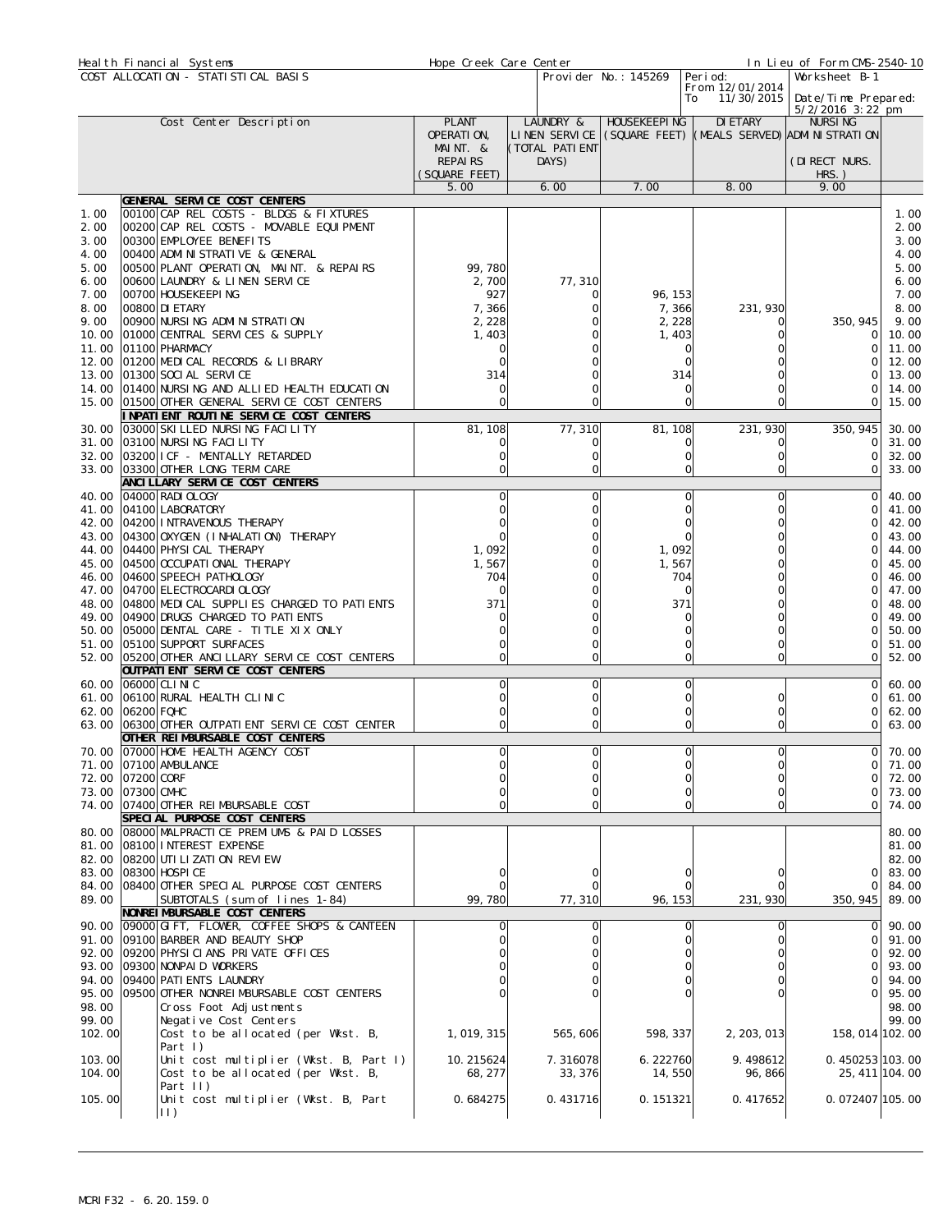Health Financial Systems | Hope Creek Care Center | In Lieu of Form CMS-2540-10

COST ALLOCATION - STATISTICAL BASIS | Provider No.: 145269 | Period: From 12/01/2014 To 11/30/2015 | Worksheet B-1 | Date/Time Prepared: 5/2/2016 3:22 pm

| | Cost Center Description | PLANT OPERATION, MAINT. & REPAIRS (SQUARE FEET) | LAUNDRY & LINEN SERVICE (TOTAL PATIENT DAYS) | HOUSEKEEPING (SQUARE FEET) | DIETARY (MEALS SERVED) | NURSING ADMINISTRATION (DIRECT NURS. HRS.) | |
|---|---|---|---|---|---|---|---|
| | | 5.00 | 6.00 | 7.00 | 8.00 | 9.00 | |
| | **GENERAL SERVICE COST CENTERS** | | | | | | |
| 1.00 | 00100 CAP REL COSTS - BLDGS & FIXTURES | | | | | | 1.00 |
| 2.00 | 00200 CAP REL COSTS - MOVABLE EQUIPMENT | | | | | | 2.00 |
| 3.00 | 00300 EMPLOYEE BENEFITS | | | | | | 3.00 |
| 4.00 | 00400 ADMINISTRATIVE & GENERAL | | | | | | 4.00 |
| 5.00 | 00500 PLANT OPERATION, MAINT. & REPAIRS | 99,780 | | | | | 5.00 |
| 6.00 | 00600 LAUNDRY & LINEN SERVICE | 2,700 | 77,310 | | | | 6.00 |
| 7.00 | 00700 HOUSEKEEPING | 927 | 0 | 96,153 | | | 7.00 |
| 8.00 | 00800 DIETARY | 7,366 | 0 | 7,366 | 231,930 | | 8.00 |
| 9.00 | 00900 NURSING ADMINISTRATION | 2,228 | 0 | 2,228 | 0 | 350,945 | 9.00 |
| 10.00 | 01000 CENTRAL SERVICES & SUPPLY | 1,403 | 0 | 1,403 | 0 | 0 | 10.00 |
| 11.00 | 01100 PHARMACY | 0 | 0 | 0 | 0 | 0 | 11.00 |
| 12.00 | 01200 MEDICAL RECORDS & LIBRARY | 0 | 0 | 0 | 0 | 0 | 12.00 |
| 13.00 | 01300 SOCIAL SERVICE | 314 | 0 | 314 | 0 | 0 | 13.00 |
| 14.00 | 01400 NURSING AND ALLIED HEALTH EDUCATION | 0 | 0 | 0 | 0 | 0 | 14.00 |
| 15.00 | 01500 OTHER GENERAL SERVICE COST CENTERS | 0 | 0 | 0 | 0 | 0 | 15.00 |
| | **INPATIENT ROUTINE SERVICE COST CENTERS** | | | | | | |
| 30.00 | 03000 SKILLED NURSING FACILITY | 81,108 | 77,310 | 81,108 | 231,930 | 350,945 | 30.00 |
| 31.00 | 03100 NURSING FACILITY | 0 | 0 | 0 | 0 | 0 | 31.00 |
| 32.00 | 03200 ICF - MENTALLY RETARDED | 0 | 0 | 0 | 0 | 0 | 32.00 |
| 33.00 | 03300 OTHER LONG TERM CARE | 0 | 0 | 0 | 0 | 0 | 33.00 |
| | **ANCILLARY SERVICE COST CENTERS** | | | | | | |
| 40.00 | 04000 RADIOLOGY | 0 | 0 | 0 | 0 | 0 | 40.00 |
| 41.00 | 04100 LABORATORY | 0 | 0 | 0 | 0 | 0 | 41.00 |
| 42.00 | 04200 INTRAVENOUS THERAPY | 0 | 0 | 0 | 0 | 0 | 42.00 |
| 43.00 | 04300 OXYGEN (INHALATION) THERAPY | 0 | 0 | 0 | 0 | 0 | 43.00 |
| 44.00 | 04400 PHYSICAL THERAPY | 1,092 | 0 | 1,092 | 0 | 0 | 44.00 |
| 45.00 | 04500 OCCUPATIONAL THERAPY | 1,567 | 0 | 1,567 | 0 | 0 | 45.00 |
| 46.00 | 04600 SPEECH PATHOLOGY | 704 | 0 | 704 | 0 | 0 | 46.00 |
| 47.00 | 04700 ELECTROCARDIOLOGY | 0 | 0 | 0 | 0 | 0 | 47.00 |
| 48.00 | 04800 MEDICAL SUPPLIES CHARGED TO PATIENTS | 371 | 0 | 371 | 0 | 0 | 48.00 |
| 49.00 | 04900 DRUGS CHARGED TO PATIENTS | 0 | 0 | 0 | 0 | 0 | 49.00 |
| 50.00 | 05000 DENTAL CARE - TITLE XIX ONLY | 0 | 0 | 0 | 0 | 0 | 50.00 |
| 51.00 | 05100 SUPPORT SURFACES | 0 | 0 | 0 | 0 | 0 | 51.00 |
| 52.00 | 05200 OTHER ANCILLARY SERVICE COST CENTERS | 0 | 0 | 0 | 0 | 0 | 52.00 |
| | **OUTPATIENT SERVICE COST CENTERS** | | | | | | |
| 60.00 | 06000 CLINIC | 0 | 0 | 0 | | 0 | 60.00 |
| 61.00 | 06100 RURAL HEALTH CLINIC | 0 | 0 | 0 | 0 | 0 | 61.00 |
| 62.00 | 06200 FQHC | 0 | 0 | 0 | 0 | 0 | 62.00 |
| 63.00 | 06300 OTHER OUTPATIENT SERVICE COST CENTER | 0 | 0 | 0 | 0 | 0 | 63.00 |
| | **OTHER REIMBURSABLE COST CENTERS** | | | | | | |
| 70.00 | 07000 HOME HEALTH AGENCY COST | 0 | 0 | 0 | 0 | 0 | 70.00 |
| 71.00 | 07100 AMBULANCE | 0 | 0 | 0 | 0 | 0 | 71.00 |
| 72.00 | 07200 CORF | 0 | 0 | 0 | 0 | 0 | 72.00 |
| 73.00 | 07300 CMHC | 0 | 0 | 0 | 0 | 0 | 73.00 |
| 74.00 | 07400 OTHER REIMBURSABLE COST | 0 | 0 | 0 | 0 | 0 | 74.00 |
| | **SPECIAL PURPOSE COST CENTERS** | | | | | | |
| 80.00 | 08000 MALPRACTICE PREMIUMS & PAID LOSSES | | | | | | 80.00 |
| 81.00 | 08100 INTEREST EXPENSE | | | | | | 81.00 |
| 82.00 | 08200 UTILIZATION REVIEW | | | | | | 82.00 |
| 83.00 | 08300 HOSPICE | 0 | 0 | 0 | 0 | 0 | 83.00 |
| 84.00 | 08400 OTHER SPECIAL PURPOSE COST CENTERS | 0 | 0 | 0 | 0 | 0 | 84.00 |
| 89.00 | SUBTOTALS (sum of lines 1-84) | 99,780 | 77,310 | 96,153 | 231,930 | 350,945 | 89.00 |
| | **NONREIMBURSABLE COST CENTERS** | | | | | | |
| 90.00 | 09000 GIFT, FLOWER, COFFEE SHOPS & CANTEEN | 0 | 0 | 0 | 0 | 0 | 90.00 |
| 91.00 | 09100 BARBER AND BEAUTY SHOP | 0 | 0 | 0 | 0 | 0 | 91.00 |
| 92.00 | 09200 PHYSICIANS PRIVATE OFFICES | 0 | 0 | 0 | 0 | 0 | 92.00 |
| 93.00 | 09300 NONPAID WORKERS | 0 | 0 | 0 | 0 | 0 | 93.00 |
| 94.00 | 09400 PATIENTS LAUNDRY | 0 | 0 | 0 | 0 | 0 | 94.00 |
| 95.00 | 09500 OTHER NONREIMBURSABLE COST CENTERS | 0 | 0 | 0 | 0 | 0 | 95.00 |
| 98.00 | Cross Foot Adjustments | | | | | | 98.00 |
| 99.00 | Negative Cost Centers | | | | | | 99.00 |
| 102.00 | Cost to be allocated (per Wkst. B, Part I) | 1,019,315 | 565,606 | 598,337 | 2,203,013 | 158,014 | 102.00 |
| 103.00 | Unit cost multiplier (Wkst. B, Part I) | 10.215624 | 7.316078 | 6.222760 | 9.498612 | 0.450253 | 103.00 |
| 104.00 | Cost to be allocated (per Wkst. B, Part II) | 68,277 | 33,376 | 14,550 | 96,866 | 25,411 | 104.00 |
| 105.00 | Unit cost multiplier (Wkst. B, Part II) | 0.684275 | 0.431716 | 0.151321 | 0.417652 | 0.072407 | 105.00 |

MCRIF32 - 6.20.159.0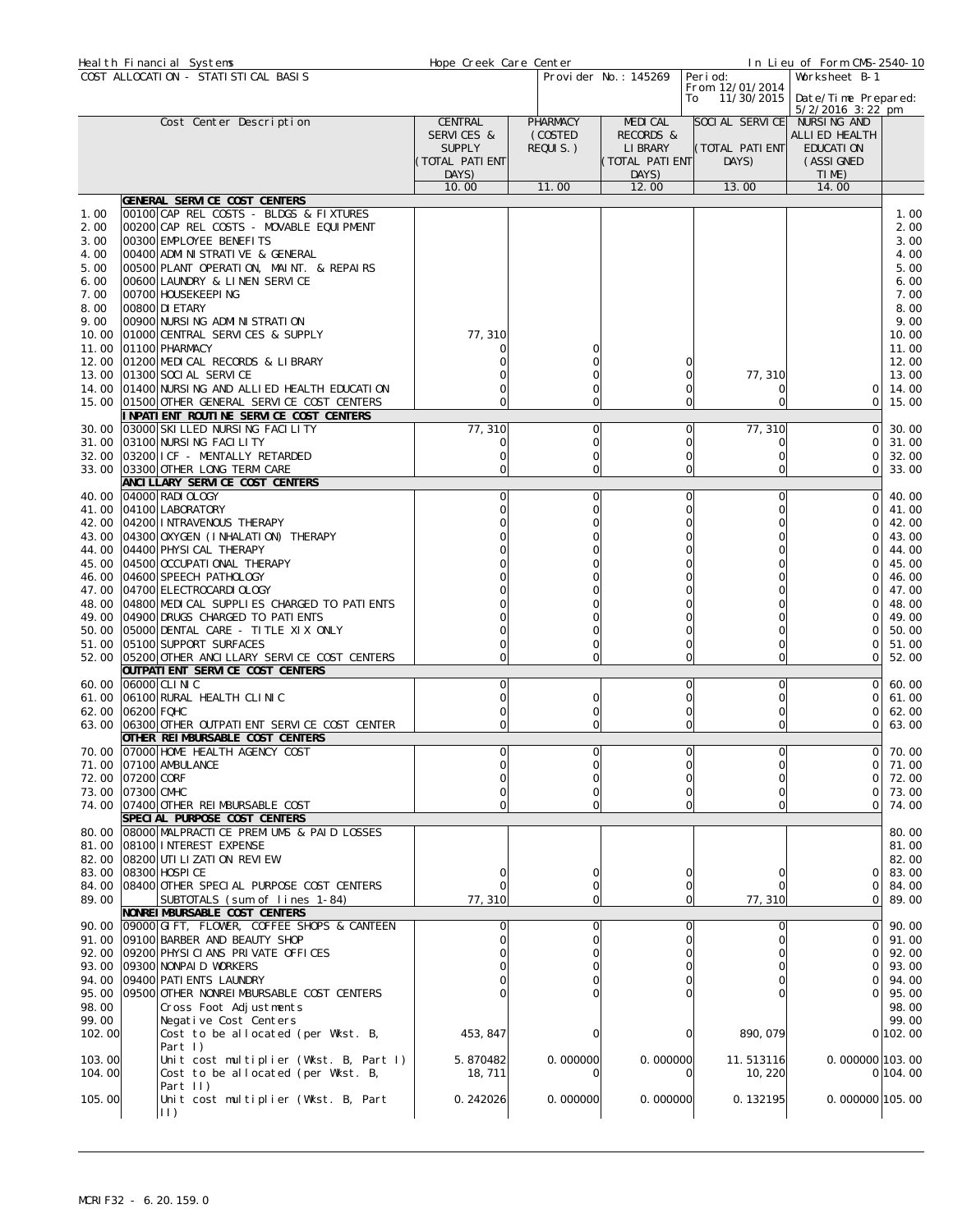Health Financial Systems | Hope Creek Care Center | In Lieu of Form CMS-2540-10

COST ALLOCATION - STATISTICAL BASIS | Provider No.: 145269 | Period: From 12/01/2014 To 11/30/2015 | Worksheet B-1 | Date/Time Prepared: 5/2/2016 3:22 pm

| | Cost Center Description | CENTRAL SERVICES & SUPPLY (TOTAL PATIENT DAYS) | PHARMACY (COSTED REQUIS.) | MEDICAL RECORDS & LIBRARY (TOTAL PATIENT DAYS) | SOCIAL SERVICE (TOTAL PATIENT DAYS) | NURSING AND ALLIED HEALTH EDUCATION (ASSIGNED TIME) | |
|---|---|---|---|---|---|---|---|
| | | 10.00 | 11.00 | 12.00 | 13.00 | 14.00 | |
| | **GENERAL SERVICE COST CENTERS** | | | | | | |
| 1.00 | 00100 CAP REL COSTS - BLDGS & FIXTURES | | | | | | 1.00 |
| 2.00 | 00200 CAP REL COSTS - MOVABLE EQUIPMENT | | | | | | 2.00 |
| 3.00 | 00300 EMPLOYEE BENEFITS | | | | | | 3.00 |
| 4.00 | 00400 ADMINISTRATIVE & GENERAL | | | | | | 4.00 |
| 5.00 | 00500 PLANT OPERATION, MAINT. & REPAIRS | | | | | | 5.00 |
| 6.00 | 00600 LAUNDRY & LINEN SERVICE | | | | | | 6.00 |
| 7.00 | 00700 HOUSEKEEPING | | | | | | 7.00 |
| 8.00 | 00800 DIETARY | | | | | | 8.00 |
| 9.00 | 00900 NURSING ADMINISTRATION | | | | | | 9.00 |
| 10.00 | 01000 CENTRAL SERVICES & SUPPLY | 77,310 | | | | | 10.00 |
| 11.00 | 01100 PHARMACY | 0 | 0 | | | | 11.00 |
| 12.00 | 01200 MEDICAL RECORDS & LIBRARY | 0 | 0 | 0 | | | 12.00 |
| 13.00 | 01300 SOCIAL SERVICE | 0 | 0 | 0 | 77,310 | | 13.00 |
| 14.00 | 01400 NURSING AND ALLIED HEALTH EDUCATION | 0 | 0 | 0 | 0 | 0 | 14.00 |
| 15.00 | 01500 OTHER GENERAL SERVICE COST CENTERS | 0 | 0 | 0 | 0 | 0 | 15.00 |
| | **INPATIENT ROUTINE SERVICE COST CENTERS** | | | | | | |
| 30.00 | 03000 SKILLED NURSING FACILITY | 77,310 | 0 | 0 | 77,310 | 0 | 30.00 |
| 31.00 | 03100 NURSING FACILITY | 0 | 0 | 0 | 0 | 0 | 31.00 |
| 32.00 | 03200 ICF - MENTALLY RETARDED | 0 | 0 | 0 | 0 | 0 | 32.00 |
| 33.00 | 03300 OTHER LONG TERM CARE | 0 | 0 | 0 | 0 | 0 | 33.00 |
| | **ANCILLARY SERVICE COST CENTERS** | | | | | | |
| 40.00 | 04000 RADIOLOGY | 0 | 0 | 0 | 0 | 0 | 40.00 |
| 41.00 | 04100 LABORATORY | 0 | 0 | 0 | 0 | 0 | 41.00 |
| 42.00 | 04200 INTRAVENOUS THERAPY | 0 | 0 | 0 | 0 | 0 | 42.00 |
| 43.00 | 04300 OXYGEN (INHALATION) THERAPY | 0 | 0 | 0 | 0 | 0 | 43.00 |
| 44.00 | 04400 PHYSICAL THERAPY | 0 | 0 | 0 | 0 | 0 | 44.00 |
| 45.00 | 04500 OCCUPATIONAL THERAPY | 0 | 0 | 0 | 0 | 0 | 45.00 |
| 46.00 | 04600 SPEECH PATHOLOGY | 0 | 0 | 0 | 0 | 0 | 46.00 |
| 47.00 | 04700 ELECTROCARDIOLOGY | 0 | 0 | 0 | 0 | 0 | 47.00 |
| 48.00 | 04800 MEDICAL SUPPLIES CHARGED TO PATIENTS | 0 | 0 | 0 | 0 | 0 | 48.00 |
| 49.00 | 04900 DRUGS CHARGED TO PATIENTS | 0 | 0 | 0 | 0 | 0 | 49.00 |
| 50.00 | 05000 DENTAL CARE - TITLE XIX ONLY | 0 | 0 | 0 | 0 | 0 | 50.00 |
| 51.00 | 05100 SUPPORT SURFACES | 0 | 0 | 0 | 0 | 0 | 51.00 |
| 52.00 | 05200 OTHER ANCILLARY SERVICE COST CENTERS | 0 | 0 | 0 | 0 | 0 | 52.00 |
| | **OUTPATIENT SERVICE COST CENTERS** | | | | | | |
| 60.00 | 06000 CLINIC | 0 | | 0 | 0 | 0 | 60.00 |
| 61.00 | 06100 RURAL HEALTH CLINIC | 0 | 0 | 0 | 0 | 0 | 61.00 |
| 62.00 | 06200 FQHC | 0 | 0 | 0 | 0 | 0 | 62.00 |
| 63.00 | 06300 OTHER OUTPATIENT SERVICE COST CENTER | 0 | 0 | 0 | 0 | 0 | 63.00 |
| | **OTHER REIMBURSABLE COST CENTERS** | | | | | | |
| 70.00 | 07000 HOME HEALTH AGENCY COST | 0 | 0 | 0 | 0 | 0 | 70.00 |
| 71.00 | 07100 AMBULANCE | 0 | 0 | 0 | 0 | 0 | 71.00 |
| 72.00 | 07200 CORF | 0 | 0 | 0 | 0 | 0 | 72.00 |
| 73.00 | 07300 CMHC | 0 | 0 | 0 | 0 | 0 | 73.00 |
| 74.00 | 07400 OTHER REIMBURSABLE COST | 0 | 0 | 0 | 0 | 0 | 74.00 |
| | **SPECIAL PURPOSE COST CENTERS** | | | | | | |
| 80.00 | 08000 MALPRACTICE PREMIUMS & PAID LOSSES | | | | | | 80.00 |
| 81.00 | 08100 INTEREST EXPENSE | | | | | | 81.00 |
| 82.00 | 08200 UTILIZATION REVIEW | | | | | | 82.00 |
| 83.00 | 08300 HOSPICE | 0 | 0 | 0 | 0 | 0 | 83.00 |
| 84.00 | 08400 OTHER SPECIAL PURPOSE COST CENTERS | 0 | 0 | 0 | 0 | 0 | 84.00 |
| 89.00 | SUBTOTALS (sum of lines 1-84) | 77,310 | 0 | 0 | 77,310 | 0 | 89.00 |
| | **NONREIMBURSABLE COST CENTERS** | | | | | | |
| 90.00 | 09000 GIFT, FLOWER, COFFEE SHOPS & CANTEEN | 0 | 0 | 0 | 0 | 0 | 90.00 |
| 91.00 | 09100 BARBER AND BEAUTY SHOP | 0 | 0 | 0 | 0 | 0 | 91.00 |
| 92.00 | 09200 PHYSICIANS PRIVATE OFFICES | 0 | 0 | 0 | 0 | 0 | 92.00 |
| 93.00 | 09300 NONPAID WORKERS | 0 | 0 | 0 | 0 | 0 | 93.00 |
| 94.00 | 09400 PATIENTS LAUNDRY | 0 | 0 | 0 | 0 | 0 | 94.00 |
| 95.00 | 09500 OTHER NONREIMBURSABLE COST CENTERS | 0 | 0 | 0 | 0 | 0 | 95.00 |
| 98.00 | Cross Foot Adjustments | | | | | | 98.00 |
| 99.00 | Negative Cost Centers | | | | | | 99.00 |
| 102.00 | Cost to be allocated (per Wkst. B, Part I) | 453,847 | 0 | 0 | 890,079 | 0 | 102.00 |
| 103.00 | Unit cost multiplier (Wkst. B, Part I) | 5.870482 | 0.000000 | 0.000000 | 11.513116 | 0.000000 | 103.00 |
| 104.00 | Cost to be allocated (per Wkst. B, Part II) | 18,711 | 0 | 0 | 10,220 | 0 | 104.00 |
| 105.00 | Unit cost multiplier (Wkst. B, Part II) | 0.242026 | 0.000000 | 0.000000 | 0.132195 | 0.000000 | 105.00 |

MCRIF32 - 6.20.159.0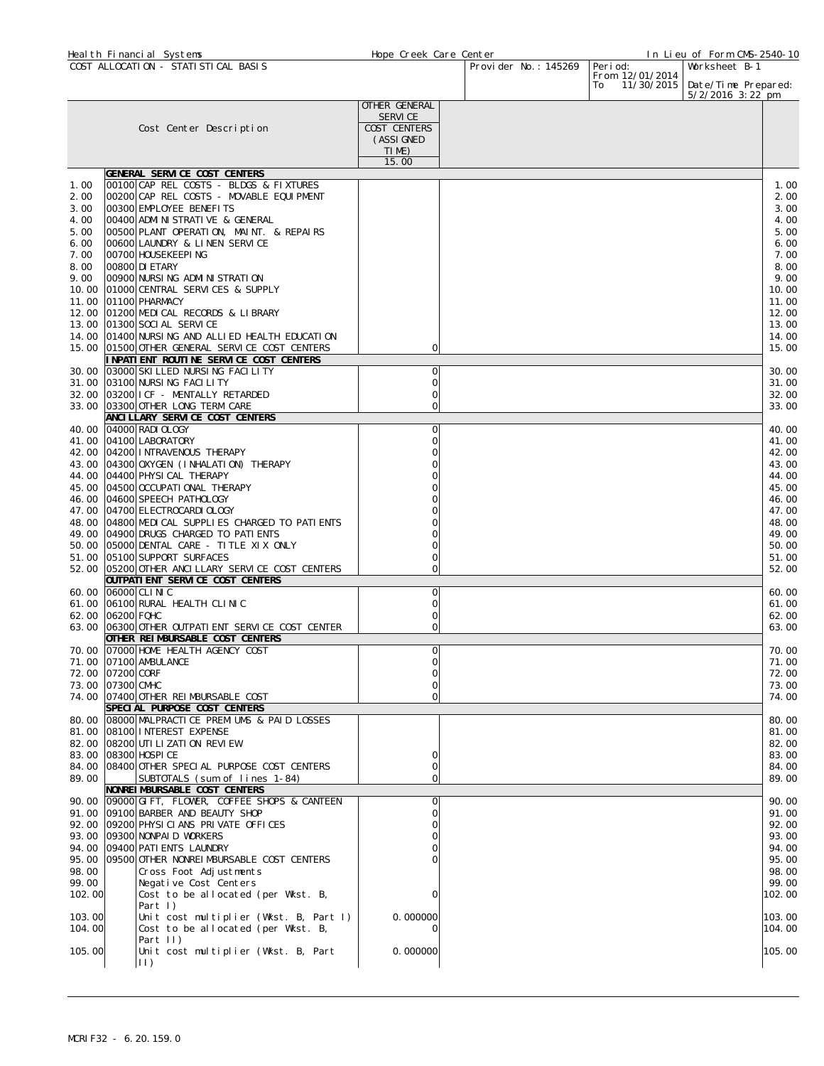Health Financial Systems | Hope Creek Care Center | In Lieu of Form CMS-2540-10

COST ALLOCATION - STATISTICAL BASIS | Provider No.: 145269 | Period: From 12/01/2014 To 11/30/2015 | Worksheet B-1 | Date/Time Prepared: 5/2/2016 3:22 pm

| | Cost Center Description | OTHER GENERAL SERVICE COST CENTERS (ASSIGNED TIME) | |
|---|---|---|---|
| | | 15.00 | |
| | **GENERAL SERVICE COST CENTERS** | | |
| 1.00 | 00100 CAP REL COSTS - BLDGS & FIXTURES | | 1.00 |
| 2.00 | 00200 CAP REL COSTS - MOVABLE EQUIPMENT | | 2.00 |
| 3.00 | 00300 EMPLOYEE BENEFITS | | 3.00 |
| 4.00 | 00400 ADMINISTRATIVE & GENERAL | | 4.00 |
| 5.00 | 00500 PLANT OPERATION, MAINT. & REPAIRS | | 5.00 |
| 6.00 | 00600 LAUNDRY & LINEN SERVICE | | 6.00 |
| 7.00 | 00700 HOUSEKEEPING | | 7.00 |
| 8.00 | 00800 DIETARY | | 8.00 |
| 9.00 | 00900 NURSING ADMINISTRATION | | 9.00 |
| 10.00 | 01000 CENTRAL SERVICES & SUPPLY | | 10.00 |
| 11.00 | 01100 PHARMACY | | 11.00 |
| 12.00 | 01200 MEDICAL RECORDS & LIBRARY | | 12.00 |
| 13.00 | 01300 SOCIAL SERVICE | | 13.00 |
| 14.00 | 01400 NURSING AND ALLIED HEALTH EDUCATION | | 14.00 |
| 15.00 | 01500 OTHER GENERAL SERVICE COST CENTERS | 0 | 15.00 |
| | **INPATIENT ROUTINE SERVICE COST CENTERS** | | |
| 30.00 | 03000 SKILLED NURSING FACILITY | 0 | 30.00 |
| 31.00 | 03100 NURSING FACILITY | 0 | 31.00 |
| 32.00 | 03200 ICF - MENTALLY RETARDED | 0 | 32.00 |
| 33.00 | 03300 OTHER LONG TERM CARE | 0 | 33.00 |
| | **ANCILLARY SERVICE COST CENTERS** | | |
| 40.00 | 04000 RADIOLOGY | 0 | 40.00 |
| 41.00 | 04100 LABORATORY | 0 | 41.00 |
| 42.00 | 04200 INTRAVENOUS THERAPY | 0 | 42.00 |
| 43.00 | 04300 OXYGEN (INHALATION) THERAPY | 0 | 43.00 |
| 44.00 | 04400 PHYSICAL THERAPY | 0 | 44.00 |
| 45.00 | 04500 OCCUPATIONAL THERAPY | 0 | 45.00 |
| 46.00 | 04600 SPEECH PATHOLOGY | 0 | 46.00 |
| 47.00 | 04700 ELECTROCARDIOLOGY | 0 | 47.00 |
| 48.00 | 04800 MEDICAL SUPPLIES CHARGED TO PATIENTS | 0 | 48.00 |
| 49.00 | 04900 DRUGS CHARGED TO PATIENTS | 0 | 49.00 |
| 50.00 | 05000 DENTAL CARE - TITLE XIX ONLY | 0 | 50.00 |
| 51.00 | 05100 SUPPORT SURFACES | 0 | 51.00 |
| 52.00 | 05200 OTHER ANCILLARY SERVICE COST CENTERS | 0 | 52.00 |
| | **OUTPATIENT SERVICE COST CENTERS** | | |
| 60.00 | 06000 CLINIC | 0 | 60.00 |
| 61.00 | 06100 RURAL HEALTH CLINIC | 0 | 61.00 |
| 62.00 | 06200 FQHC | 0 | 62.00 |
| 63.00 | 06300 OTHER OUTPATIENT SERVICE COST CENTER | 0 | 63.00 |
| | **OTHER REIMBURSABLE COST CENTERS** | | |
| 70.00 | 07000 HOME HEALTH AGENCY COST | 0 | 70.00 |
| 71.00 | 07100 AMBULANCE | 0 | 71.00 |
| 72.00 | 07200 CORF | 0 | 72.00 |
| 73.00 | 07300 CMHC | 0 | 73.00 |
| 74.00 | 07400 OTHER REIMBURSABLE COST | 0 | 74.00 |
| | **SPECIAL PURPOSE COST CENTERS** | | |
| 80.00 | 08000 MALPRACTICE PREMIUMS & PAID LOSSES | | 80.00 |
| 81.00 | 08100 INTEREST EXPENSE | | 81.00 |
| 82.00 | 08200 UTILIZATION REVIEW | | 82.00 |
| 83.00 | 08300 HOSPICE | 0 | 83.00 |
| 84.00 | 08400 OTHER SPECIAL PURPOSE COST CENTERS | 0 | 84.00 |
| 89.00 | SUBTOTALS (sum of lines 1-84) | 0 | 89.00 |
| | **NONREIMBURSABLE COST CENTERS** | | |
| 90.00 | 09000 GIFT, FLOWER, COFFEE SHOPS & CANTEEN | 0 | 90.00 |
| 91.00 | 09100 BARBER AND BEAUTY SHOP | 0 | 91.00 |
| 92.00 | 09200 PHYSICIANS PRIVATE OFFICES | 0 | 92.00 |
| 93.00 | 09300 NONPAID WORKERS | 0 | 93.00 |
| 94.00 | 09400 PATIENTS LAUNDRY | 0 | 94.00 |
| 95.00 | 09500 OTHER NONREIMBURSABLE COST CENTERS | 0 | 95.00 |
| 98.00 | Cross Foot Adjustments | | 98.00 |
| 99.00 | Negative Cost Centers | | 99.00 |
| 102.00 | Cost to be allocated (per Wkst. B, Part I) | 0 | 102.00 |
| 103.00 | Unit cost multiplier (Wkst. B, Part I) | 0.000000 | 103.00 |
| 104.00 | Cost to be allocated (per Wkst. B, Part II) | 0 | 104.00 |
| 105.00 | Unit cost multiplier (Wkst. B, Part II) | 0.000000 | 105.00 |

MCRIF32 - 6.20.159.0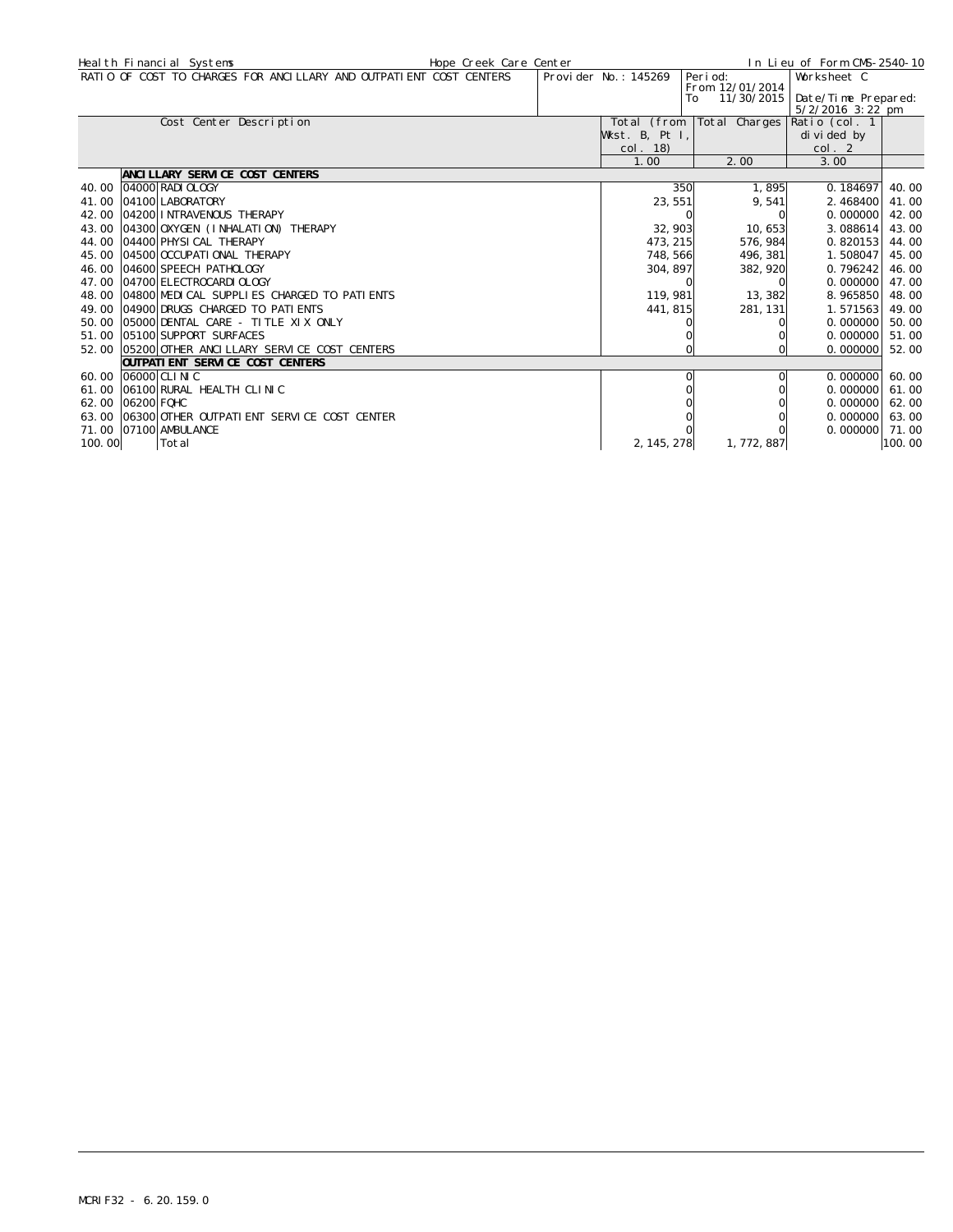Health Financial Systems | Hope Creek Care Center | In Lieu of Form CMS-2540-10

| RATIO OF COST TO CHARGES FOR ANCILLARY AND OUTPATIENT COST CENTERS | Provider No.: 145269 | Period: From 12/01/2014 To 11/30/2015 | Worksheet C Date/Time Prepared: 5/2/2016 3:22 pm |
|---|---|---|---|

| | | Cost Center Description | Total (from Wkst. B, Pt I, col. 18) | Total Charges | Ratio (col. 1 divided by col. 2 | |
|---|---|---|---|---|---|---|
| | | | 1.00 | 2.00 | 3.00 | |
| | | **ANCILLARY SERVICE COST CENTERS** | | | | |
| 40.00 | 04000 | RADIOLOGY | 350 | 1,895 | 0.184697 | 40.00 |
| 41.00 | 04100 | LABORATORY | 23,551 | 9,541 | 2.468400 | 41.00 |
| 42.00 | 04200 | INTRAVENOUS THERAPY | 0 | 0 | 0.000000 | 42.00 |
| 43.00 | 04300 | OXYGEN (INHALATION) THERAPY | 32,903 | 10,653 | 3.088614 | 43.00 |
| 44.00 | 04400 | PHYSICAL THERAPY | 473,215 | 576,984 | 0.820153 | 44.00 |
| 45.00 | 04500 | OCCUPATIONAL THERAPY | 748,566 | 496,381 | 1.508047 | 45.00 |
| 46.00 | 04600 | SPEECH PATHOLOGY | 304,897 | 382,920 | 0.796242 | 46.00 |
| 47.00 | 04700 | ELECTROCARDIOLOGY | 0 | 0 | 0.000000 | 47.00 |
| 48.00 | 04800 | MEDICAL SUPPLIES CHARGED TO PATIENTS | 119,981 | 13,382 | 8.965850 | 48.00 |
| 49.00 | 04900 | DRUGS CHARGED TO PATIENTS | 441,815 | 281,131 | 1.571563 | 49.00 |
| 50.00 | 05000 | DENTAL CARE - TITLE XIX ONLY | 0 | 0 | 0.000000 | 50.00 |
| 51.00 | 05100 | SUPPORT SURFACES | 0 | 0 | 0.000000 | 51.00 |
| 52.00 | 05200 | OTHER ANCILLARY SERVICE COST CENTERS | 0 | 0 | 0.000000 | 52.00 |
| | | **OUTPATIENT SERVICE COST CENTERS** | | | | |
| 60.00 | 06000 | CLINIC | 0 | 0 | 0.000000 | 60.00 |
| 61.00 | 06100 | RURAL HEALTH CLINIC | 0 | 0 | 0.000000 | 61.00 |
| 62.00 | 06200 | FQHC | 0 | 0 | 0.000000 | 62.00 |
| 63.00 | 06300 | OTHER OUTPATIENT SERVICE COST CENTER | 0 | 0 | 0.000000 | 63.00 |
| 71.00 | 07100 | AMBULANCE | 0 | 0 | 0.000000 | 71.00 |
| 100.00 | | Total | 2,145,278 | 1,772,887 | | 100.00 |

MCRIF32 - 6.20.159.0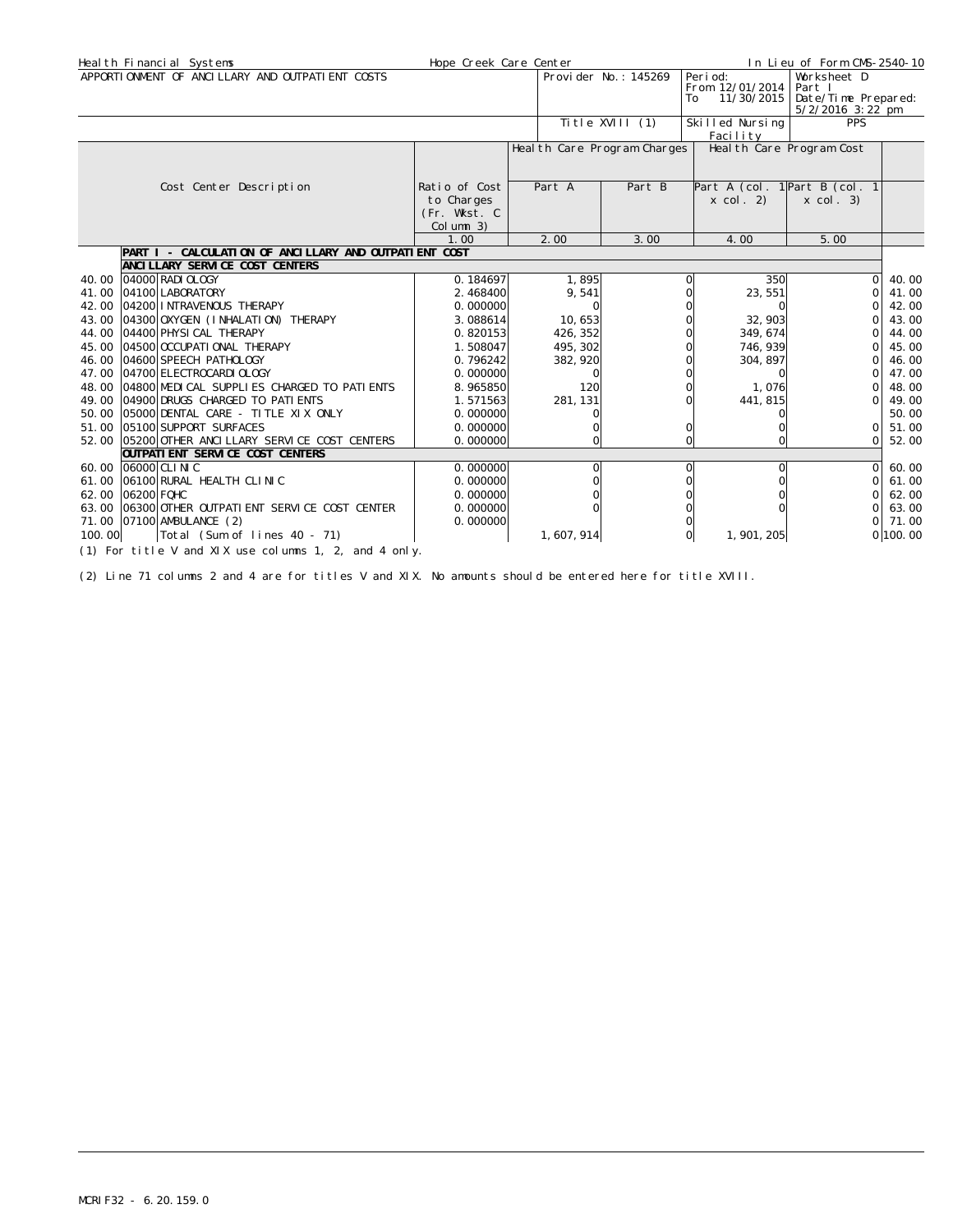Health Financial Systems | Hope Creek Care Center | In Lieu of Form CMS-2540-10

APPORTIONMENT OF ANCILLARY AND OUTPATIENT COSTS | Provider No.: 145269 | Period: From 12/01/2014 To 11/30/2015 | Worksheet D Part I | Date/Time Prepared: 5/2/2016 3:22 pm

Title XVIII (1) | Skilled Nursing Facility | PPS

| | Cost Center Description | Ratio of Cost to Charges (Fr. Wkst. C Column 3) | Health Care Program Charges | | Health Care Program Cost | | |
|---|---|---|---|---|---|---|---|
| | | | Part A | Part B | Part A (col. 1 x col. 2) | Part B (col. 1 x col. 3) | |
| | | 1.00 | 2.00 | 3.00 | 4.00 | 5.00 | |
| | **PART I - CALCULATION OF ANCILLARY AND OUTPATIENT COST** | | | | | | |
| | **ANCILLARY SERVICE COST CENTERS** | | | | | | |
| 40.00 | 04000 RADIOLOGY | 0.184697 | 1,895 | 0 | 350 | 0 | 40.00 |
| 41.00 | 04100 LABORATORY | 2.468400 | 9,541 | 0 | 23,551 | 0 | 41.00 |
| 42.00 | 04200 INTRAVENOUS THERAPY | 0.000000 | 0 | 0 | 0 | 0 | 42.00 |
| 43.00 | 04300 OXYGEN (INHALATION) THERAPY | 3.088614 | 10,653 | 0 | 32,903 | 0 | 43.00 |
| 44.00 | 04400 PHYSICAL THERAPY | 0.820153 | 426,352 | 0 | 349,674 | 0 | 44.00 |
| 45.00 | 04500 OCCUPATIONAL THERAPY | 1.508047 | 495,302 | 0 | 746,939 | 0 | 45.00 |
| 46.00 | 04600 SPEECH PATHOLOGY | 0.796242 | 382,920 | 0 | 304,897 | 0 | 46.00 |
| 47.00 | 04700 ELECTROCARDIOLOGY | 0.000000 | 0 | 0 | 0 | 0 | 47.00 |
| 48.00 | 04800 MEDICAL SUPPLIES CHARGED TO PATIENTS | 8.965850 | 120 | 0 | 1,076 | 0 | 48.00 |
| 49.00 | 04900 DRUGS CHARGED TO PATIENTS | 1.571563 | 281,131 | 0 | 441,815 | 0 | 49.00 |
| 50.00 | 05000 DENTAL CARE - TITLE XIX ONLY | 0.000000 | 0 | | 0 | | 50.00 |
| 51.00 | 05100 SUPPORT SURFACES | 0.000000 | 0 | 0 | 0 | 0 | 51.00 |
| 52.00 | 05200 OTHER ANCILLARY SERVICE COST CENTERS | 0.000000 | 0 | 0 | 0 | 0 | 52.00 |
| | **OUTPATIENT SERVICE COST CENTERS** | | | | | | |
| 60.00 | 06000 CLINIC | 0.000000 | 0 | 0 | 0 | 0 | 60.00 |
| 61.00 | 06100 RURAL HEALTH CLINIC | 0.000000 | 0 | 0 | 0 | 0 | 61.00 |
| 62.00 | 06200 FQHC | 0.000000 | 0 | 0 | 0 | 0 | 62.00 |
| 63.00 | 06300 OTHER OUTPATIENT SERVICE COST CENTER | 0.000000 | 0 | 0 | 0 | 0 | 63.00 |
| 71.00 | 07100 AMBULANCE (2) | 0.000000 | | 0 | | 0 | 71.00 |
| 100.00 | Total (Sum of lines 40 - 71) | | 1,607,914 | 0 | 1,901,205 | 0 | 100.00 |

(1) For title V and XIX use columns 1, 2, and 4 only.

(2) Line 71 columns 2 and 4 are for titles V and XIX. No amounts should be entered here for title XVIII.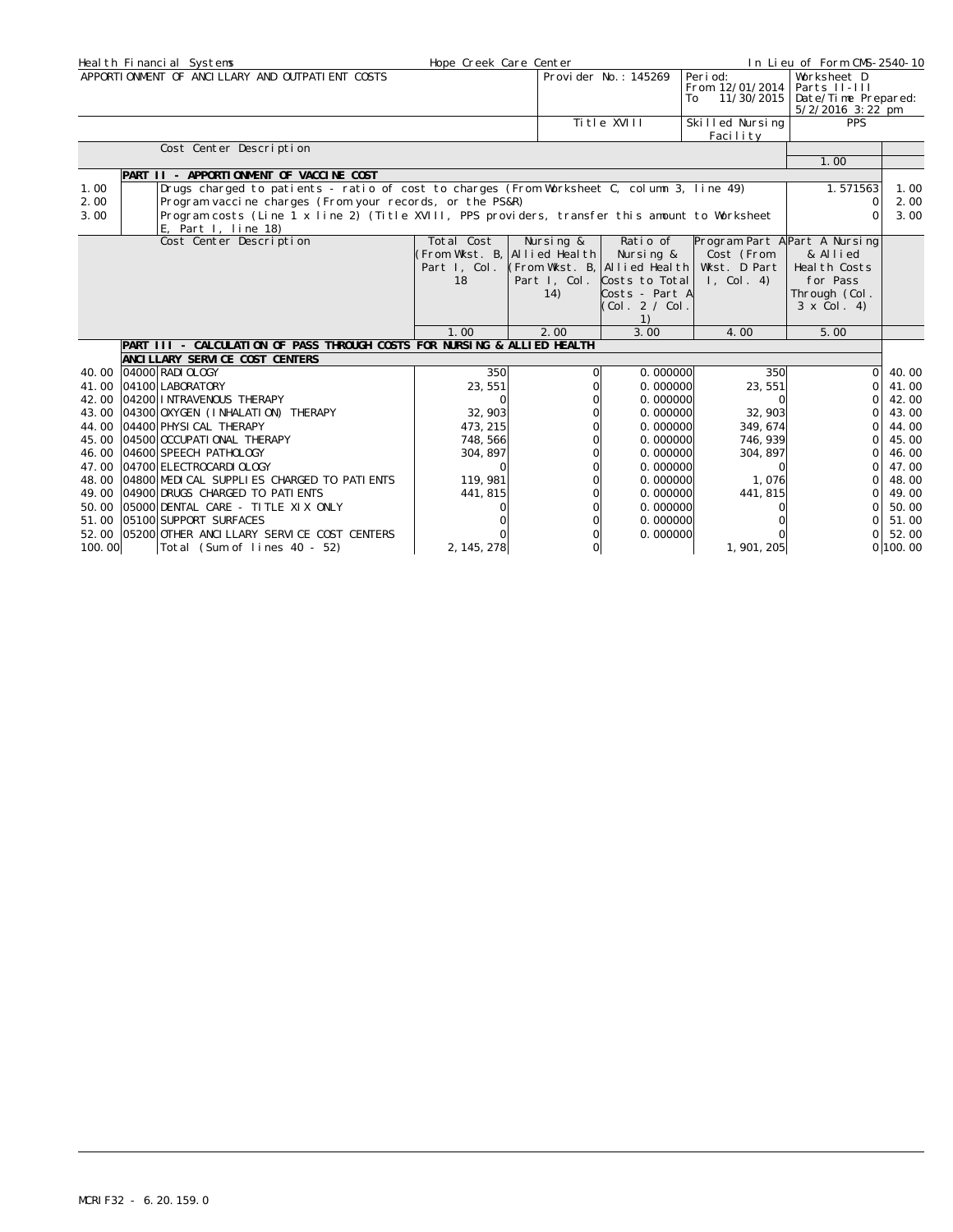| Health Financial Systems | Hope Creek Care Center | | In Lieu of Form CMS-2540-10 |
|---|---|---|---|
| APPORTIONMENT OF ANCILLARY AND OUTPATIENT COSTS | Provider No.: 145269 | Period: From 12/01/2014 To 11/30/2015 | Worksheet D Parts II-III Date/Time Prepared: 5/2/2016 3:22 pm |
| | Title XVIII | Skilled Nursing Facility | PPS |

| | Cost Center Description | 1.00 | |
|---|---|---|---|
| | **PART II - APPORTIONMENT OF VACCINE COST** | | |
| 1.00 | Drugs charged to patients - ratio of cost to charges (From Worksheet C, column 3, line 49) | 1.571563 | 1.00 |
| 2.00 | Program vaccine charges (From your records, or the PS&R) | 0 | 2.00 |
| 3.00 | Program costs (Line 1 x line 2) (Title XVIII, PPS providers, transfer this amount to Worksheet E, Part I, line 18) | 0 | 3.00 |

| | Cost Center Description | Total Cost (From Wkst. B, Part I, Col. 18) | Nursing & Allied Health (From Wkst. B, Part I, Col. 14) | Ratio of Nursing & Allied Health Costs to Total Costs - Part A (Col. 2 / Col. 1) | Program Part A Cost (From Wkst. D Part I, Col. 4) | Part A Nursing & Allied Health Costs for Pass Through (Col. 3 x Col. 4) | |
|---|---|---|---|---|---|---|---|
| | | 1.00 | 2.00 | 3.00 | 4.00 | 5.00 | |
| | **PART III - CALCULATION OF PASS THROUGH COSTS FOR NURSING & ALLIED HEALTH** | | | | | | |
| | **ANCILLARY SERVICE COST CENTERS** | | | | | | |
| 40.00 | 04000 RADIOLOGY | 350 | 0 | 0.000000 | 350 | 0 | 40.00 |
| 41.00 | 04100 LABORATORY | 23,551 | 0 | 0.000000 | 23,551 | 0 | 41.00 |
| 42.00 | 04200 INTRAVENOUS THERAPY | 0 | 0 | 0.000000 | 0 | 0 | 42.00 |
| 43.00 | 04300 OXYGEN (INHALATION) THERAPY | 32,903 | 0 | 0.000000 | 32,903 | 0 | 43.00 |
| 44.00 | 04400 PHYSICAL THERAPY | 473,215 | 0 | 0.000000 | 349,674 | 0 | 44.00 |
| 45.00 | 04500 OCCUPATIONAL THERAPY | 748,566 | 0 | 0.000000 | 746,939 | 0 | 45.00 |
| 46.00 | 04600 SPEECH PATHOLOGY | 304,897 | 0 | 0.000000 | 304,897 | 0 | 46.00 |
| 47.00 | 04700 ELECTROCARDIOLOGY | 0 | 0 | 0.000000 | 0 | 0 | 47.00 |
| 48.00 | 04800 MEDICAL SUPPLIES CHARGED TO PATIENTS | 119,981 | 0 | 0.000000 | 1,076 | 0 | 48.00 |
| 49.00 | 04900 DRUGS CHARGED TO PATIENTS | 441,815 | 0 | 0.000000 | 441,815 | 0 | 49.00 |
| 50.00 | 05000 DENTAL CARE - TITLE XIX ONLY | 0 | 0 | 0.000000 | 0 | 0 | 50.00 |
| 51.00 | 05100 SUPPORT SURFACES | 0 | 0 | 0.000000 | 0 | 0 | 51.00 |
| 52.00 | 05200 OTHER ANCILLARY SERVICE COST CENTERS | 0 | 0 | 0.000000 | 0 | 0 | 52.00 |
| 100.00 | Total (Sum of lines 40 - 52) | 2,145,278 | 0 | | 1,901,205 | 0 | 100.00 |

MCRIF32 - 6.20.159.0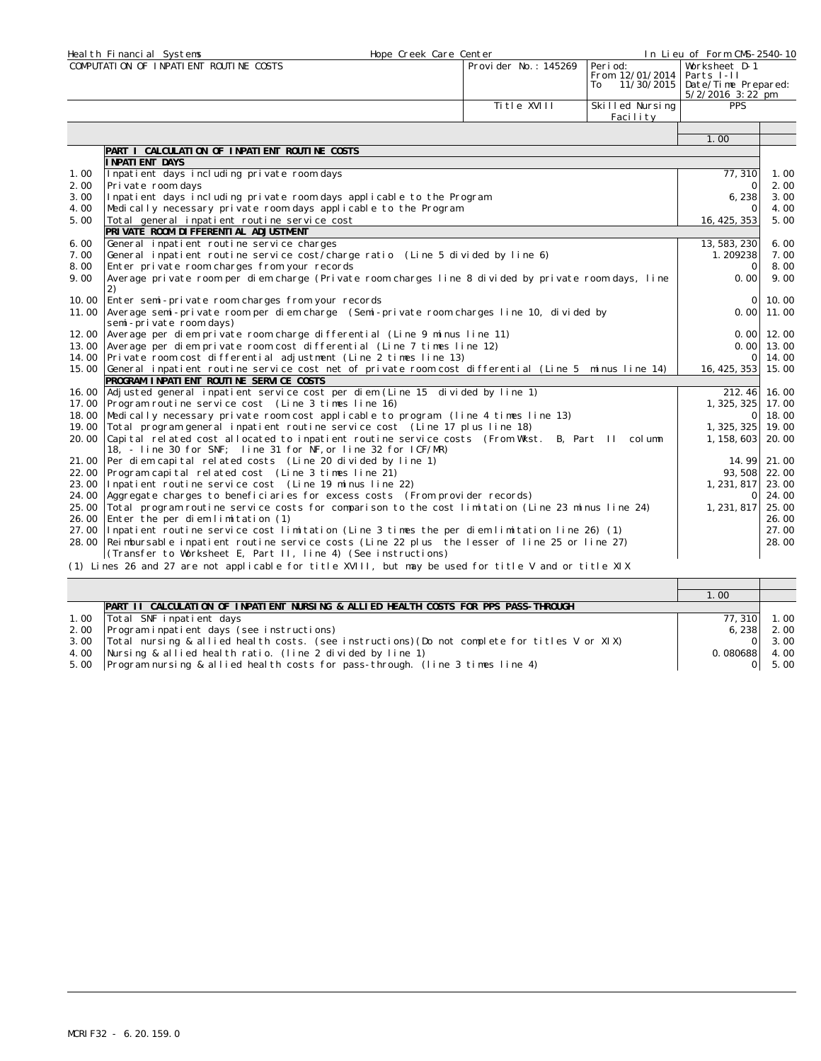| Health Financial Systems | Hope Creek Care Center | | In Lieu of Form CMS-2540-10 |
|---|---|---|---|
| COMPUTATION OF INPATIENT ROUTINE COSTS | Provider No.: 145269 | Period: From 12/01/2014 To 11/30/2015 | Worksheet D-1 Parts I-II Date/Time Prepared: 5/2/2016 3:22 pm |
| | Title XVIII | Skilled Nursing Facility | PPS |

| | | 1.00 | |
|---|---|---|---|
| | **PART I CALCULATION OF INPATIENT ROUTINE COSTS** | | |
| | **INPATIENT DAYS** | | |
| 1.00 | Inpatient days including private room days | 77,310 | 1.00 |
| 2.00 | Private room days | 0 | 2.00 |
| 3.00 | Inpatient days including private room days applicable to the Program | 6,238 | 3.00 |
| 4.00 | Medically necessary private room days applicable to the Program | 0 | 4.00 |
| 5.00 | Total general inpatient routine service cost | 16,425,353 | 5.00 |
| | **PRIVATE ROOM DIFFERENTIAL ADJUSTMENT** | | |
| 6.00 | General inpatient routine service charges | 13,583,230 | 6.00 |
| 7.00 | General inpatient routine service cost/charge ratio (Line 5 divided by line 6) | 1.209238 | 7.00 |
| 8.00 | Enter private room charges from your records | 0 | 8.00 |
| 9.00 | Average private room per diem charge (Private room charges line 8 divided by private room days, line 2) | 0.00 | 9.00 |
| 10.00 | Enter semi-private room charges from your records | 0 | 10.00 |
| 11.00 | Average semi-private room per diem charge (Semi-private room charges line 10, divided by semi-private room days) | 0.00 | 11.00 |
| 12.00 | Average per diem private room charge differential (Line 9 minus line 11) | 0.00 | 12.00 |
| 13.00 | Average per diem private room cost differential (Line 7 times line 12) | 0.00 | 13.00 |
| 14.00 | Private room cost differential adjustment (Line 2 times line 13) | 0 | 14.00 |
| 15.00 | General inpatient routine service cost net of private room cost differential (Line 5 minus line 14) | 16,425,353 | 15.00 |
| | **PROGRAM INPATIENT ROUTINE SERVICE COSTS** | | |
| 16.00 | Adjusted general inpatient service cost per diem (Line 15 divided by line 1) | 212.46 | 16.00 |
| 17.00 | Program routine service cost (Line 3 times line 16) | 1,325,325 | 17.00 |
| 18.00 | Medically necessary private room cost applicable to program (line 4 times line 13) | 0 | 18.00 |
| 19.00 | Total program general inpatient routine service cost (Line 17 plus line 18) | 1,325,325 | 19.00 |
| 20.00 | Capital related cost allocated to inpatient routine service costs (From Wkst. B, Part II column 18, - line 30 for SNF; line 31 for NF, or line 32 for ICF/MR) | 1,158,603 | 20.00 |
| 21.00 | Per diem capital related costs (Line 20 divided by line 1) | 14.99 | 21.00 |
| 22.00 | Program capital related cost (Line 3 times line 21) | 93,508 | 22.00 |
| 23.00 | Inpatient routine service cost (Line 19 minus line 22) | 1,231,817 | 23.00 |
| 24.00 | Aggregate charges to beneficiaries for excess costs (From provider records) | 0 | 24.00 |
| 25.00 | Total program routine service costs for comparison to the cost limitation (Line 23 minus line 24) | 1,231,817 | 25.00 |
| 26.00 | Enter the per diem limitation (1) | | 26.00 |
| 27.00 | Inpatient routine service cost limitation (Line 3 times the per diem limitation line 26) (1) | | 27.00 |
| 28.00 | Reimbursable inpatient routine service costs (Line 22 plus the lesser of line 25 or line 27) (Transfer to Worksheet E, Part II, line 4) (See instructions) | | 28.00 |

(1) Lines 26 and 27 are not applicable for title XVIII, but may be used for title V and or title XIX

| | | 1.00 | |
|---|---|---|---|
| | **PART II CALCULATION OF INPATIENT NURSING & ALLIED HEALTH COSTS FOR PPS PASS-THROUGH** | | |
| 1.00 | Total SNF inpatient days | 77,310 | 1.00 |
| 2.00 | Program inpatient days (see instructions) | 6,238 | 2.00 |
| 3.00 | Total nursing & allied health costs. (see instructions)(Do not complete for titles V or XIX) | 0 | 3.00 |
| 4.00 | Nursing & allied health ratio. (line 2 divided by line 1) | 0.080688 | 4.00 |
| 5.00 | Program nursing & allied health costs for pass-through. (line 3 times line 4) | 0 | 5.00 |

MCRIF32 - 6.20.159.0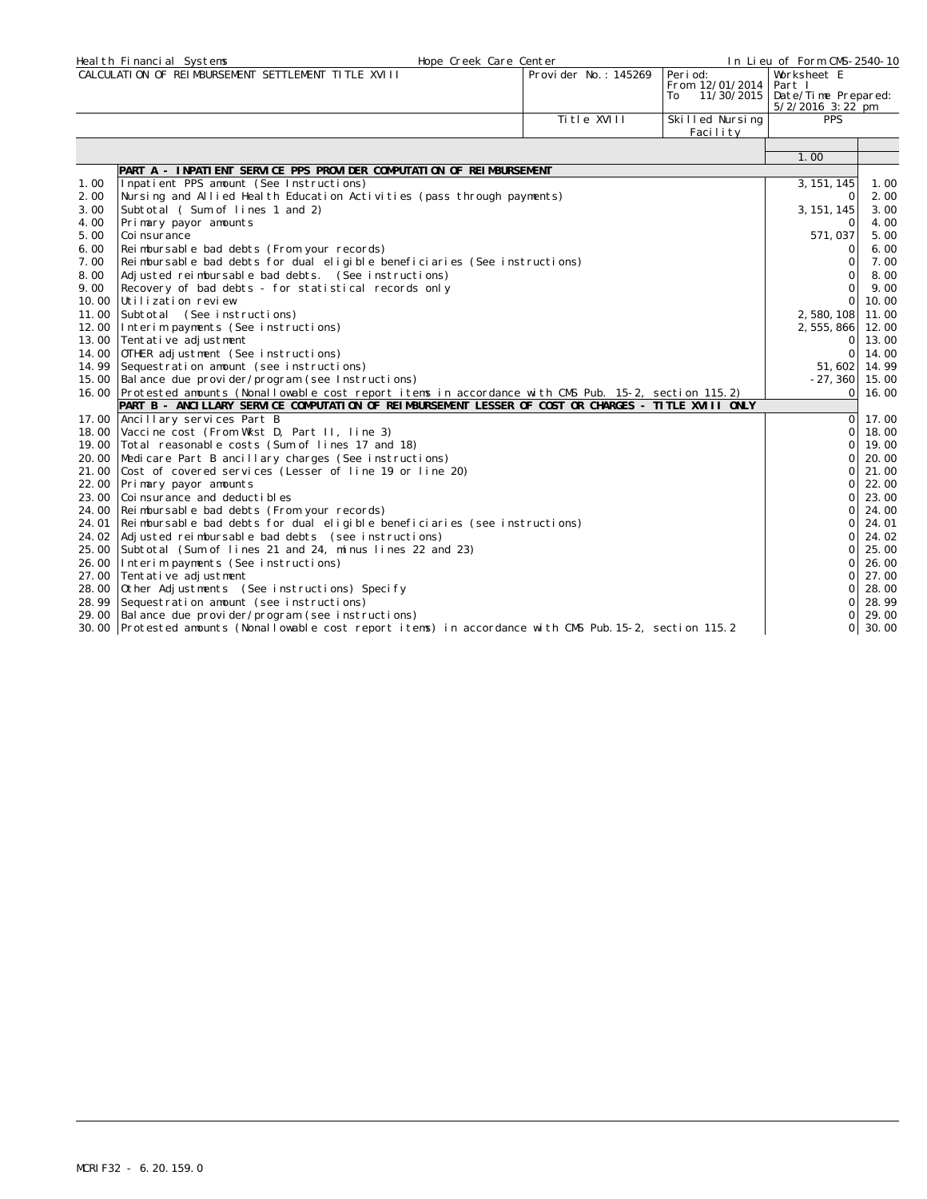| Health Financial Systems | Hope Creek Care Center | | In Lieu of Form CMS-2540-10 |
|---|---|---|---|
| CALCULATION OF REIMBURSEMENT SETTLEMENT TITLE XVIII | Provider No.: 145269 | Period: From 12/01/2014 To 11/30/2015 | Worksheet E Part I Date/Time Prepared: 5/2/2016 3:22 pm |
| | Title XVIII | Skilled Nursing Facility | PPS |

| | | 1.00 | |
|---|---|---|---|
| | **PART A - INPATIENT SERVICE PPS PROVIDER COMPUTATION OF REIMBURSEMENT** | | |
| 1.00 | Inpatient PPS amount (See Instructions) | 3,151,145 | 1.00 |
| 2.00 | Nursing and Allied Health Education Activities (pass through payments) | 0 | 2.00 |
| 3.00 | Subtotal ( Sum of lines 1 and 2) | 3,151,145 | 3.00 |
| 4.00 | Primary payor amounts | 0 | 4.00 |
| 5.00 | Coinsurance | 571,037 | 5.00 |
| 6.00 | Reimbursable bad debts (From your records) | 0 | 6.00 |
| 7.00 | Reimbursable bad debts for dual eligible beneficiaries (See instructions) | 0 | 7.00 |
| 8.00 | Adjusted reimbursable bad debts. (See instructions) | 0 | 8.00 |
| 9.00 | Recovery of bad debts - for statistical records only | 0 | 9.00 |
| 10.00 | Utilization review | 0 | 10.00 |
| 11.00 | Subtotal (See instructions) | 2,580,108 | 11.00 |
| 12.00 | Interim payments (See instructions) | 2,555,866 | 12.00 |
| 13.00 | Tentative adjustment | 0 | 13.00 |
| 14.00 | OTHER adjustment (See instructions) | 0 | 14.00 |
| 14.99 | Sequestration amount (see instructions) | 51,602 | 14.99 |
| 15.00 | Balance due provider/program (see Instructions) | -27,360 | 15.00 |
| 16.00 | Protested amounts (Nonallowable cost report items in accordance with CMS Pub. 15-2, section 115.2) | 0 | 16.00 |
| | **PART B - ANCILLARY SERVICE COMPUTATION OF REIMBURSEMENT LESSER OF COST OR CHARGES - TITLE XVIII ONLY** | | |
| 17.00 | Ancillary services Part B | 0 | 17.00 |
| 18.00 | Vaccine cost (From Wkst D, Part II, line 3) | 0 | 18.00 |
| 19.00 | Total reasonable costs (Sum of lines 17 and 18) | 0 | 19.00 |
| 20.00 | Medicare Part B ancillary charges (See instructions) | 0 | 20.00 |
| 21.00 | Cost of covered services (Lesser of line 19 or line 20) | 0 | 21.00 |
| 22.00 | Primary payor amounts | 0 | 22.00 |
| 23.00 | Coinsurance and deductibles | 0 | 23.00 |
| 24.00 | Reimbursable bad debts (From your records) | 0 | 24.00 |
| 24.01 | Reimbursable bad debts for dual eligible beneficiaries (see instructions) | 0 | 24.01 |
| 24.02 | Adjusted reimbursable bad debts (see instructions) | 0 | 24.02 |
| 25.00 | Subtotal (Sum of lines 21 and 24, minus lines 22 and 23) | 0 | 25.00 |
| 26.00 | Interim payments (See instructions) | 0 | 26.00 |
| 27.00 | Tentative adjustment | 0 | 27.00 |
| 28.00 | Other Adjustments (See instructions) Specify | 0 | 28.00 |
| 28.99 | Sequestration amount (see instructions) | 0 | 28.99 |
| 29.00 | Balance due provider/program (see instructions) | 0 | 29.00 |
| 30.00 | Protested amounts (Nonallowable cost report items) in accordance with CMS Pub.15-2, section 115.2 | 0 | 30.00 |

MCRIF32 - 6.20.159.0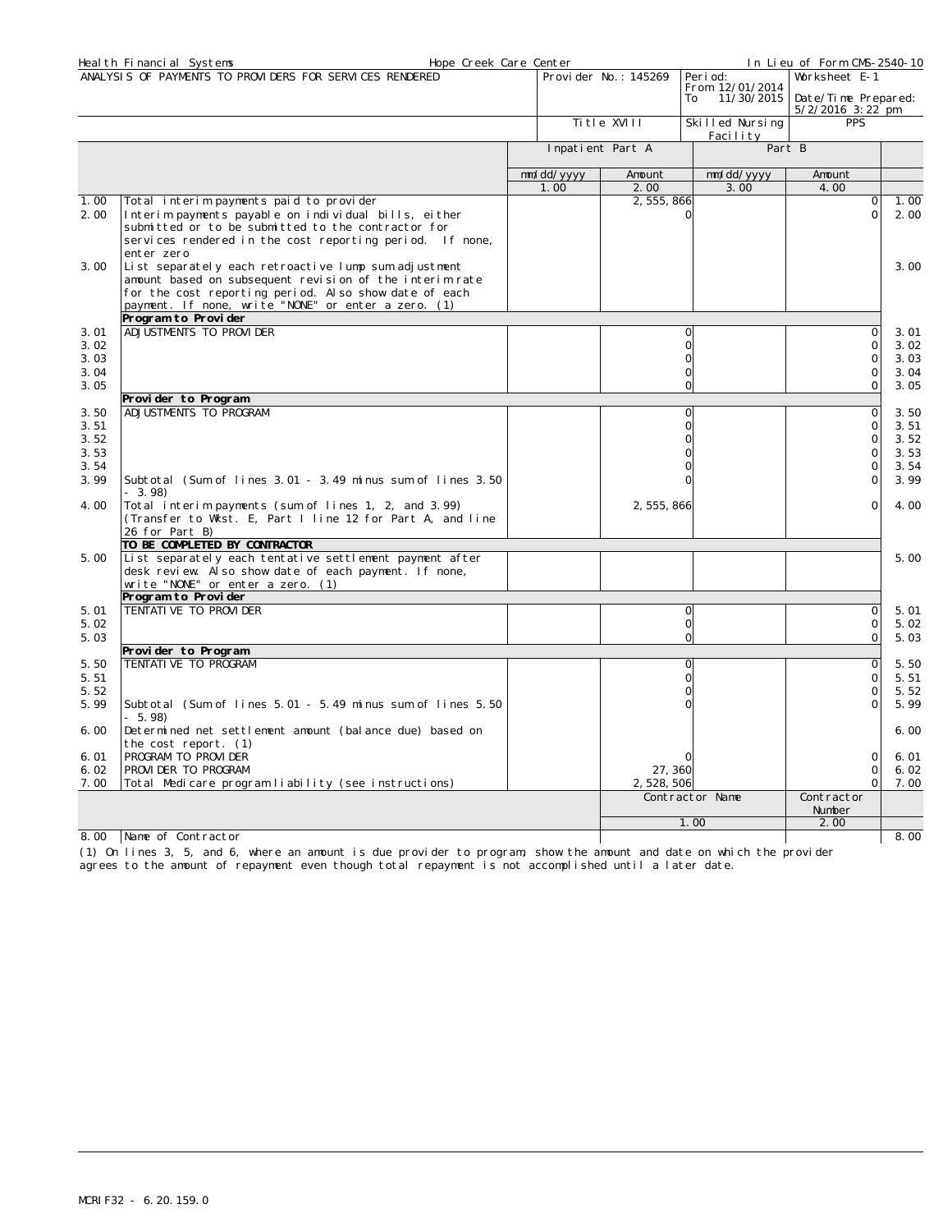| Health Financial Systems | Hope Creek Care Center | | In Lieu of Form CMS-2540-10 |
|---|---|---|---|
| ANALYSIS OF PAYMENTS TO PROVIDERS FOR SERVICES RENDERED | Provider No.: 145269 | Period: From 12/01/2014 To 11/30/2015 | Worksheet E-1 Date/Time Prepared: 5/2/2016 3:22 pm |
| | Title XVIII | Skilled Nursing Facility | PPS |

| | | Inpatient Part A | | Part B | | |
|---|---|---|---|---|---|---|
| | | mm/dd/yyyy | Amount | mm/dd/yyyy | Amount | |
| | | 1.00 | 2.00 | 3.00 | 4.00 | |
| 1.00 | Total interim payments paid to provider | | 2,555,866 | | 0 | 1.00 |
| 2.00 | Interim payments payable on individual bills, either submitted or to be submitted to the contractor for services rendered in the cost reporting period. If none, enter zero | | 0 | | 0 | 2.00 |
| 3.00 | List separately each retroactive lump sum adjustment amount based on subsequent revision of the interim rate for the cost reporting period. Also show date of each payment. If none, write "NONE" or enter a zero. (1) | | | | | 3.00 |
| | **Program to Provider** | | | | | |
| 3.01 | ADJUSTMENTS TO PROVIDER | | 0 | | 0 | 3.01 |
| 3.02 | | | 0 | | 0 | 3.02 |
| 3.03 | | | 0 | | 0 | 3.03 |
| 3.04 | | | 0 | | 0 | 3.04 |
| 3.05 | | | 0 | | 0 | 3.05 |
| | **Provider to Program** | | | | | |
| 3.50 | ADJUSTMENTS TO PROGRAM | | 0 | | 0 | 3.50 |
| 3.51 | | | 0 | | 0 | 3.51 |
| 3.52 | | | 0 | | 0 | 3.52 |
| 3.53 | | | 0 | | 0 | 3.53 |
| 3.54 | | | 0 | | 0 | 3.54 |
| 3.99 | Subtotal (Sum of lines 3.01 - 3.49 minus sum of lines 3.50 - 3.98) | | 0 | | 0 | 3.99 |
| 4.00 | Total interim payments (sum of lines 1, 2, and 3.99) (Transfer to Wkst. E, Part I line 12 for Part A, and line 26 for Part B) | | 2,555,866 | | 0 | 4.00 |
| | **TO BE COMPLETED BY CONTRACTOR** | | | | | |
| 5.00 | List separately each tentative settlement payment after desk review. Also show date of each payment. If none, write "NONE" or enter a zero. (1) | | | | | 5.00 |
| | **Program to Provider** | | | | | |
| 5.01 | TENTATIVE TO PROVIDER | | 0 | | 0 | 5.01 |
| 5.02 | | | 0 | | 0 | 5.02 |
| 5.03 | | | 0 | | 0 | 5.03 |
| | **Provider to Program** | | | | | |
| 5.50 | TENTATIVE TO PROGRAM | | 0 | | 0 | 5.50 |
| 5.51 | | | 0 | | 0 | 5.51 |
| 5.52 | | | 0 | | 0 | 5.52 |
| 5.99 | Subtotal (Sum of lines 5.01 - 5.49 minus sum of lines 5.50 - 5.98) | | 0 | | 0 | 5.99 |
| 6.00 | Determined net settlement amount (balance due) based on the cost report. (1) | | | | | 6.00 |
| 6.01 | PROGRAM TO PROVIDER | | 0 | | 0 | 6.01 |
| 6.02 | PROVIDER TO PROGRAM | | 27,360 | | 0 | 6.02 |
| 7.00 | Total Medicare program liability (see instructions) | | 2,528,506 | | 0 | 7.00 |

| | | Contractor Name | Contractor Number | |
|---|---|---|---|---|
| | | 1.00 | 2.00 | |
| 8.00 | Name of Contractor | | | 8.00 |

(1) On lines 3, 5, and 6, where an amount is due provider to program, show the amount and date on which the provider agrees to the amount of repayment even though total repayment is not accomplished until a later date.

MCRIF32 - 6.20.159.0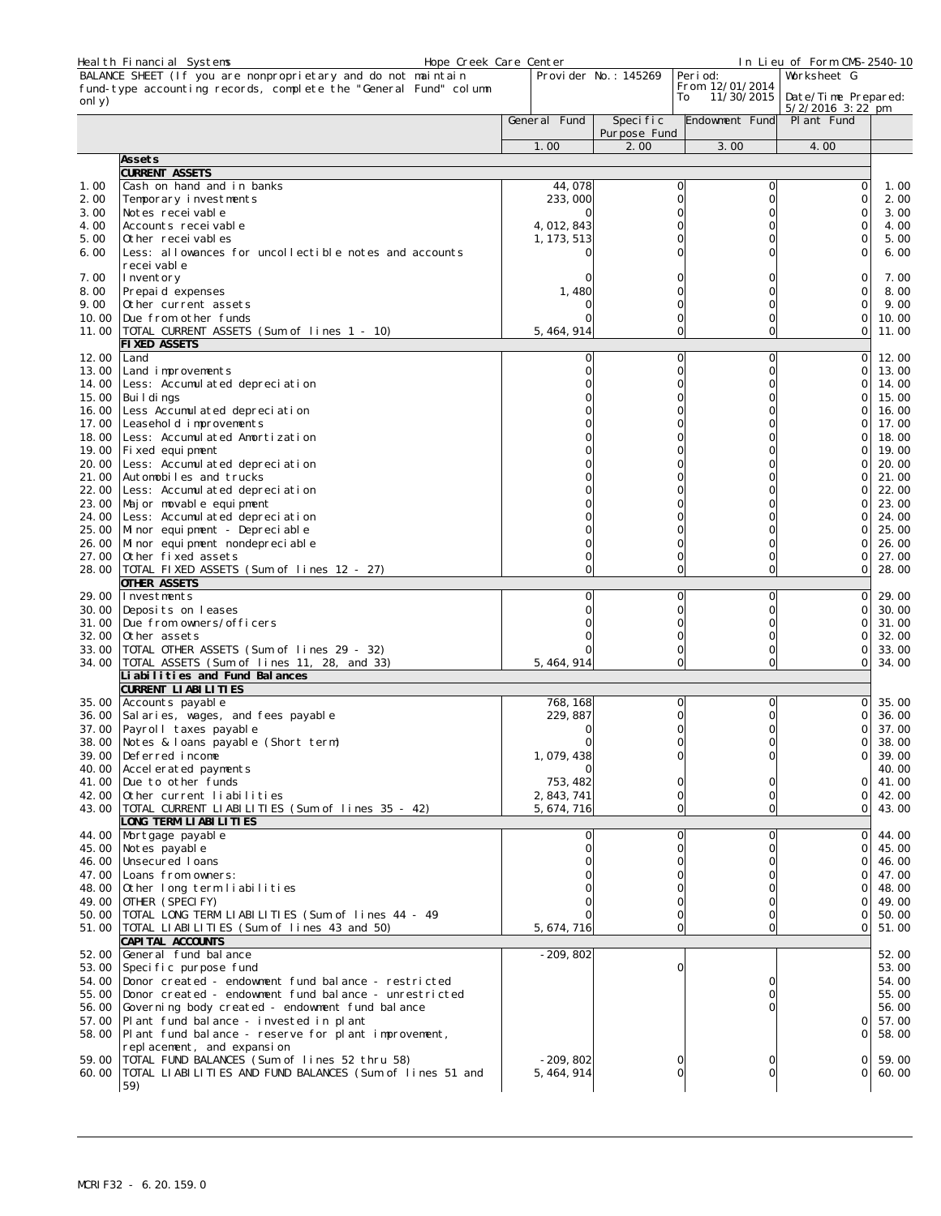Health Financial Systems | Hope Creek Care Center | In Lieu of Form CMS-2540-10

| BALANCE SHEET (If you are nonproprietary and do not maintain fund-type accounting records, complete the "General Fund" column only) | Provider No.: 145269 | Period: From 12/01/2014 To 11/30/2015 | Worksheet G Date/Time Prepared: 5/2/2016 3:22 pm |
|---|---|---|---|

| | | General Fund | Specific Purpose Fund | Endowment Fund | Plant Fund | |
|---|---|---|---|---|---|---|
| | | 1.00 | 2.00 | 3.00 | 4.00 | |
| | **Assets** | | | | | |
| | **CURRENT ASSETS** | | | | | |
| 1.00 | Cash on hand and in banks | 44,078 | 0 | 0 | 0 | 1.00 |
| 2.00 | Temporary investments | 233,000 | 0 | 0 | 0 | 2.00 |
| 3.00 | Notes receivable | 0 | 0 | 0 | 0 | 3.00 |
| 4.00 | Accounts receivable | 4,012,843 | 0 | 0 | 0 | 4.00 |
| 5.00 | Other receivables | 1,173,513 | 0 | 0 | 0 | 5.00 |
| 6.00 | Less: allowances for uncollectible notes and accounts receivable | 0 | 0 | 0 | 0 | 6.00 |
| 7.00 | Inventory | 0 | 0 | 0 | 0 | 7.00 |
| 8.00 | Prepaid expenses | 1,480 | 0 | 0 | 0 | 8.00 |
| 9.00 | Other current assets | 0 | 0 | 0 | 0 | 9.00 |
| 10.00 | Due from other funds | 0 | 0 | 0 | 0 | 10.00 |
| 11.00 | TOTAL CURRENT ASSETS (Sum of lines 1 - 10) | 5,464,914 | 0 | 0 | 0 | 11.00 |
| | **FIXED ASSETS** | | | | | |
| 12.00 | Land | 0 | 0 | 0 | 0 | 12.00 |
| 13.00 | Land improvements | 0 | 0 | 0 | 0 | 13.00 |
| 14.00 | Less: Accumulated depreciation | 0 | 0 | 0 | 0 | 14.00 |
| 15.00 | Buildings | 0 | 0 | 0 | 0 | 15.00 |
| 16.00 | Less Accumulated depreciation | 0 | 0 | 0 | 0 | 16.00 |
| 17.00 | Leasehold improvements | 0 | 0 | 0 | 0 | 17.00 |
| 18.00 | Less: Accumulated Amortization | 0 | 0 | 0 | 0 | 18.00 |
| 19.00 | Fixed equipment | 0 | 0 | 0 | 0 | 19.00 |
| 20.00 | Less: Accumulated depreciation | 0 | 0 | 0 | 0 | 20.00 |
| 21.00 | Automobiles and trucks | 0 | 0 | 0 | 0 | 21.00 |
| 22.00 | Less: Accumulated depreciation | 0 | 0 | 0 | 0 | 22.00 |
| 23.00 | Major movable equipment | 0 | 0 | 0 | 0 | 23.00 |
| 24.00 | Less: Accumulated depreciation | 0 | 0 | 0 | 0 | 24.00 |
| 25.00 | Minor equipment - Depreciable | 0 | 0 | 0 | 0 | 25.00 |
| 26.00 | Minor equipment nondepreciable | 0 | 0 | 0 | 0 | 26.00 |
| 27.00 | Other fixed assets | 0 | 0 | 0 | 0 | 27.00 |
| 28.00 | TOTAL FIXED ASSETS (Sum of lines 12 - 27) | 0 | 0 | 0 | 0 | 28.00 |
| | **OTHER ASSETS** | | | | | |
| 29.00 | Investments | 0 | 0 | 0 | 0 | 29.00 |
| 30.00 | Deposits on leases | 0 | 0 | 0 | 0 | 30.00 |
| 31.00 | Due from owners/officers | 0 | 0 | 0 | 0 | 31.00 |
| 32.00 | Other assets | 0 | 0 | 0 | 0 | 32.00 |
| 33.00 | TOTAL OTHER ASSETS (Sum of lines 29 - 32) | 0 | 0 | 0 | 0 | 33.00 |
| 34.00 | TOTAL ASSETS (Sum of lines 11, 28, and 33) | 5,464,914 | 0 | 0 | 0 | 34.00 |
| | **Liabilities and Fund Balances** | | | | | |
| | **CURRENT LIABILITIES** | | | | | |
| 35.00 | Accounts payable | 768,168 | 0 | 0 | 0 | 35.00 |
| 36.00 | Salaries, wages, and fees payable | 229,887 | 0 | 0 | 0 | 36.00 |
| 37.00 | Payroll taxes payable | 0 | 0 | 0 | 0 | 37.00 |
| 38.00 | Notes & loans payable (Short term) | 0 | 0 | 0 | 0 | 38.00 |
| 39.00 | Deferred income | 1,079,438 | 0 | 0 | 0 | 39.00 |
| 40.00 | Accelerated payments | 0 | | | | 40.00 |
| 41.00 | Due to other funds | 753,482 | 0 | 0 | 0 | 41.00 |
| 42.00 | Other current liabilities | 2,843,741 | 0 | 0 | 0 | 42.00 |
| 43.00 | TOTAL CURRENT LIABILITIES (Sum of lines 35 - 42) | 5,674,716 | 0 | 0 | 0 | 43.00 |
| | **LONG TERM LIABILITIES** | | | | | |
| 44.00 | Mortgage payable | 0 | 0 | 0 | 0 | 44.00 |
| 45.00 | Notes payable | 0 | 0 | 0 | 0 | 45.00 |
| 46.00 | Unsecured loans | 0 | 0 | 0 | 0 | 46.00 |
| 47.00 | Loans from owners: | 0 | 0 | 0 | 0 | 47.00 |
| 48.00 | Other long term liabilities | 0 | 0 | 0 | 0 | 48.00 |
| 49.00 | OTHER (SPECIFY) | 0 | 0 | 0 | 0 | 49.00 |
| 50.00 | TOTAL LONG TERM LIABILITIES (Sum of lines 44 - 49 | 0 | 0 | 0 | 0 | 50.00 |
| 51.00 | TOTAL LIABILITIES (Sum of lines 43 and 50) | 5,674,716 | 0 | 0 | 0 | 51.00 |
| | **CAPITAL ACCOUNTS** | | | | | |
| 52.00 | General fund balance | -209,802 | | | | 52.00 |
| 53.00 | Specific purpose fund | | 0 | | | 53.00 |
| 54.00 | Donor created - endowment fund balance - restricted | | | 0 | | 54.00 |
| 55.00 | Donor created - endowment fund balance - unrestricted | | | 0 | | 55.00 |
| 56.00 | Governing body created - endowment fund balance | | | 0 | | 56.00 |
| 57.00 | Plant fund balance - invested in plant | | | | 0 | 57.00 |
| 58.00 | Plant fund balance - reserve for plant improvement, replacement, and expansion | | | | 0 | 58.00 |
| 59.00 | TOTAL FUND BALANCES (Sum of lines 52 thru 58) | -209,802 | 0 | 0 | 0 | 59.00 |
| 60.00 | TOTAL LIABILITIES AND FUND BALANCES (Sum of lines 51 and 59) | 5,464,914 | 0 | 0 | 0 | 60.00 |

MCRIF32 - 6.20.159.0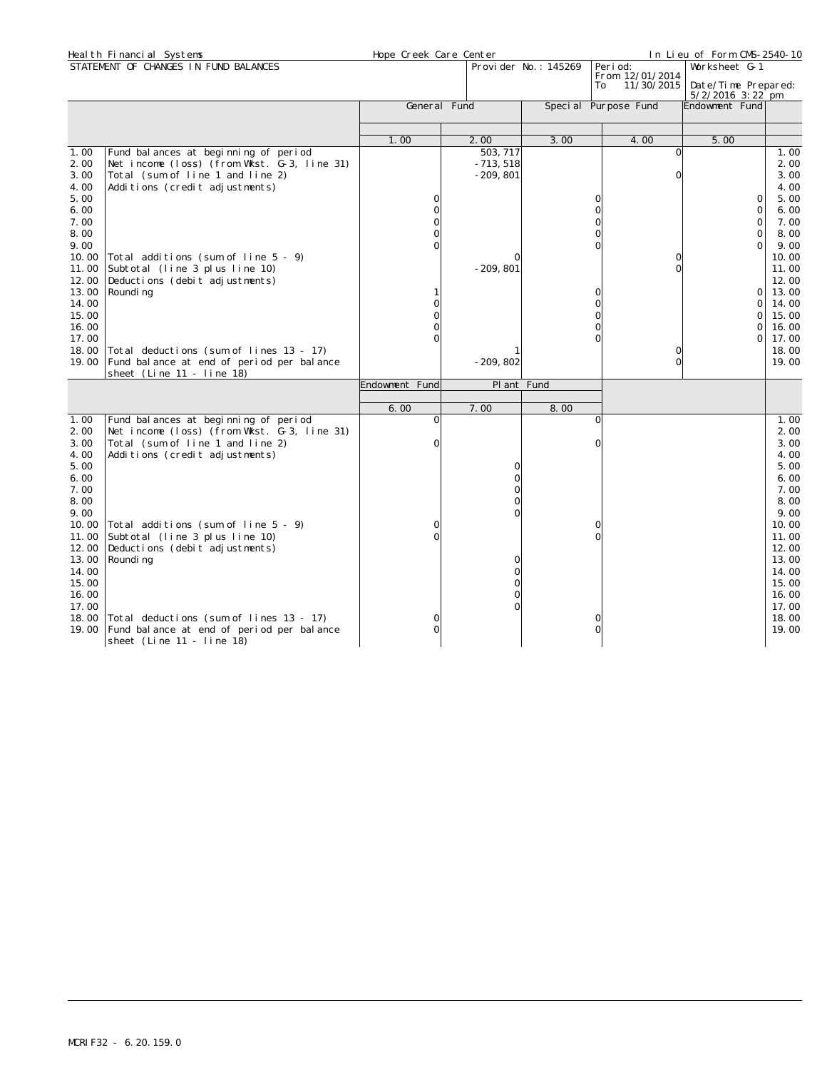Health Financial Systems | Hope Creek Care Center | In Lieu of Form CMS-2540-10

STATEMENT OF CHANGES IN FUND BALANCES | Provider No.: 145269 | Period: From 12/01/2014 To 11/30/2015 | Worksheet G-1 | Date/Time Prepared: 5/2/2016 3:22 pm

| | | General Fund | | Special Purpose Fund | | Endowment Fund | |
|---|---|---|---|---|---|---|---|
| | | 1.00 | 2.00 | 3.00 | 4.00 | 5.00 | |
| 1.00 | Fund balances at beginning of period | | 503,717 | | 0 | | 1.00 |
| 2.00 | Net income (loss) (from Wkst. G-3, line 31) | | -713,518 | | | | 2.00 |
| 3.00 | Total (sum of line 1 and line 2) | | -209,801 | | 0 | | 3.00 |
| 4.00 | Additions (credit adjustments) | | | | | | 4.00 |
| 5.00 | | 0 | | 0 | | 0 | 5.00 |
| 6.00 | | 0 | | 0 | | 0 | 6.00 |
| 7.00 | | 0 | | 0 | | 0 | 7.00 |
| 8.00 | | 0 | | 0 | | 0 | 8.00 |
| 9.00 | | 0 | | 0 | | 0 | 9.00 |
| 10.00 | Total additions (sum of line 5 - 9) | | 0 | | 0 | | 10.00 |
| 11.00 | Subtotal (line 3 plus line 10) | | -209,801 | | 0 | | 11.00 |
| 12.00 | Deductions (debit adjustments) | | | | | | 12.00 |
| 13.00 | Rounding | 1 | | 0 | | 0 | 13.00 |
| 14.00 | | 0 | | 0 | | 0 | 14.00 |
| 15.00 | | 0 | | 0 | | 0 | 15.00 |
| 16.00 | | 0 | | 0 | | 0 | 16.00 |
| 17.00 | | 0 | | 0 | | 0 | 17.00 |
| 18.00 | Total deductions (sum of lines 13 - 17) | | 1 | | 0 | | 18.00 |
| 19.00 | Fund balance at end of period per balance sheet (Line 11 - line 18) | | -209,802 | | 0 | | 19.00 |

| | | Endowment Fund | Plant Fund | | |
|---|---|---|---|---|---|
| | | 6.00 | 7.00 | 8.00 | |
| 1.00 | Fund balances at beginning of period | 0 | | 0 | 1.00 |
| 2.00 | Net income (loss) (from Wkst. G-3, line 31) | | | | 2.00 |
| 3.00 | Total (sum of line 1 and line 2) | 0 | | 0 | 3.00 |
| 4.00 | Additions (credit adjustments) | | | | 4.00 |
| 5.00 | | | 0 | | 5.00 |
| 6.00 | | | 0 | | 6.00 |
| 7.00 | | | 0 | | 7.00 |
| 8.00 | | | 0 | | 8.00 |
| 9.00 | | | 0 | | 9.00 |
| 10.00 | Total additions (sum of line 5 - 9) | 0 | | 0 | 10.00 |
| 11.00 | Subtotal (line 3 plus line 10) | 0 | | 0 | 11.00 |
| 12.00 | Deductions (debit adjustments) | | | | 12.00 |
| 13.00 | Rounding | | 0 | | 13.00 |
| 14.00 | | | 0 | | 14.00 |
| 15.00 | | | 0 | | 15.00 |
| 16.00 | | | 0 | | 16.00 |
| 17.00 | | | 0 | | 17.00 |
| 18.00 | Total deductions (sum of lines 13 - 17) | 0 | | 0 | 18.00 |
| 19.00 | Fund balance at end of period per balance sheet (Line 11 - line 18) | 0 | | 0 | 19.00 |

MCRIF32 - 6.20.159.0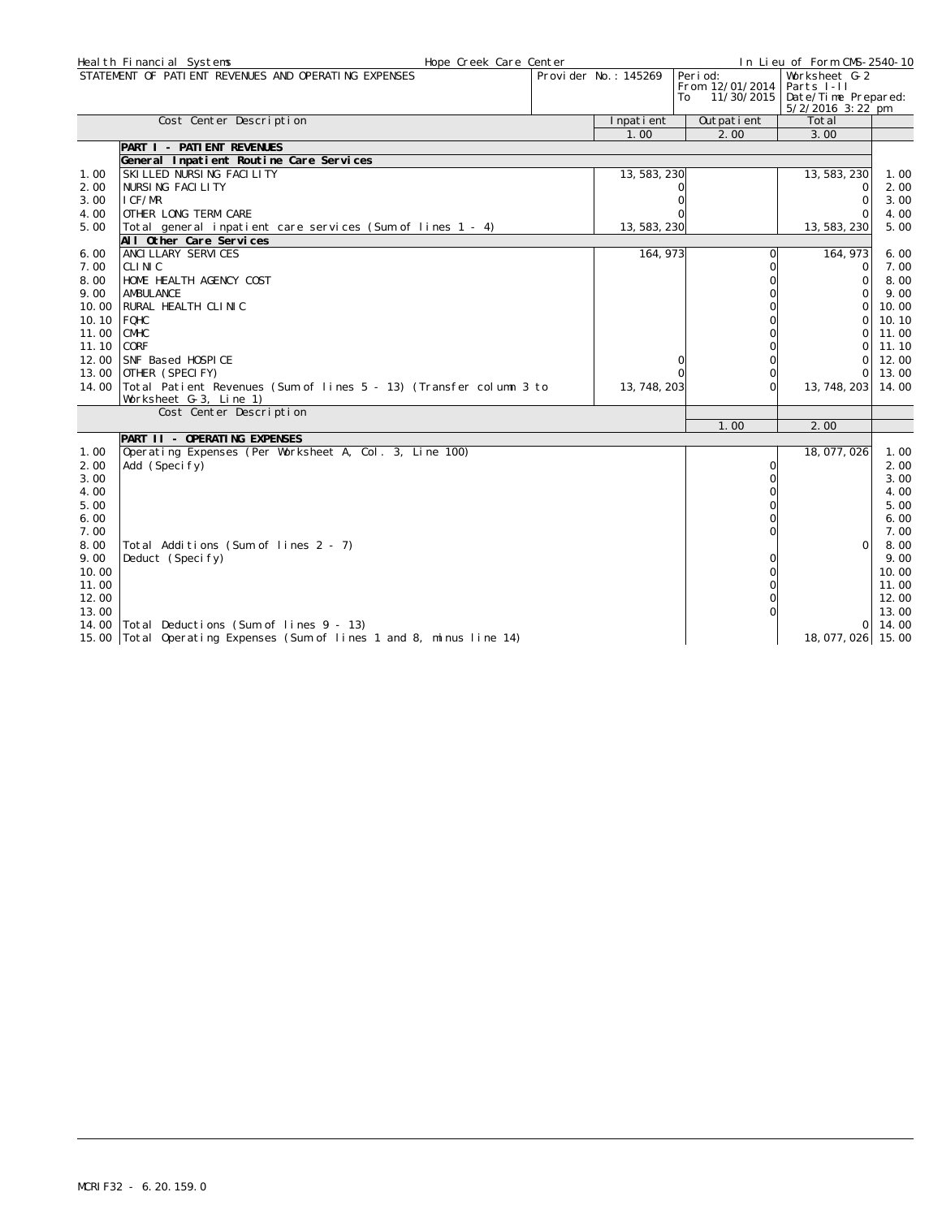Health Financial Systems | Hope Creek Care Center | In Lieu of Form CMS-2540-10

STATEMENT OF PATIENT REVENUES AND OPERATING EXPENSES | Provider No.: 145269 | Period: From 12/01/2014 To 11/30/2015 | Worksheet G-2 Parts I-II | Date/Time Prepared: 5/2/2016 3:22 pm

| | Cost Center Description | Inpatient | Outpatient | Total | |
|---|---|---|---|---|---|
| | | 1.00 | 2.00 | 3.00 | |
| | **PART I - PATIENT REVENUES** | | | | |
| | **General Inpatient Routine Care Services** | | | | |
| 1.00 | SKILLED NURSING FACILITY | 13,583,230 | | 13,583,230 | 1.00 |
| 2.00 | NURSING FACILITY | 0 | | 0 | 2.00 |
| 3.00 | ICF/MR | 0 | | 0 | 3.00 |
| 4.00 | OTHER LONG TERM CARE | 0 | | 0 | 4.00 |
| 5.00 | Total general inpatient care services (Sum of lines 1 - 4) | 13,583,230 | | 13,583,230 | 5.00 |
| | **All Other Care Services** | | | | |
| 6.00 | ANCILLARY SERVICES | 164,973 | 0 | 164,973 | 6.00 |
| 7.00 | CLINIC | | 0 | 0 | 7.00 |
| 8.00 | HOME HEALTH AGENCY COST | | 0 | 0 | 8.00 |
| 9.00 | AMBULANCE | | 0 | 0 | 9.00 |
| 10.00 | RURAL HEALTH CLINIC | | 0 | 0 | 10.00 |
| 10.10 | FQHC | | 0 | 0 | 10.10 |
| 11.00 | CMHC | | 0 | 0 | 11.00 |
| 11.10 | CORF | | 0 | 0 | 11.10 |
| 12.00 | SNF Based HOSPICE | 0 | 0 | 0 | 12.00 |
| 13.00 | OTHER (SPECIFY) | 0 | 0 | 0 | 13.00 |
| 14.00 | Total Patient Revenues (Sum of lines 5 - 13) (Transfer column 3 to Worksheet G-3, Line 1) | 13,748,203 | 0 | 13,748,203 | 14.00 |

| | Cost Center Description | 1.00 | 2.00 | |
|---|---|---|---|---|
| | **PART II - OPERATING EXPENSES** | | | |
| 1.00 | Operating Expenses (Per Worksheet A, Col. 3, Line 100) | | 18,077,026 | 1.00 |
| 2.00 | Add (Specify) | 0 | | 2.00 |
| 3.00 | | 0 | | 3.00 |
| 4.00 | | 0 | | 4.00 |
| 5.00 | | 0 | | 5.00 |
| 6.00 | | 0 | | 6.00 |
| 7.00 | | 0 | | 7.00 |
| 8.00 | Total Additions (Sum of lines 2 - 7) | | 0 | 8.00 |
| 9.00 | Deduct (Specify) | 0 | | 9.00 |
| 10.00 | | 0 | | 10.00 |
| 11.00 | | 0 | | 11.00 |
| 12.00 | | 0 | | 12.00 |
| 13.00 | | 0 | | 13.00 |
| 14.00 | Total Deductions (Sum of lines 9 - 13) | | 0 | 14.00 |
| 15.00 | Total Operating Expenses (Sum of lines 1 and 8, minus line 14) | | 18,077,026 | 15.00 |

MCRIF32 - 6.20.159.0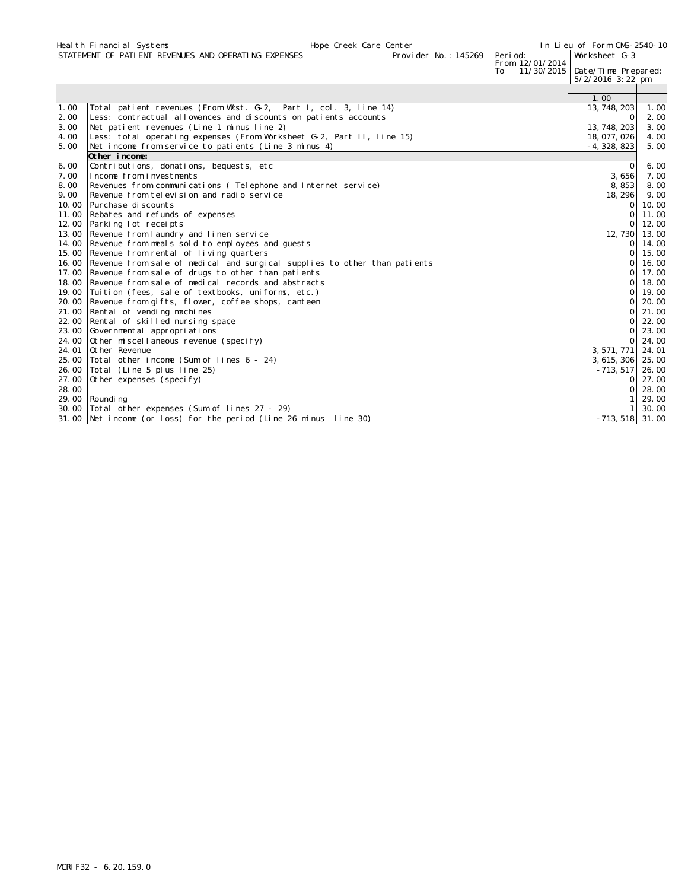| Health Financial Systems | Hope Creek Care Center | | In Lieu of Form CMS-2540-10 |
|---|---|---|---|
| STATEMENT OF PATIENT REVENUES AND OPERATING EXPENSES | Provider No.: 145269 | Period: From 12/01/2014 To 11/30/2015 | Worksheet G-3 Date/Time Prepared: 5/2/2016 3:22 pm |

| | | 1.00 | |
|---|---|---|---|
| 1.00 | Total patient revenues (From Wkst. G-2, Part I, col. 3, line 14) | 13,748,203 | 1.00 |
| 2.00 | Less: contractual allowances and discounts on patients accounts | 0 | 2.00 |
| 3.00 | Net patient revenues (Line 1 minus line 2) | 13,748,203 | 3.00 |
| 4.00 | Less: total operating expenses (From Worksheet G-2, Part II, line 15) | 18,077,026 | 4.00 |
| 5.00 | Net income from service to patients (Line 3 minus 4) | -4,328,823 | 5.00 |
| | **Other income:** | | |
| 6.00 | Contributions, donations, bequests, etc | 0 | 6.00 |
| 7.00 | Income from investments | 3,656 | 7.00 |
| 8.00 | Revenues from communications ( Telephone and Internet service) | 8,853 | 8.00 |
| 9.00 | Revenue from television and radio service | 18,296 | 9.00 |
| 10.00 | Purchase discounts | 0 | 10.00 |
| 11.00 | Rebates and refunds of expenses | 0 | 11.00 |
| 12.00 | Parking lot receipts | 0 | 12.00 |
| 13.00 | Revenue from laundry and linen service | 12,730 | 13.00 |
| 14.00 | Revenue from meals sold to employees and guests | 0 | 14.00 |
| 15.00 | Revenue from rental of living quarters | 0 | 15.00 |
| 16.00 | Revenue from sale of medical and surgical supplies to other than patients | 0 | 16.00 |
| 17.00 | Revenue from sale of drugs to other than patients | 0 | 17.00 |
| 18.00 | Revenue from sale of medical records and abstracts | 0 | 18.00 |
| 19.00 | Tuition (fees, sale of textbooks, uniforms, etc.) | 0 | 19.00 |
| 20.00 | Revenue from gifts, flower, coffee shops, canteen | 0 | 20.00 |
| 21.00 | Rental of vending machines | 0 | 21.00 |
| 22.00 | Rental of skilled nursing space | 0 | 22.00 |
| 23.00 | Governmental appropriations | 0 | 23.00 |
| 24.00 | Other miscellaneous revenue (specify) | 0 | 24.00 |
| 24.01 | Other Revenue | 3,571,771 | 24.01 |
| 25.00 | Total other income (Sum of lines 6 - 24) | 3,615,306 | 25.00 |
| 26.00 | Total (Line 5 plus line 25) | -713,517 | 26.00 |
| 27.00 | Other expenses (specify) | 0 | 27.00 |
| 28.00 | | 0 | 28.00 |
| 29.00 | Rounding | 1 | 29.00 |
| 30.00 | Total other expenses (Sum of lines 27 - 29) | 1 | 30.00 |
| 31.00 | Net income (or loss) for the period (Line 26 minus line 30) | -713,518 | 31.00 |

MCRIF32 - 6.20.159.0